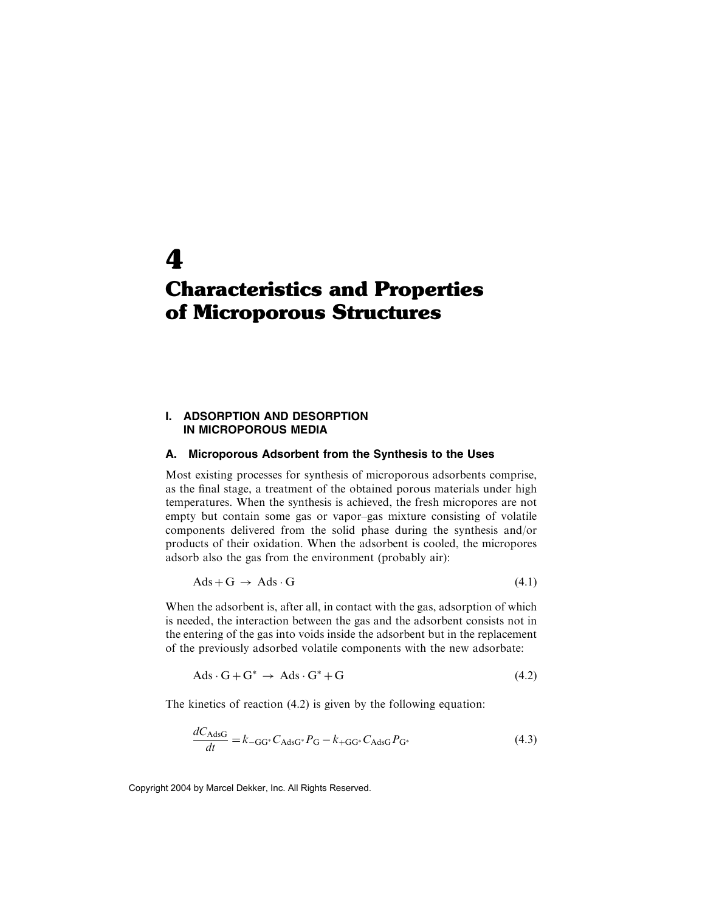# 4
# Characteristics and Properties of Microporous Structures

## I. ADSORPTION AND DESORPTION IN MICROPOROUS MEDIA

### A. Microporous Adsorbent from the Synthesis to the Uses

Most existing processes for synthesis of microporous adsorbents comprise, as the final stage, a treatment of the obtained porous materials under high temperatures. When the synthesis is achieved, the fresh micropores are not empty but contain some gas or vapor–gas mixture consisting of volatile components delivered from the solid phase during the synthesis and/or products of their oxidation. When the adsorbent is cooled, the micropores adsorb also the gas from the environment (probably air):

$$\mathrm{Ads} + \mathrm{G} \rightarrow \mathrm{Ads} \cdot \mathrm{G} \tag{4.1}$$

When the adsorbent is, after all, in contact with the gas, adsorption of which is needed, the interaction between the gas and the adsorbent consists not in the entering of the gas into voids inside the adsorbent but in the replacement of the previously adsorbed volatile components with the new adsorbate:

$$\mathrm{Ads} \cdot \mathrm{G} + \mathrm{G}^{*} \rightarrow \mathrm{Ads} \cdot \mathrm{G}^{*} + \mathrm{G} \tag{4.2}$$

The kinetics of reaction (4.2) is given by the following equation:

$$\frac{dC_{\mathrm{AdsG}}}{dt} = k_{-\mathrm{GG}^{*}} C_{\mathrm{AdsG}^{*}} P_{\mathrm{G}} - k_{+\mathrm{GG}^{*}} C_{\mathrm{AdsG}} P_{\mathrm{G}^{*}} \tag{4.3}$$

Copyright 2004 by Marcel Dekker, Inc. All Rights Reserved.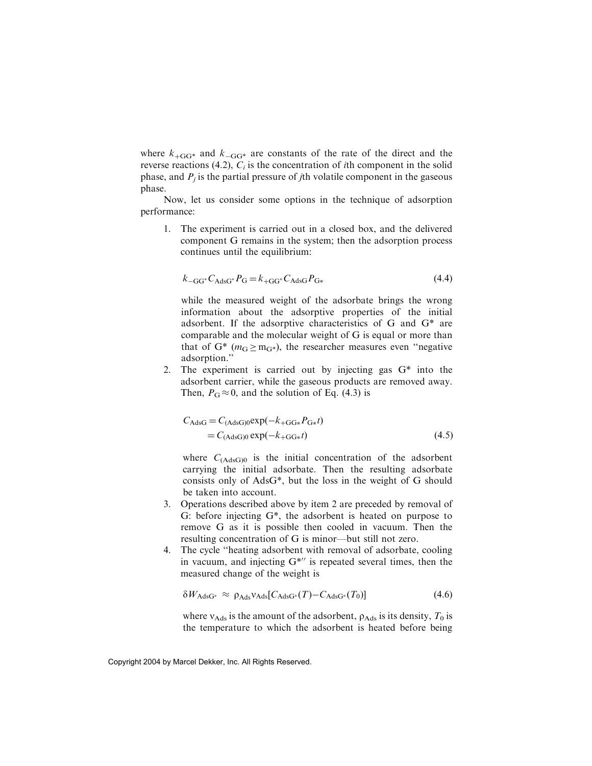where $k_{+GG^*}$ and $k_{-GG^*}$ are constants of the rate of the direct and the reverse reactions (4.2), $C_i$ is the concentration of $i$th component in the solid phase, and $P_j$ is the partial pressure of $j$th volatile component in the gaseous phase.

Now, let us consider some options in the technique of adsorption performance:

1. The experiment is carried out in a closed box, and the delivered component G remains in the system; then the adsorption process continues until the equilibrium:

$$k_{-GG^*} C_{AdsG^*} P_G = k_{+GG^*} C_{AdsG} P_{G*} \tag{4.4}$$

   while the measured weight of the adsorbate brings the wrong information about the adsorptive properties of the initial adsorbent. If the adsorptive characteristics of G and G* are comparable and the molecular weight of G is equal or more than that of G* ($m_G \geq m_{G*}$), the researcher measures even "negative adsorption."

2. The experiment is carried out by injecting gas G* into the adsorbent carrier, while the gaseous products are removed away. Then, $P_G \approx 0$, and the solution of Eq. (4.3) is

$$\begin{aligned} C_{AdsG} &= C_{(AdsG)0} \exp(-k_{+GG*} P_{G*} t) \\ &= C_{(AdsG)0} \exp(-k_{+GG*} t) \end{aligned} \tag{4.5}$$

   where $C_{(AdsG)0}$ is the initial concentration of the adsorbent carrying the initial adsorbate. Then the resulting adsorbate consists only of AdsG*, but the loss in the weight of G should be taken into account.

3. Operations described above by item 2 are preceded by removal of G: before injecting G*, the adsorbent is heated on purpose to remove G as it is possible then cooled in vacuum. Then the resulting concentration of G is minor—but still not zero.

4. The cycle "heating adsorbent with removal of adsorbate, cooling in vacuum, and injecting G*″ is repeated several times, then the measured change of the weight is

$$\delta W_{AdsG^*} \approx \rho_{Ads} \nu_{Ads} [C_{AdsG^*}(T) - C_{AdsG^*}(T_0)] \tag{4.6}$$

   where $\nu_{Ads}$ is the amount of the adsorbent, $\rho_{Ads}$ is its density, $T_0$ is the temperature to which the adsorbent is heated before being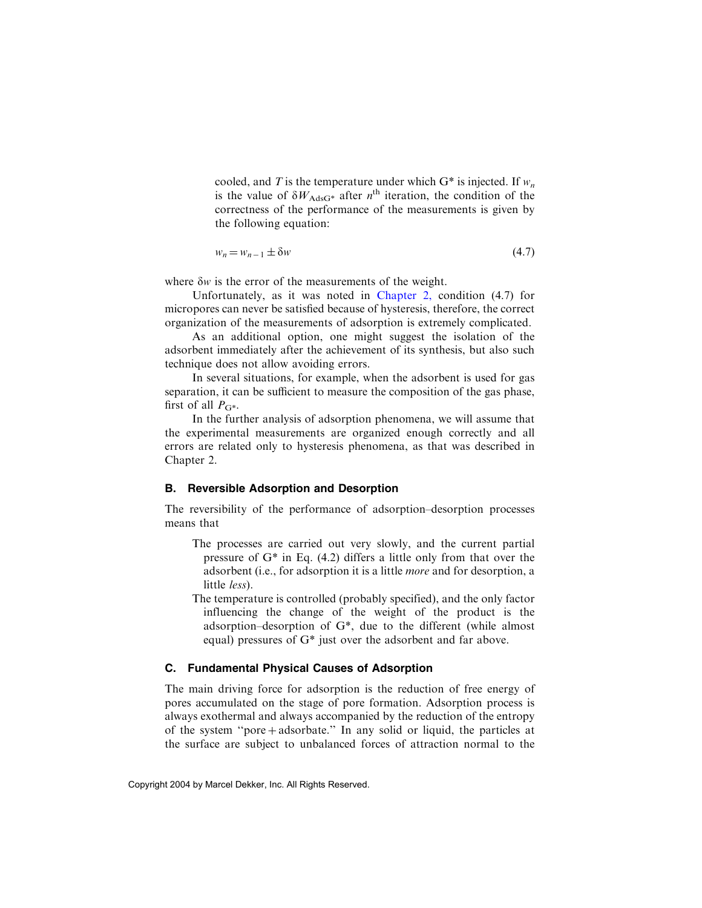cooled, and $T$ is the temperature under which G* is injected. If $w_n$ is the value of $\delta W_{\mathrm{AdsG}^*}$ after $n^{\mathrm{th}}$ iteration, the condition of the correctness of the performance of the measurements is given by the following equation:

$$w_n = w_{n-1} \pm \delta w \tag{4.7}$$

where $\delta w$ is the error of the measurements of the weight.

Unfortunately, as it was noted in Chapter 2, condition (4.7) for micropores can never be satisfied because of hysteresis, therefore, the correct organization of the measurements of adsorption is extremely complicated.

As an additional option, one might suggest the isolation of the adsorbent immediately after the achievement of its synthesis, but also such technique does not allow avoiding errors.

In several situations, for example, when the adsorbent is used for gas separation, it can be sufficient to measure the composition of the gas phase, first of all $P_{\mathrm{G}^*}$.

In the further analysis of adsorption phenomena, we will assume that the experimental measurements are organized enough correctly and all errors are related only to hysteresis phenomena, as that was described in Chapter 2.

### B. Reversible Adsorption and Desorption

The reversibility of the performance of adsorption–desorption processes means that

- The processes are carried out very slowly, and the current partial pressure of G* in Eq. (4.2) differs a little only from that over the adsorbent (i.e., for adsorption it is a little *more* and for desorption, a little *less*).
- The temperature is controlled (probably specified), and the only factor influencing the change of the weight of the product is the adsorption–desorption of G*, due to the different (while almost equal) pressures of G* just over the adsorbent and far above.

### C. Fundamental Physical Causes of Adsorption

The main driving force for adsorption is the reduction of free energy of pores accumulated on the stage of pore formation. Adsorption process is always exothermal and always accompanied by the reduction of the entropy of the system "pore + adsorbate." In any solid or liquid, the particles at the surface are subject to unbalanced forces of attraction normal to the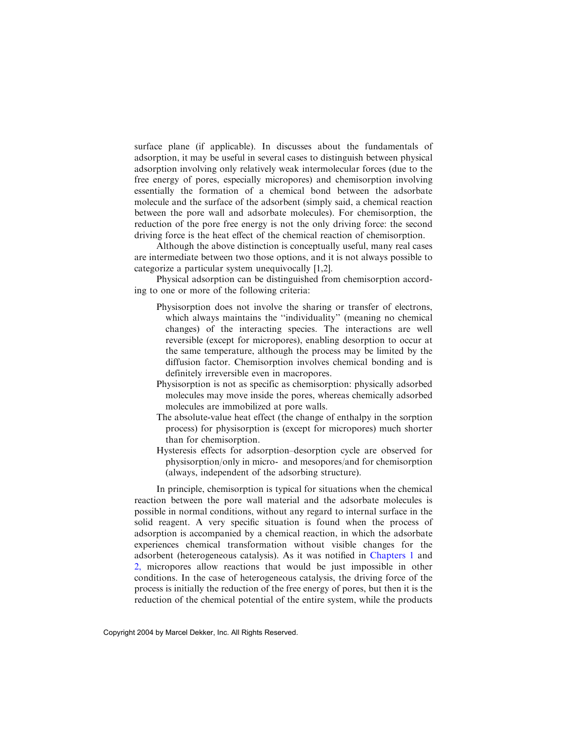surface plane (if applicable). In discusses about the fundamentals of adsorption, it may be useful in several cases to distinguish between physical adsorption involving only relatively weak intermolecular forces (due to the free energy of pores, especially micropores) and chemisorption involving essentially the formation of a chemical bond between the adsorbate molecule and the surface of the adsorbent (simply said, a chemical reaction between the pore wall and adsorbate molecules). For chemisorption, the reduction of the pore free energy is not the only driving force: the second driving force is the heat effect of the chemical reaction of chemisorption.

Although the above distinction is conceptually useful, many real cases are intermediate between two those options, and it is not always possible to categorize a particular system unequivocally [1,2].

Physical adsorption can be distinguished from chemisorption according to one or more of the following criteria:

- Physisorption does not involve the sharing or transfer of electrons, which always maintains the ''individuality'' (meaning no chemical changes) of the interacting species. The interactions are well reversible (except for micropores), enabling desorption to occur at the same temperature, although the process may be limited by the diffusion factor. Chemisorption involves chemical bonding and is definitely irreversible even in macropores.
- Physisorption is not as specific as chemisorption: physically adsorbed molecules may move inside the pores, whereas chemically adsorbed molecules are immobilized at pore walls.
- The absolute-value heat effect (the change of enthalpy in the sorption process) for physisorption is (except for micropores) much shorter than for chemisorption.
- Hysteresis effects for adsorption–desorption cycle are observed for physisorption/only in micro- and mesopores/and for chemisorption (always, independent of the adsorbing structure).

In principle, chemisorption is typical for situations when the chemical reaction between the pore wall material and the adsorbate molecules is possible in normal conditions, without any regard to internal surface in the solid reagent. A very specific situation is found when the process of adsorption is accompanied by a chemical reaction, in which the adsorbate experiences chemical transformation without visible changes for the adsorbent (heterogeneous catalysis). As it was notified in Chapters 1 and 2, micropores allow reactions that would be just impossible in other conditions. In the case of heterogeneous catalysis, the driving force of the process is initially the reduction of the free energy of pores, but then it is the reduction of the chemical potential of the entire system, while the products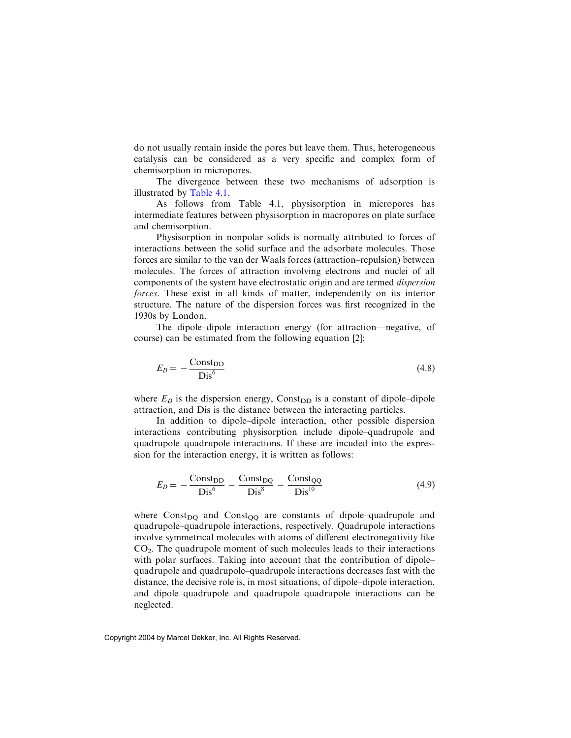do not usually remain inside the pores but leave them. Thus, heterogeneous catalysis can be considered as a very specific and complex form of chemisorption in micropores.

The divergence between these two mechanisms of adsorption is illustrated by Table 4.1.

As follows from Table 4.1, physisorption in micropores has intermediate features between physisorption in macropores on plate surface and chemisorption.

Physisorption in nonpolar solids is normally attributed to forces of interactions between the solid surface and the adsorbate molecules. Those forces are similar to the van der Waals forces (attraction–repulsion) between molecules. The forces of attraction involving electrons and nuclei of all components of the system have electrostatic origin and are termed *dispersion forces*. These exist in all kinds of matter, independently on its interior structure. The nature of the dispersion forces was first recognized in the 1930s by London.

The dipole–dipole interaction energy (for attraction—negative, of course) can be estimated from the following equation [2]:

$$E_D = -\frac{\text{Const}_{\text{DD}}}{\text{Dis}^6} \tag{4.8}$$

where $E_D$ is the dispersion energy, $\text{Const}_{\text{DD}}$ is a constant of dipole–dipole attraction, and Dis is the distance between the interacting particles.

In addition to dipole–dipole interaction, other possible dispersion interactions contributing physisorption include dipole–quadrupole and quadrupole–quadrupole interactions. If these are incuded into the expression for the interaction energy, it is written as follows:

$$E_D = -\frac{\text{Const}_{\text{DD}}}{\text{Dis}^6} - \frac{\text{Const}_{\text{DQ}}}{\text{Dis}^8} - \frac{\text{Const}_{\text{QQ}}}{\text{Dis}^{10}} \tag{4.9}$$

where $\text{Const}_{\text{DQ}}$ and $\text{Const}_{\text{QQ}}$ are constants of dipole–quadrupole and quadrupole–quadrupole interactions, respectively. Quadrupole interactions involve symmetrical molecules with atoms of different electronegativity like $CO_2$. The quadrupole moment of such molecules leads to their interactions with polar surfaces. Taking into account that the contribution of dipole–quadrupole and quadrupole–quadrupole interactions decreases fast with the distance, the decisive role is, in most situations, of dipole–dipole interaction, and dipole–quadrupole and quadrupole–quadrupole interactions can be neglected.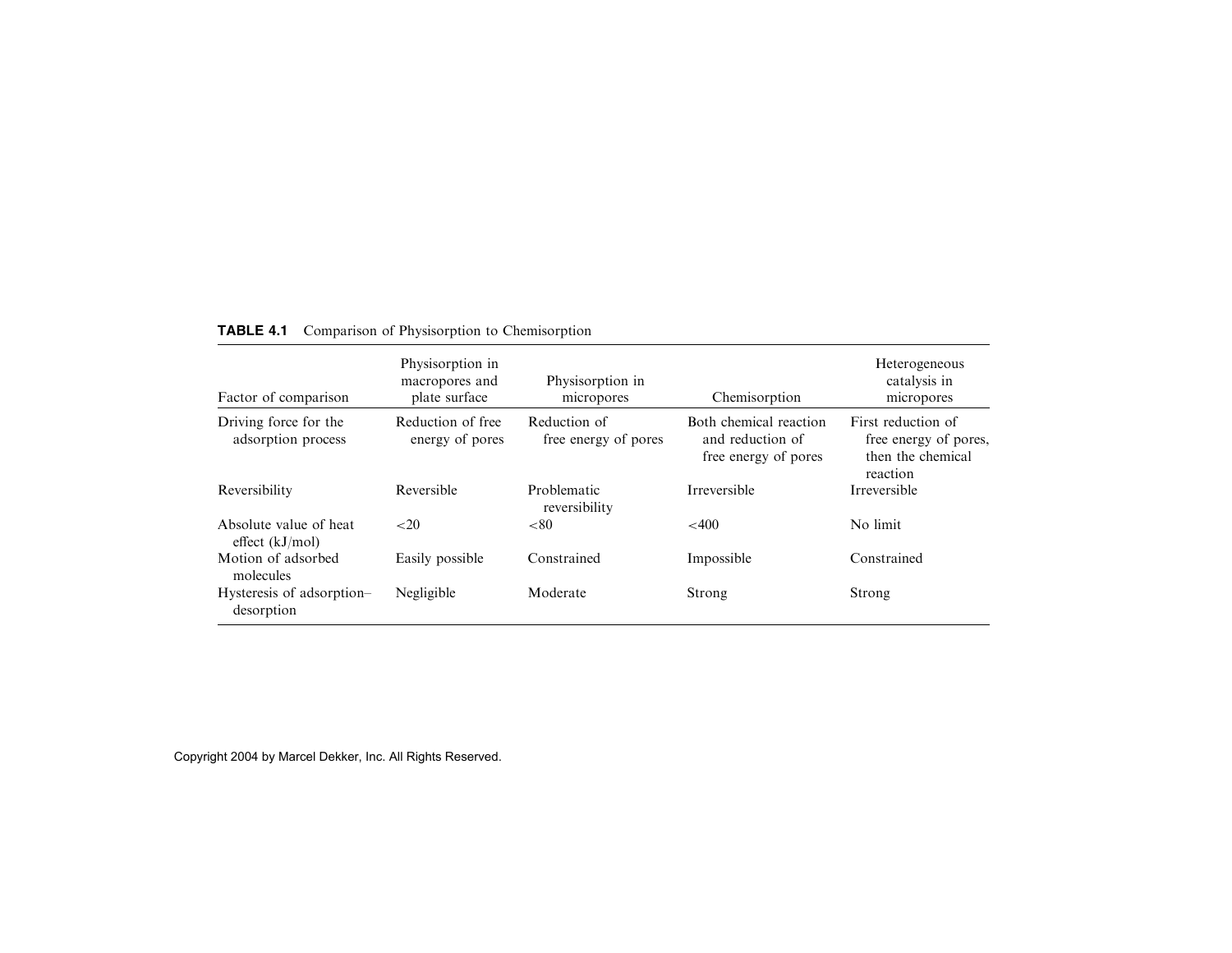**TABLE 4.1** Comparison of Physisorption to Chemisorption

| Factor of comparison | Physisorption in macropores and plate surface | Physisorption in micropores | Chemisorption | Heterogeneous catalysis in micropores |
|---|---|---|---|---|
| Driving force for the adsorption process | Reduction of free energy of pores | Reduction of free energy of pores | Both chemical reaction and reduction of free energy of pores | First reduction of free energy of pores, then the chemical reaction |
| Reversibility | Reversible | Problematic reversibility | Irreversible | Irreversible |
| Absolute value of heat effect (kJ/mol) | <20 | <80 | <400 | No limit |
| Motion of adsorbed molecules | Easily possible | Constrained | Impossible | Constrained |
| Hysteresis of adsorption–desorption | Negligible | Moderate | Strong | Strong |

Copyright 2004 by Marcel Dekker, Inc. All Rights Reserved.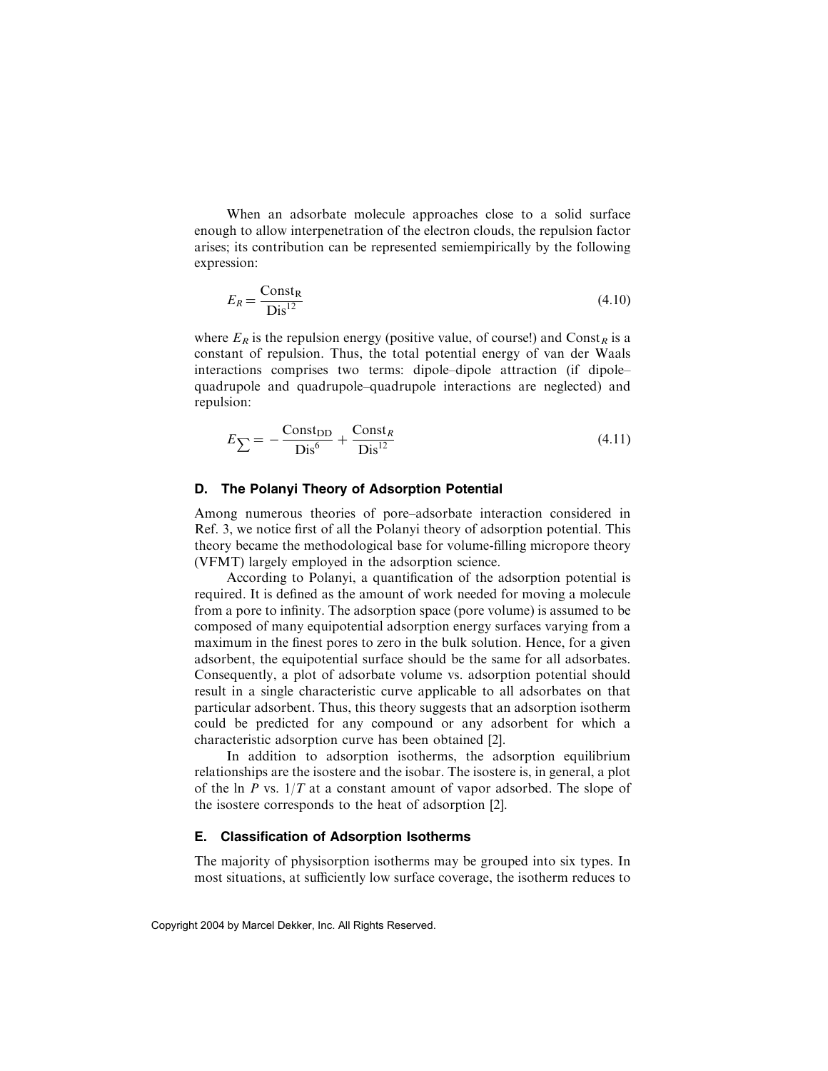When an adsorbate molecule approaches close to a solid surface enough to allow interpenetration of the electron clouds, the repulsion factor arises; its contribution can be represented semiempirically by the following expression:

$$E_R = \frac{\text{Const}_\text{R}}{\text{Dis}^{12}} \tag{4.10}$$

where $E_R$ is the repulsion energy (positive value, of course!) and $\text{Const}_R$ is a constant of repulsion. Thus, the total potential energy of van der Waals interactions comprises two terms: dipole–dipole attraction (if dipole–quadrupole and quadrupole–quadrupole interactions are neglected) and repulsion:

$$E_{\sum} = -\frac{\text{Const}_\text{DD}}{\text{Dis}^6} + \frac{\text{Const}_R}{\text{Dis}^{12}} \tag{4.11}$$

### D. The Polanyi Theory of Adsorption Potential

Among numerous theories of pore–adsorbate interaction considered in Ref. 3, we notice first of all the Polanyi theory of adsorption potential. This theory became the methodological base for volume-filling micropore theory (VFMT) largely employed in the adsorption science.

According to Polanyi, a quantification of the adsorption potential is required. It is defined as the amount of work needed for moving a molecule from a pore to infinity. The adsorption space (pore volume) is assumed to be composed of many equipotential adsorption energy surfaces varying from a maximum in the finest pores to zero in the bulk solution. Hence, for a given adsorbent, the equipotential surface should be the same for all adsorbates. Consequently, a plot of adsorbate volume vs. adsorption potential should result in a single characteristic curve applicable to all adsorbates on that particular adsorbent. Thus, this theory suggests that an adsorption isotherm could be predicted for any compound or any adsorbent for which a characteristic adsorption curve has been obtained [2].

In addition to adsorption isotherms, the adsorption equilibrium relationships are the isostere and the isobar. The isostere is, in general, a plot of the $\ln P$ vs. $1/T$ at a constant amount of vapor adsorbed. The slope of the isostere corresponds to the heat of adsorption [2].

### E. Classification of Adsorption Isotherms

The majority of physisorption isotherms may be grouped into six types. In most situations, at sufficiently low surface coverage, the isotherm reduces to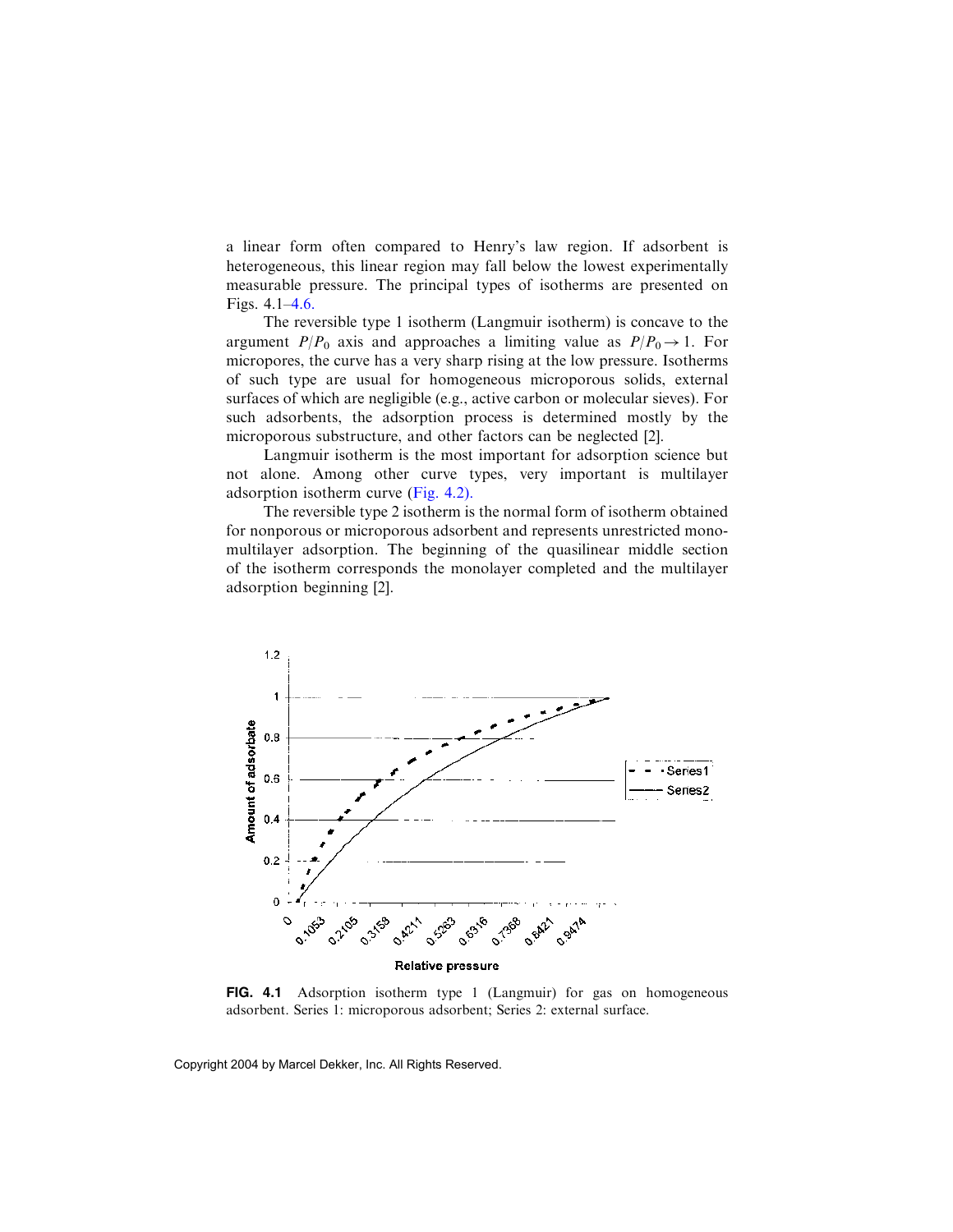a linear form often compared to Henry's law region. If adsorbent is heterogeneous, this linear region may fall below the lowest experimentally measurable pressure. The principal types of isotherms are presented on Figs. 4.1–4.6.

The reversible type 1 isotherm (Langmuir isotherm) is concave to the argument $P/P_0$ axis and approaches a limiting value as $P/P_0 \rightarrow 1$. For micropores, the curve has a very sharp rising at the low pressure. Isotherms of such type are usual for homogeneous microporous solids, external surfaces of which are negligible (e.g., active carbon or molecular sieves). For such adsorbents, the adsorption process is determined mostly by the microporous substructure, and other factors can be neglected [2].

Langmuir isotherm is the most important for adsorption science but not alone. Among other curve types, very important is multilayer adsorption isotherm curve (Fig. 4.2).

The reversible type 2 isotherm is the normal form of isotherm obtained for nonporous or microporous adsorbent and represents unrestricted mono-multilayer adsorption. The beginning of the quasilinear middle section of the isotherm corresponds the monolayer completed and the multilayer adsorption beginning [2].

**FIG. 4.1** Adsorption isotherm type 1 (Langmuir) for gas on homogeneous adsorbent. Series 1: microporous adsorbent; Series 2: external surface.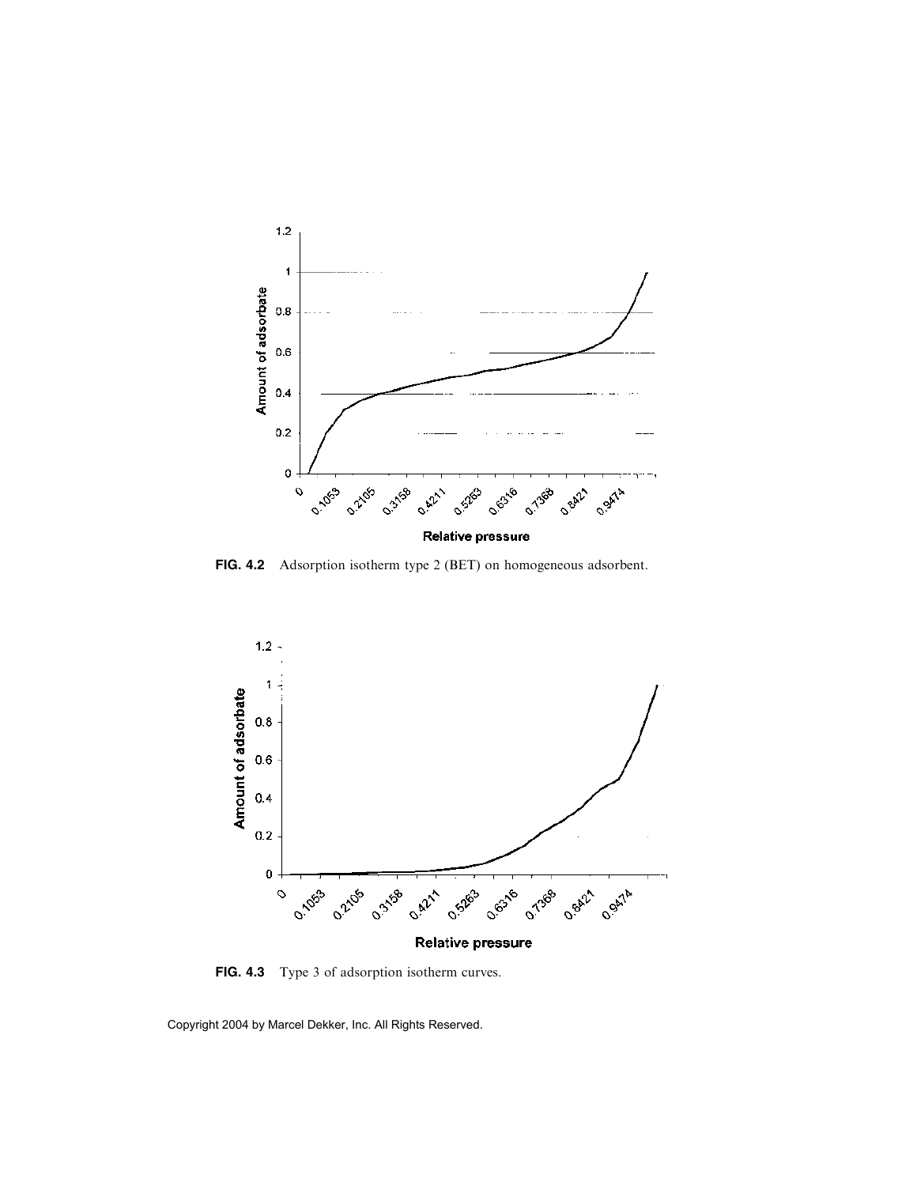**FIG. 4.2** Adsorption isotherm type 2 (BET) on homogeneous adsorbent.

**FIG. 4.3** Type 3 of adsorption isotherm curves.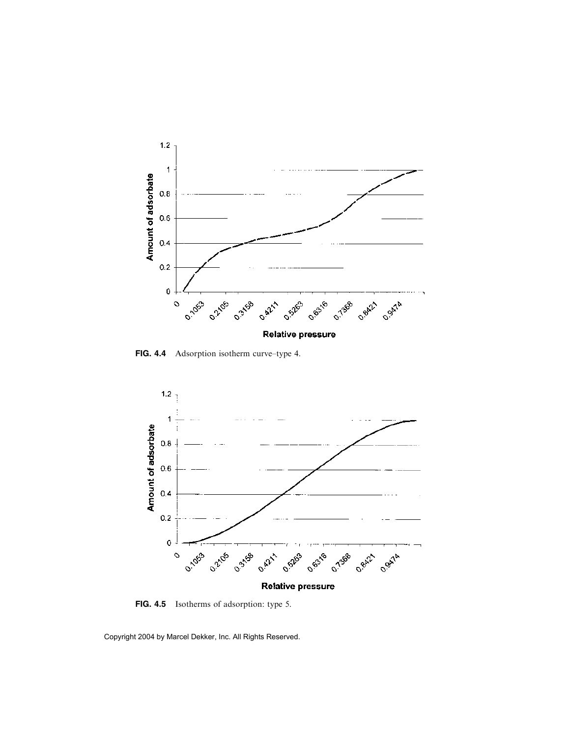FIG. 4.4 Adsorption isotherm curve–type 4.

FIG. 4.5 Isotherms of adsorption: type 5.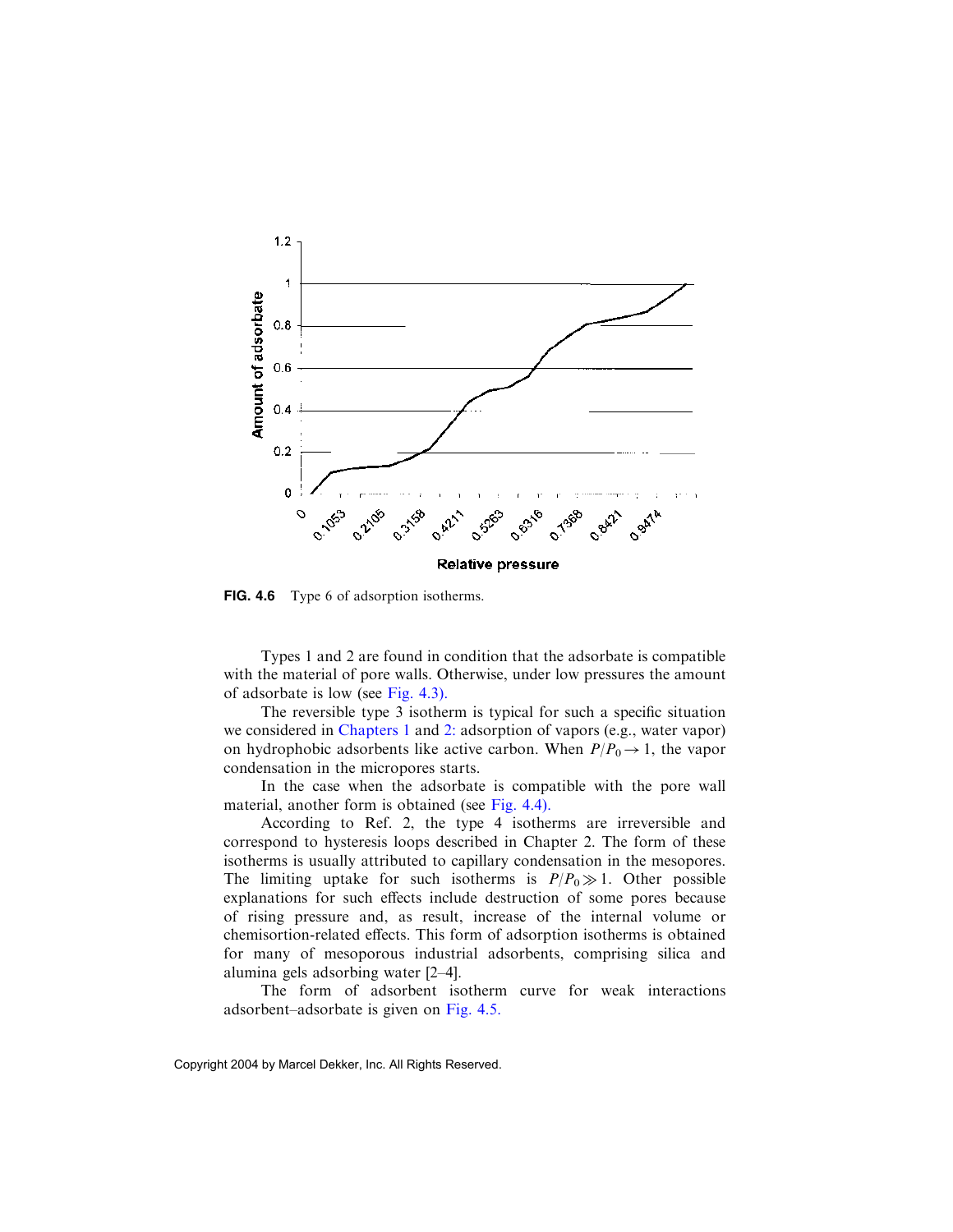FIG. 4.6 Type 6 of adsorption isotherms.

Types 1 and 2 are found in condition that the adsorbate is compatible with the material of pore walls. Otherwise, under low pressures the amount of adsorbate is low (see Fig. 4.3).

The reversible type 3 isotherm is typical for such a specific situation we considered in Chapters 1 and 2: adsorption of vapors (e.g., water vapor) on hydrophobic adsorbents like active carbon. When $P/P_0 \rightarrow 1$, the vapor condensation in the micropores starts.

In the case when the adsorbate is compatible with the pore wall material, another form is obtained (see Fig. 4.4).

According to Ref. 2, the type 4 isotherms are irreversible and correspond to hysteresis loops described in Chapter 2. The form of these isotherms is usually attributed to capillary condensation in the mesopores. The limiting uptake for such isotherms is $P/P_0 \gg 1$. Other possible explanations for such effects include destruction of some pores because of rising pressure and, as result, increase of the internal volume or chemisortion-related effects. This form of adsorption isotherms is obtained for many of mesoporous industrial adsorbents, comprising silica and alumina gels adsorbing water [2–4].

The form of adsorbent isotherm curve for weak interactions adsorbent–adsorbate is given on Fig. 4.5.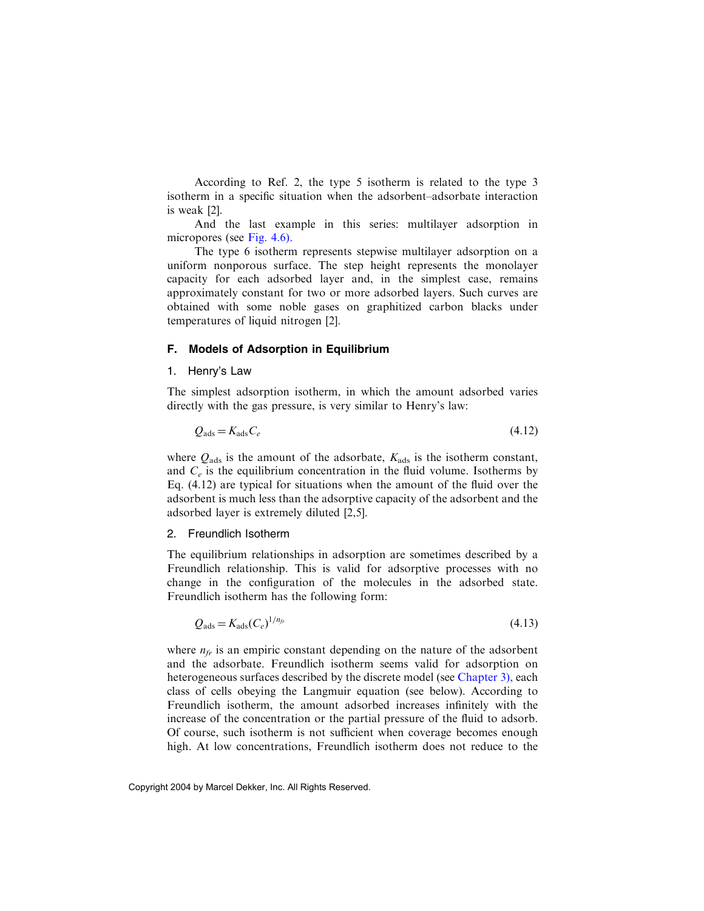According to Ref. 2, the type 5 isotherm is related to the type 3 isotherm in a specific situation when the adsorbent–adsorbate interaction is weak [2].

And the last example in this series: multilayer adsorption in micropores (see Fig. 4.6).

The type 6 isotherm represents stepwise multilayer adsorption on a uniform nonporous surface. The step height represents the monolayer capacity for each adsorbed layer and, in the simplest case, remains approximately constant for two or more adsorbed layers. Such curves are obtained with some noble gases on graphitized carbon blacks under temperatures of liquid nitrogen [2].

## F. Models of Adsorption in Equilibrium

### 1. Henry's Law

The simplest adsorption isotherm, in which the amount adsorbed varies directly with the gas pressure, is very similar to Henry's law:

$$Q_{\text{ads}} = K_{\text{ads}} C_e \tag{4.12}$$

where $Q_{\text{ads}}$ is the amount of the adsorbate, $K_{\text{ads}}$ is the isotherm constant, and $C_e$ is the equilibrium concentration in the fluid volume. Isotherms by Eq. (4.12) are typical for situations when the amount of the fluid over the adsorbent is much less than the adsorptive capacity of the adsorbent and the adsorbed layer is extremely diluted [2,5].

### 2. Freundlich Isotherm

The equilibrium relationships in adsorption are sometimes described by a Freundlich relationship. This is valid for adsorptive processes with no change in the configuration of the molecules in the adsorbed state. Freundlich isotherm has the following form:

$$Q_{\text{ads}} = K_{\text{ads}} (C_e)^{1/n_{fr}} \tag{4.13}$$

where $n_{fr}$ is an empiric constant depending on the nature of the adsorbent and the adsorbate. Freundlich isotherm seems valid for adsorption on heterogeneous surfaces described by the discrete model (see Chapter 3), each class of cells obeying the Langmuir equation (see below). According to Freundlich isotherm, the amount adsorbed increases infinitely with the increase of the concentration or the partial pressure of the fluid to adsorb. Of course, such isotherm is not sufficient when coverage becomes enough high. At low concentrations, Freundlich isotherm does not reduce to the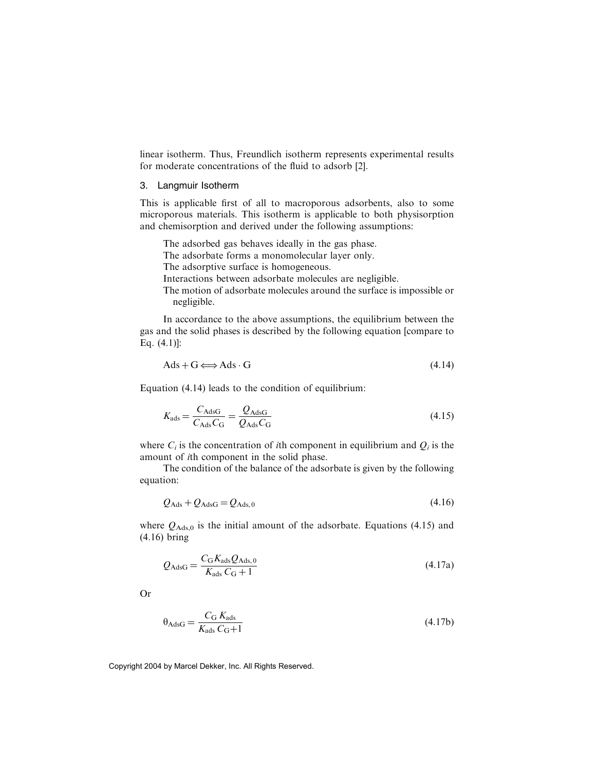linear isotherm. Thus, Freundlich isotherm represents experimental results for moderate concentrations of the fluid to adsorb [2].

### 3. Langmuir Isotherm

This is applicable first of all to macroporous adsorbents, also to some microporous materials. This isotherm is applicable to both physisorption and chemisorption and derived under the following assumptions:

The adsorbed gas behaves ideally in the gas phase.
The adsorbate forms a monomolecular layer only.
The adsorptive surface is homogeneous.
Interactions between adsorbate molecules are negligible.
The motion of adsorbate molecules around the surface is impossible or negligible.

In accordance to the above assumptions, the equilibrium between the gas and the solid phases is described by the following equation [compare to Eq. (4.1)]:

$$\mathrm{Ads} + \mathrm{G} \Longleftrightarrow \mathrm{Ads} \cdot \mathrm{G} \tag{4.14}$$

Equation (4.14) leads to the condition of equilibrium:

$$K_{\mathrm{ads}} = \frac{C_{\mathrm{AdsG}}}{C_{\mathrm{Ads}} C_{\mathrm{G}}} = \frac{Q_{\mathrm{AdsG}}}{Q_{\mathrm{Ads}} C_{\mathrm{G}}} \tag{4.15}$$

where $C_i$ is the concentration of $i$th component in equilibrium and $Q_i$ is the amount of $i$th component in the solid phase.

The condition of the balance of the adsorbate is given by the following equation:

$$Q_{\mathrm{Ads}} + Q_{\mathrm{AdsG}} = Q_{\mathrm{Ads,0}} \tag{4.16}$$

where $Q_{\mathrm{Ads,0}}$ is the initial amount of the adsorbate. Equations (4.15) and (4.16) bring

$$Q_{\mathrm{AdsG}} = \frac{C_{\mathrm{G}} K_{\mathrm{ads}} Q_{\mathrm{Ads,0}}}{K_{\mathrm{ads}}\, C_{\mathrm{G}} + 1} \tag{4.17a}$$

Or

$$\theta_{\mathrm{AdsG}} = \frac{C_{\mathrm{G}}\, K_{\mathrm{ads}}}{K_{\mathrm{ads}}\, C_{\mathrm{G}} + 1} \tag{4.17b}$$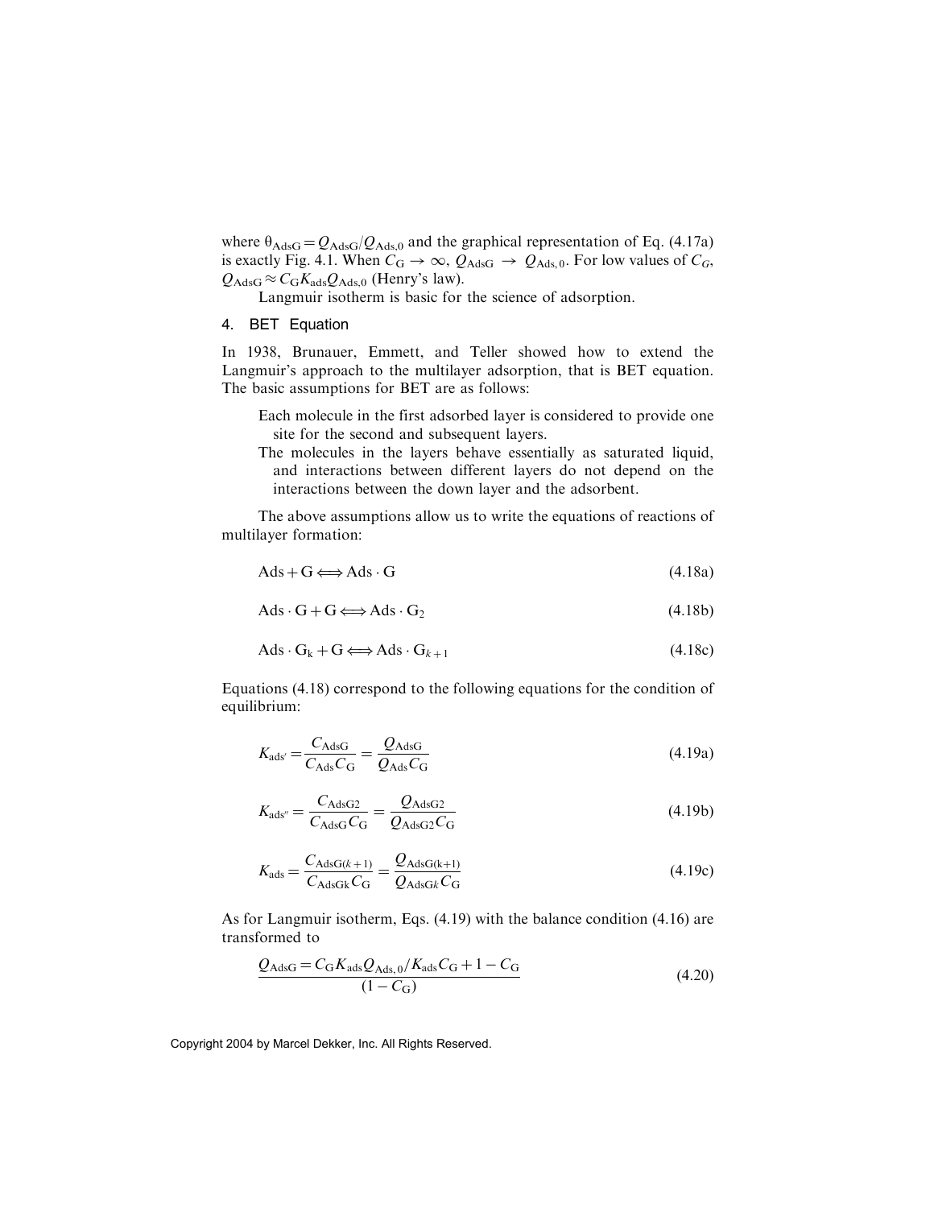where $\theta_{\text{AdsG}} = Q_{\text{AdsG}}/Q_{\text{Ads},0}$ and the graphical representation of Eq. (4.17a) is exactly Fig. 4.1. When $C_{\text{G}} \to \infty$, $Q_{\text{AdsG}} \to Q_{\text{Ads},0}$. For low values of $C_G$, $Q_{\text{AdsG}} \approx C_{\text{G}} K_{\text{ads}} Q_{\text{Ads},0}$ (Henry's law).

Langmuir isotherm is basic for the science of adsorption.

## 4. BET Equation

In 1938, Brunauer, Emmett, and Teller showed how to extend the Langmuir's approach to the multilayer adsorption, that is BET equation. The basic assumptions for BET are as follows:

Each molecule in the first adsorbed layer is considered to provide one site for the second and subsequent layers.

The molecules in the layers behave essentially as saturated liquid, and interactions between different layers do not depend on the interactions between the down layer and the adsorbent.

The above assumptions allow us to write the equations of reactions of multilayer formation:

$$\text{Ads} + \text{G} \Longleftrightarrow \text{Ads} \cdot \text{G} \tag{4.18a}$$

$$\text{Ads} \cdot \text{G} + \text{G} \Longleftrightarrow \text{Ads} \cdot \text{G}_2 \tag{4.18b}$$

$$\text{Ads} \cdot \text{G}_k + \text{G} \Longleftrightarrow \text{Ads} \cdot \text{G}_{k+1} \tag{4.18c}$$

Equations (4.18) correspond to the following equations for the condition of equilibrium:

$$K_{\text{ads}'} = \frac{C_{\text{AdsG}}}{C_{\text{Ads}} C_{\text{G}}} = \frac{Q_{\text{AdsG}}}{Q_{\text{Ads}} C_{\text{G}}} \tag{4.19a}$$

$$K_{\text{ads}''} = \frac{C_{\text{AdsG2}}}{C_{\text{AdsG}} C_{\text{G}}} = \frac{Q_{\text{AdsG2}}}{Q_{\text{AdsG2}} C_{\text{G}}} \tag{4.19b}$$

$$K_{\text{ads}} = \frac{C_{\text{AdsG}(k+1)}}{C_{\text{AdsG}k} C_{\text{G}}} = \frac{Q_{\text{AdsG(k+1)}}}{Q_{\text{AdsG}k} C_{\text{G}}} \tag{4.19c}$$

As for Langmuir isotherm, Eqs. (4.19) with the balance condition (4.16) are transformed to

$$\frac{Q_{\text{AdsG}} = C_{\text{G}} K_{\text{ads}} Q_{\text{Ads},0}/K_{\text{ads}} C_{\text{G}} + 1 - C_{\text{G}}}{(1 - C_{\text{G}})} \tag{4.20}$$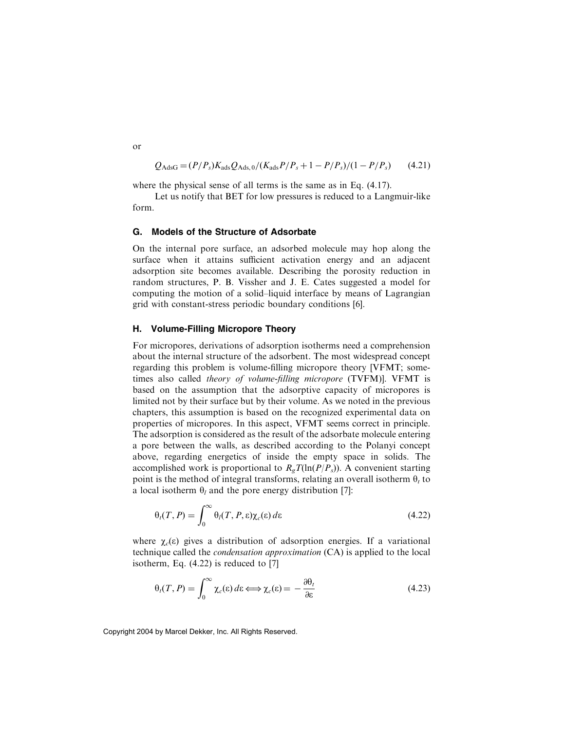or

$$Q_{\text{AdsG}} = (P/P_s)K_{\text{ads}}Q_{\text{Ads},0}/(K_{\text{ads}}P/P_s + 1 - P/P_s)/(1 - P/P_s) \qquad (4.21)$$

where the physical sense of all terms is the same as in Eq. (4.17).

Let us notify that BET for low pressures is reduced to a Langmuir-like form.

## G. Models of the Structure of Adsorbate

On the internal pore surface, an adsorbed molecule may hop along the surface when it attains sufficient activation energy and an adjacent adsorption site becomes available. Describing the porosity reduction in random structures, P. B. Visscher and J. E. Cates suggested a model for computing the motion of a solid–liquid interface by means of Lagrangian grid with constant-stress periodic boundary conditions [6].

## H. Volume-Filling Micropore Theory

For micropores, derivations of adsorption isotherms need a comprehension about the internal structure of the adsorbent. The most widespread concept regarding this problem is volume-filling micropore theory [VFMT; sometimes also called *theory of volume-filling micropore* (TVFM)]. VFMT is based on the assumption that the adsorptive capacity of micropores is limited not by their surface but by their volume. As we noted in the previous chapters, this assumption is based on the recognized experimental data on properties of micropores. In this aspect, VFMT seems correct in principle. The adsorption is considered as the result of the adsorbate molecule entering a pore between the walls, as described according to the Polanyi concept above, regarding energetics of inside the empty space in solids. The accomplished work is proportional to $R_gT(\ln(P/P_s))$. A convenient starting point is the method of integral transforms, relating an overall isotherm $\theta_t$ to a local isotherm $\theta_l$ and the pore energy distribution [7]:

$$\theta_t(T,P) = \int_0^{\infty} \theta_l(T,P,\varepsilon)\chi_c(\varepsilon)\,d\varepsilon \qquad (4.22)$$

where $\chi_c(\varepsilon)$ gives a distribution of adsorption energies. If a variational technique called the *condensation approximation* (CA) is applied to the local isotherm, Eq. (4.22) is reduced to [7]

$$\theta_t(T,P) = \int_0^{\infty} \chi_c(\varepsilon)\,d\varepsilon \Longleftrightarrow \chi_c(\varepsilon) = -\frac{\partial\theta_t}{\partial\varepsilon} \qquad (4.23)$$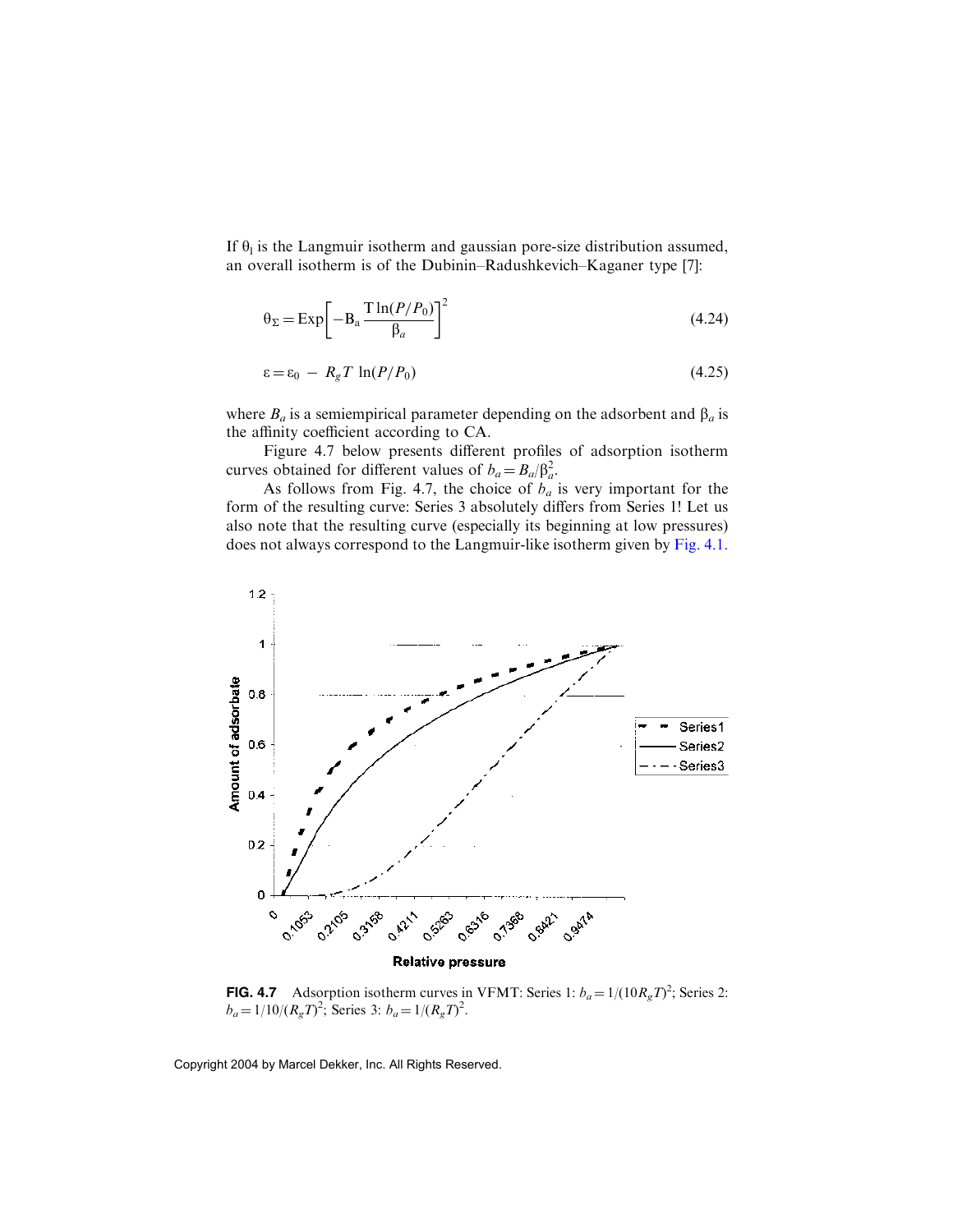If $\theta_l$ is the Langmuir isotherm and gaussian pore-size distribution assumed, an overall isotherm is of the Dubinin–Radushkevich–Kaganer type [7]:

$$\theta_\Sigma = \mathrm{Exp}\left[-B_a \frac{T \ln(P/P_0)}{\beta_a}\right]^2 \tag{4.24}$$

$$\varepsilon = \varepsilon_0 - R_g T \ln(P/P_0) \tag{4.25}$$

where $B_a$ is a semiempirical parameter depending on the adsorbent and $\beta_a$ is the affinity coefficient according to CA.

Figure 4.7 below presents different profiles of adsorption isotherm curves obtained for different values of $b_a = B_a/\beta_a^2$.

As follows from Fig. 4.7, the choice of $b_a$ is very important for the form of the resulting curve: Series 3 absolutely differs from Series 1! Let us also note that the resulting curve (especially its beginning at low pressures) does not always correspond to the Langmuir-like isotherm given by Fig. 4.1.

**FIG. 4.7** Adsorption isotherm curves in VFMT: Series 1: $b_a = 1/(10R_gT)^2$; Series 2: $b_a = 1/10/(R_gT)^2$; Series 3: $b_a = 1/(R_gT)^2$.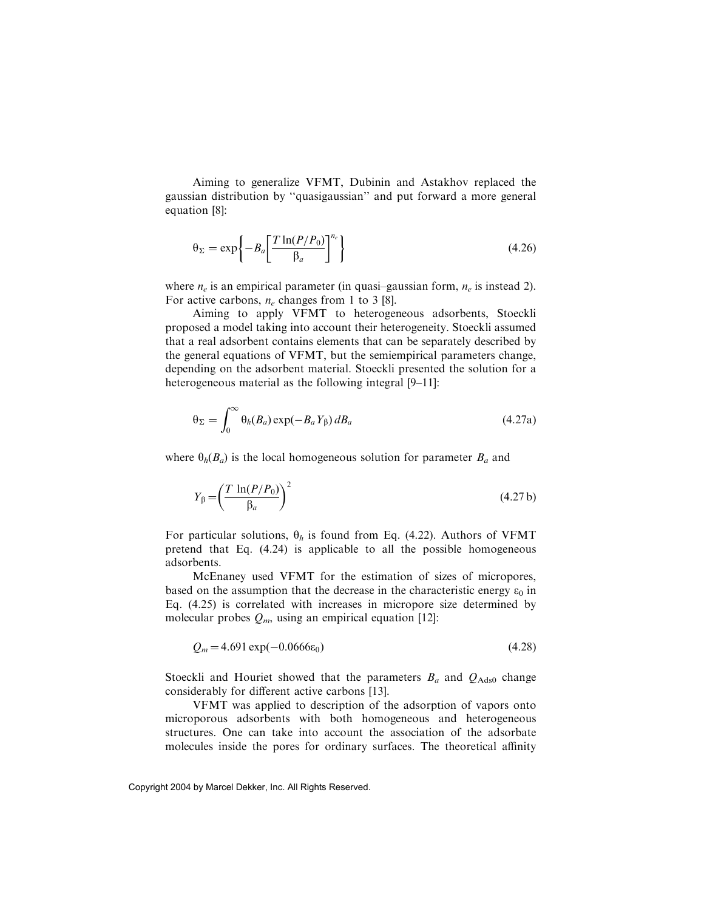Aiming to generalize VFMT, Dubinin and Astakhov replaced the gaussian distribution by "quasigaussian" and put forward a more general equation [8]:

$$\theta_\Sigma = \exp\left\{-B_a\left[\frac{T\ln(P/P_0)}{\beta_a}\right]^{n_e}\right\} \tag{4.26}$$

where $n_e$ is an empirical parameter (in quasi–gaussian form, $n_e$ is instead 2). For active carbons, $n_e$ changes from 1 to 3 [8].

Aiming to apply VFMT to heterogeneous adsorbents, Stoeckli proposed a model taking into account their heterogeneity. Stoeckli assumed that a real adsorbent contains elements that can be separately described by the general equations of VFMT, but the semiempirical parameters change, depending on the adsorbent material. Stoeckli presented the solution for a heterogeneous material as the following integral [9–11]:

$$\theta_\Sigma = \int_0^\infty \theta_h(B_a)\exp(-B_a Y_\beta)\,dB_a \tag{4.27a}$$

where $\theta_h(B_a)$ is the local homogeneous solution for parameter $B_a$ and

$$Y_\beta = \left(\frac{T\ \ln(P/P_0)}{\beta_a}\right)^2 \tag{4.27 b}$$

For particular solutions, $\theta_h$ is found from Eq. (4.22). Authors of VFMT pretend that Eq. (4.24) is applicable to all the possible homogeneous adsorbents.

McEnaney used VFMT for the estimation of sizes of micropores, based on the assumption that the decrease in the characteristic energy $\varepsilon_0$ in Eq. (4.25) is correlated with increases in micropore size determined by molecular probes $Q_m$, using an empirical equation [12]:

$$Q_m = 4.691\exp(-0.0666\varepsilon_0) \tag{4.28}$$

Stoeckli and Houriet showed that the parameters $B_a$ and $Q_{\mathrm{Ads}0}$ change considerably for different active carbons [13].

VFMT was applied to description of the adsorption of vapors onto microporous adsorbents with both homogeneous and heterogeneous structures. One can take into account the association of the adsorbate molecules inside the pores for ordinary surfaces. The theoretical affinity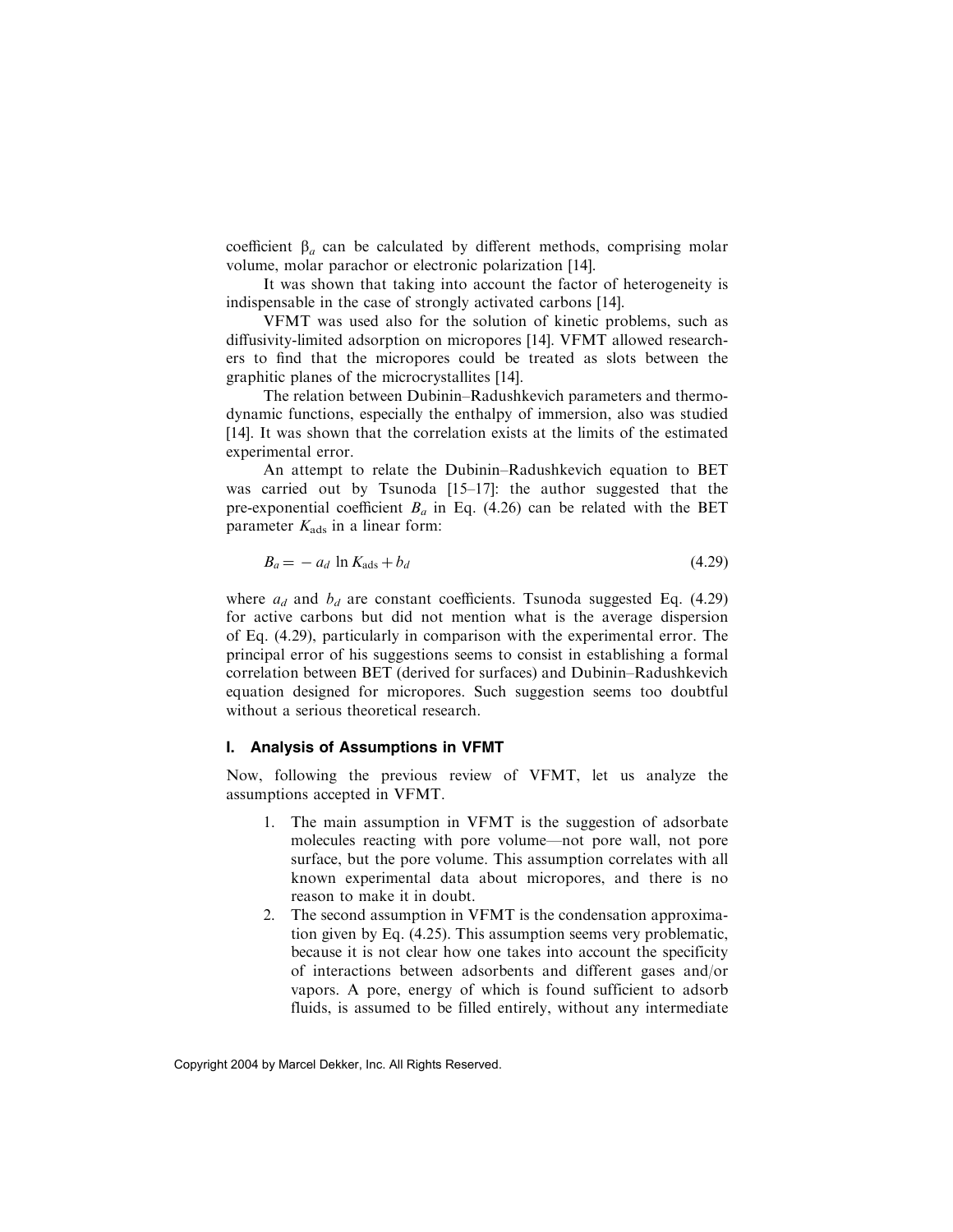coefficient $\beta_a$ can be calculated by different methods, comprising molar volume, molar parachor or electronic polarization [14].

It was shown that taking into account the factor of heterogeneity is indispensable in the case of strongly activated carbons [14].

VFMT was used also for the solution of kinetic problems, such as diffusivity-limited adsorption on micropores [14]. VFMT allowed researchers to find that the micropores could be treated as slots between the graphitic planes of the microcrystallites [14].

The relation between Dubinin–Radushkevich parameters and thermodynamic functions, especially the enthalpy of immersion, also was studied [14]. It was shown that the correlation exists at the limits of the estimated experimental error.

An attempt to relate the Dubinin–Radushkevich equation to BET was carried out by Tsunoda [15–17]: the author suggested that the pre-exponential coefficient $B_a$ in Eq. (4.26) can be related with the BET parameter $K_{\mathrm{ads}}$ in a linear form:

$$B_a = -a_d \ln K_{\mathrm{ads}} + b_d \tag{4.29}$$

where $a_d$ and $b_d$ are constant coefficients. Tsunoda suggested Eq. (4.29) for active carbons but did not mention what is the average dispersion of Eq. (4.29), particularly in comparison with the experimental error. The principal error of his suggestions seems to consist in establishing a formal correlation between BET (derived for surfaces) and Dubinin–Radushkevich equation designed for micropores. Such suggestion seems too doubtful without a serious theoretical research.

## I. Analysis of Assumptions in VFMT

Now, following the previous review of VFMT, let us analyze the assumptions accepted in VFMT.

1. The main assumption in VFMT is the suggestion of adsorbate molecules reacting with pore volume—not pore wall, not pore surface, but the pore volume. This assumption correlates with all known experimental data about micropores, and there is no reason to make it in doubt.
2. The second assumption in VFMT is the condensation approximation given by Eq. (4.25). This assumption seems very problematic, because it is not clear how one takes into account the specificity of interactions between adsorbents and different gases and/or vapors. A pore, energy of which is found sufficient to adsorb fluids, is assumed to be filled entirely, without any intermediate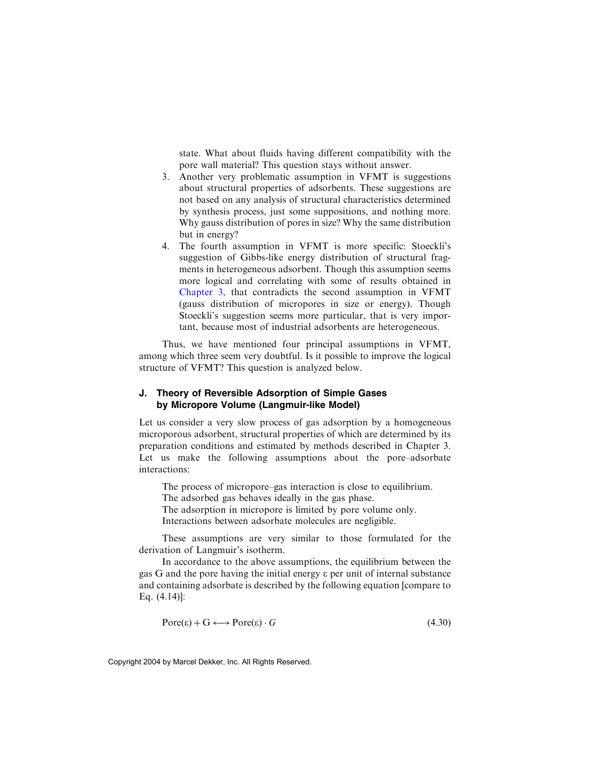state. What about fluids having different compatibility with the pore wall material? This question stays without answer.

3. Another very problematic assumption in VFMT is suggestions about structural properties of adsorbents. These suggestions are not based on any analysis of structural characteristics determined by synthesis process, just some suppositions, and nothing more. Why gauss distribution of pores in size? Why the same distribution but in energy?
4. The fourth assumption in VFMT is more specific: Stoeckli's suggestion of Gibbs-like energy distribution of structural fragments in heterogeneous adsorbent. Though this assumption seems more logical and correlating with some of results obtained in Chapter 3, that contradicts the second assumption in VFMT (gauss distribution of micropores in size or energy). Though Stoeckli's suggestion seems more particular, that is very important, because most of industrial adsorbents are heterogeneous.

Thus, we have mentioned four principal assumptions in VFMT, among which three seem very doubtful. Is it possible to improve the logical structure of VFMT? This question is analyzed below.

### J. Theory of Reversible Adsorption of Simple Gases by Micropore Volume (Langmuir-like Model)

Let us consider a very slow process of gas adsorption by a homogeneous microporous adsorbent, structural properties of which are determined by its preparation conditions and estimated by methods described in Chapter 3. Let us make the following assumptions about the pore–adsorbate interactions:

The process of micropore–gas interaction is close to equilibrium.
The adsorbed gas behaves ideally in the gas phase.
The adsorption in micropore is limited by pore volume only.
Interactions between adsorbate molecules are negligible.

These assumptions are very similar to those formulated for the derivation of Langmuir's isotherm.

In accordance to the above assumptions, the equilibrium between the gas G and the pore having the initial energy $\varepsilon$ per unit of internal substance and containing adsorbate is described by the following equation [compare to Eq. (4.14)]:

$$\mathrm{Pore}(\varepsilon) + \mathrm{G} \longleftrightarrow \mathrm{Pore}(\varepsilon) \cdot G \tag{4.30}$$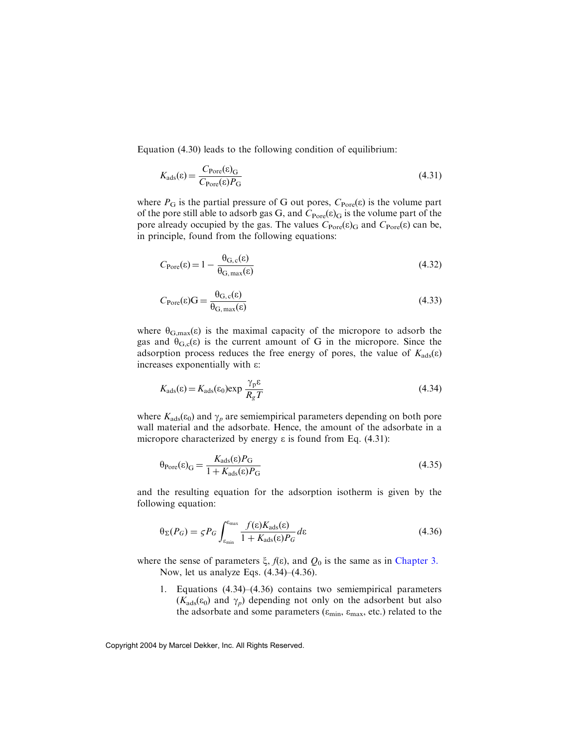Equation (4.30) leads to the following condition of equilibrium:

$$K_{ads}(\varepsilon) = \frac{C_{Pore}(\varepsilon)_G}{C_{Pore}(\varepsilon)P_G} \tag{4.31}$$

where $P_G$ is the partial pressure of G out pores, $C_{Pore}(\varepsilon)$ is the volume part of the pore still able to adsorb gas G, and $C_{Pore}(\varepsilon)_G$ is the volume part of the pore already occupied by the gas. The values $C_{Pore}(\varepsilon)_G$ and $C_{Pore}(\varepsilon)$ can be, in principle, found from the following equations:

$$C_{Pore}(\varepsilon) = 1 - \frac{\theta_{G,c}(\varepsilon)}{\theta_{G,\max}(\varepsilon)} \tag{4.32}$$

$$C_{Pore}(\varepsilon)G = \frac{\theta_{G,c}(\varepsilon)}{\theta_{G,\max}(\varepsilon)} \tag{4.33}$$

where $\theta_{G,max}(\varepsilon)$ is the maximal capacity of the micropore to adsorb the gas and $\theta_{G,c}(\varepsilon)$ is the current amount of G in the micropore. Since the adsorption process reduces the free energy of pores, the value of $K_{ads}(\varepsilon)$ increases exponentially with $\varepsilon$:

$$K_{ads}(\varepsilon) = K_{ads}(\varepsilon_0)\exp\frac{\gamma_p\varepsilon}{R_gT} \tag{4.34}$$

where $K_{ads}(\varepsilon_0)$ and $\gamma_p$ are semiempirical parameters depending on both pore wall material and the adsorbate. Hence, the amount of the adsorbate in a micropore characterized by energy $\varepsilon$ is found from Eq. (4.31):

$$\theta_{Pore}(\varepsilon)_G = \frac{K_{ads}(\varepsilon)P_G}{1 + K_{ads}(\varepsilon)P_G} \tag{4.35}$$

and the resulting equation for the adsorption isotherm is given by the following equation:

$$\theta_\Sigma(P_G) = \varsigma P_G \int_{\varepsilon_{\min}}^{\varepsilon_{\max}} \frac{f(\varepsilon)K_{ads}(\varepsilon)}{1 + K_{ads}(\varepsilon)P_G}\,d\varepsilon \tag{4.36}$$

where the sense of parameters $\xi$, $f(\varepsilon)$, and $Q_0$ is the same as in Chapter 3.

Now, let us analyze Eqs. (4.34)–(4.36).

1. Equations (4.34)–(4.36) contains two semiempirical parameters ($K_{ads}(\varepsilon_0)$ and $\gamma_p$) depending not only on the adsorbent but also the adsorbate and some parameters ($\varepsilon_{min}$, $\varepsilon_{max}$, etc.) related to the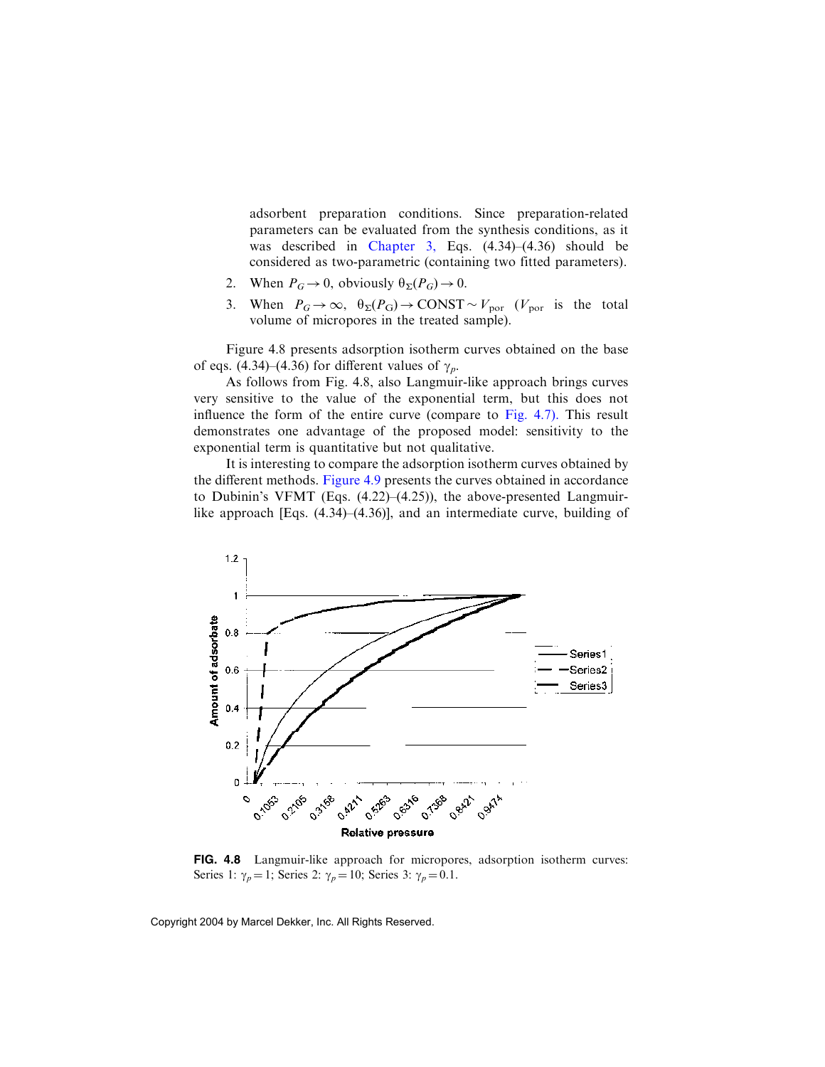adsorbent preparation conditions. Since preparation-related parameters can be evaluated from the synthesis conditions, as it was described in Chapter 3, Eqs. (4.34)–(4.36) should be considered as two-parametric (containing two fitted parameters).

2. When $P_G \to 0$, obviously $\theta_\Sigma(P_G) \to 0$.
3. When $P_G \to \infty$, $\theta_\Sigma(P_G) \to \text{CONST} \sim V_{\text{por}}$ ($V_{\text{por}}$ is the total volume of micropores in the treated sample).

Figure 4.8 presents adsorption isotherm curves obtained on the base of eqs. (4.34)–(4.36) for different values of $\gamma_p$.

As follows from Fig. 4.8, also Langmuir-like approach brings curves very sensitive to the value of the exponential term, but this does not influence the form of the entire curve (compare to Fig. 4.7). This result demonstrates one advantage of the proposed model: sensitivity to the exponential term is quantitative but not qualitative.

It is interesting to compare the adsorption isotherm curves obtained by the different methods. Figure 4.9 presents the curves obtained in accordance to Dubinin's VFMT (Eqs. (4.22)–(4.25)), the above-presented Langmuir-like approach [Eqs. (4.34)–(4.36)], and an intermediate curve, building of

**FIG. 4.8** Langmuir-like approach for micropores, adsorption isotherm curves: Series 1: $\gamma_p = 1$; Series 2: $\gamma_p = 10$; Series 3: $\gamma_p = 0.1$.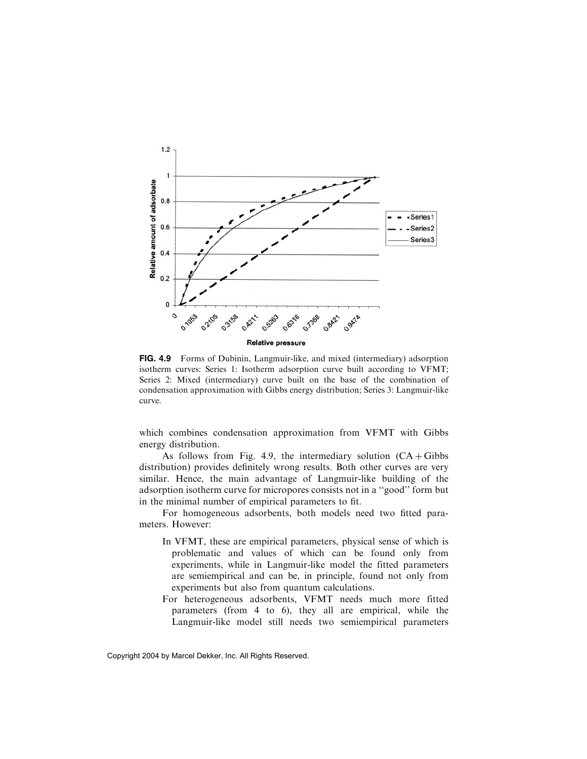**FIG. 4.9** Forms of Dubinin, Langmuir-like, and mixed (intermediary) adsorption isotherm curves: Series 1: Isotherm adsorption curve built according to VFMT; Series 2: Mixed (intermediary) curve built on the base of the combination of condensation approximation with Gibbs energy distribution; Series 3: Langmuir-like curve.

which combines condensation approximation from VFMT with Gibbs energy distribution.

As follows from Fig. 4.9, the intermediary solution (CA + Gibbs distribution) provides definitely wrong results. Both other curves are very similar. Hence, the main advantage of Langmuir-like building of the adsorption isotherm curve for micropores consists not in a "good" form but in the minimal number of empirical parameters to fit.

For homogeneous adsorbents, both models need two fitted parameters. However:

- In VFMT, these are empirical parameters, physical sense of which is problematic and values of which can be found only from experiments, while in Langmuir-like model the fitted parameters are semiempirical and can be, in principle, found not only from experiments but also from quantum calculations.
- For heterogeneous adsorbents, VFMT needs much more fitted parameters (from 4 to 6), they all are empirical, while the Langmuir-like model still needs two semiempirical parameters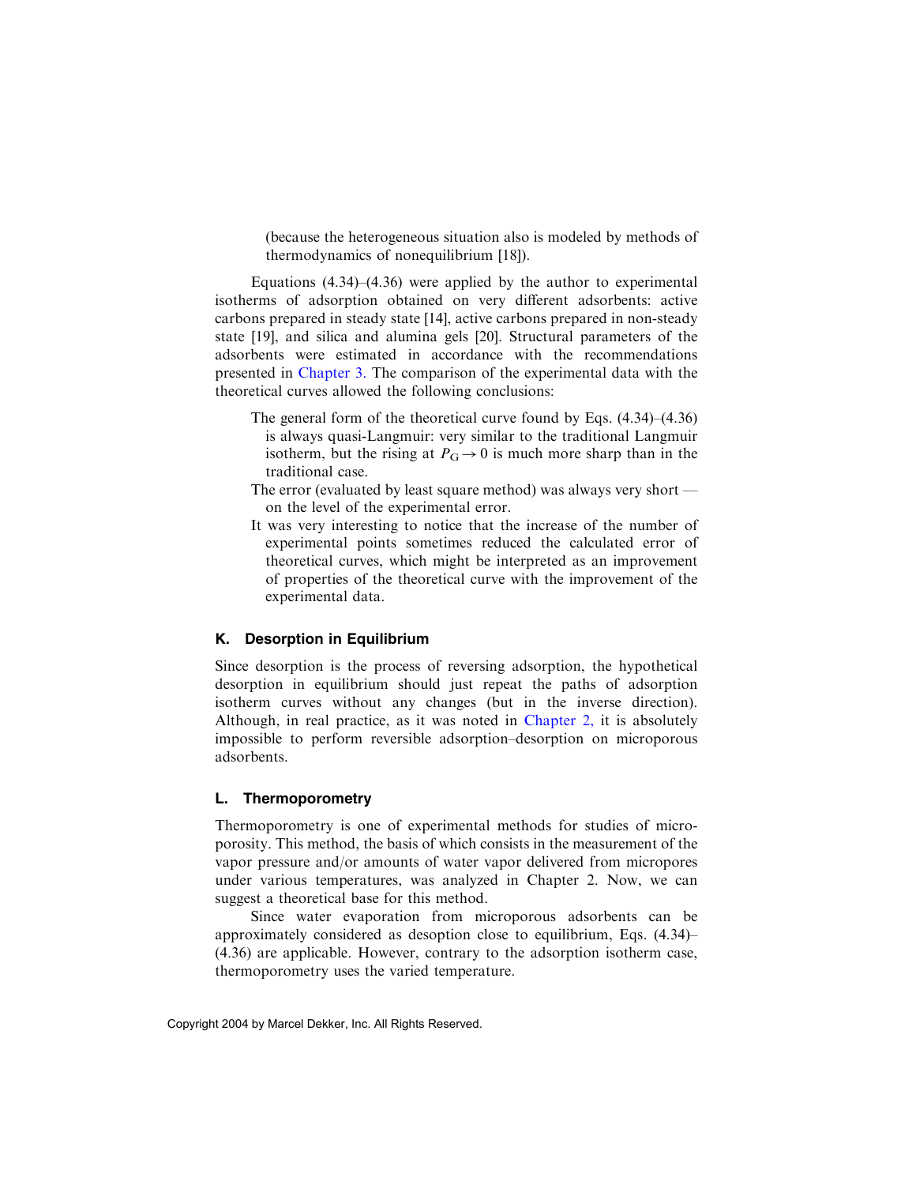(because the heterogeneous situation also is modeled by methods of thermodynamics of nonequilibrium [18]).

Equations (4.34)–(4.36) were applied by the author to experimental isotherms of adsorption obtained on very different adsorbents: active carbons prepared in steady state [14], active carbons prepared in non-steady state [19], and silica and alumina gels [20]. Structural parameters of the adsorbents were estimated in accordance with the recommendations presented in Chapter 3. The comparison of the experimental data with the theoretical curves allowed the following conclusions:

- The general form of the theoretical curve found by Eqs. (4.34)–(4.36) is always quasi-Langmuir: very similar to the traditional Langmuir isotherm, but the rising at $P_G \to 0$ is much more sharp than in the traditional case.
- The error (evaluated by least square method) was always very short — on the level of the experimental error.
- It was very interesting to notice that the increase of the number of experimental points sometimes reduced the calculated error of theoretical curves, which might be interpreted as an improvement of properties of the theoretical curve with the improvement of the experimental data.

## K. Desorption in Equilibrium

Since desorption is the process of reversing adsorption, the hypothetical desorption in equilibrium should just repeat the paths of adsorption isotherm curves without any changes (but in the inverse direction). Although, in real practice, as it was noted in Chapter 2, it is absolutely impossible to perform reversible adsorption–desorption on microporous adsorbents.

## L. Thermoporometry

Thermoporometry is one of experimental methods for studies of microporosity. This method, the basis of which consists in the measurement of the vapor pressure and/or amounts of water vapor delivered from micropores under various temperatures, was analyzed in Chapter 2. Now, we can suggest a theoretical base for this method.

Since water evaporation from microporous adsorbents can be approximately considered as desoption close to equilibrium, Eqs. (4.34)–(4.36) are applicable. However, contrary to the adsorption isotherm case, thermoporometry uses the varied temperature.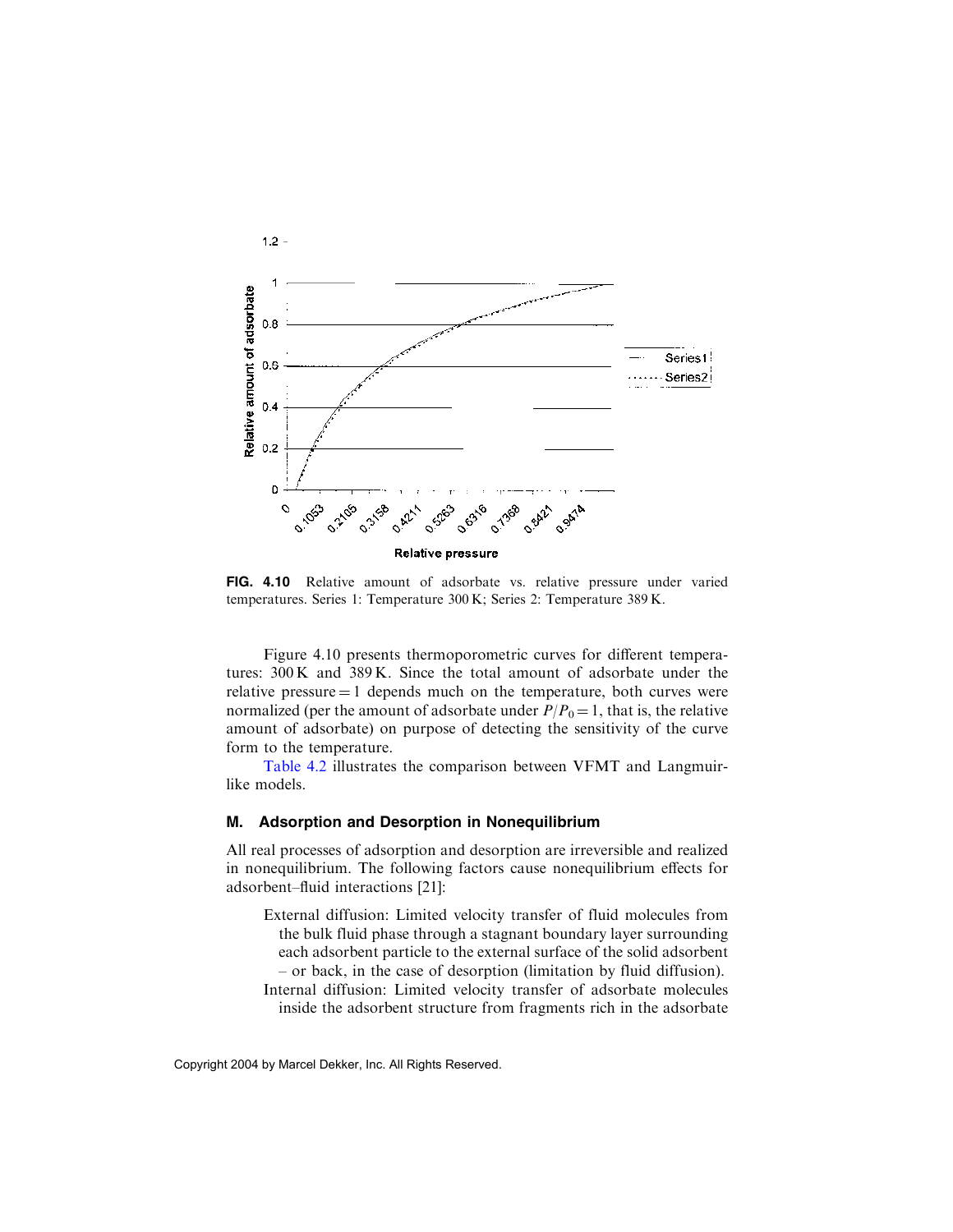**FIG. 4.10** Relative amount of adsorbate vs. relative pressure under varied temperatures. Series 1: Temperature 300 K; Series 2: Temperature 389 K.

Figure 4.10 presents thermoporometric curves for different temperatures: 300 K and 389 K. Since the total amount of adsorbate under the relative pressure = 1 depends much on the temperature, both curves were normalized (per the amount of adsorbate under $P/P_0 = 1$, that is, the relative amount of adsorbate) on purpose of detecting the sensitivity of the curve form to the temperature.

Table 4.2 illustrates the comparison between VFMT and Langmuir-like models.

### M. Adsorption and Desorption in Nonequilibrium

All real processes of adsorption and desorption are irreversible and realized in nonequilibrium. The following factors cause nonequilibrium effects for adsorbent–fluid interactions [21]:

External diffusion: Limited velocity transfer of fluid molecules from the bulk fluid phase through a stagnant boundary layer surrounding each adsorbent particle to the external surface of the solid adsorbent – or back, in the case of desorption (limitation by fluid diffusion).

Internal diffusion: Limited velocity transfer of adsorbate molecules inside the adsorbent structure from fragments rich in the adsorbate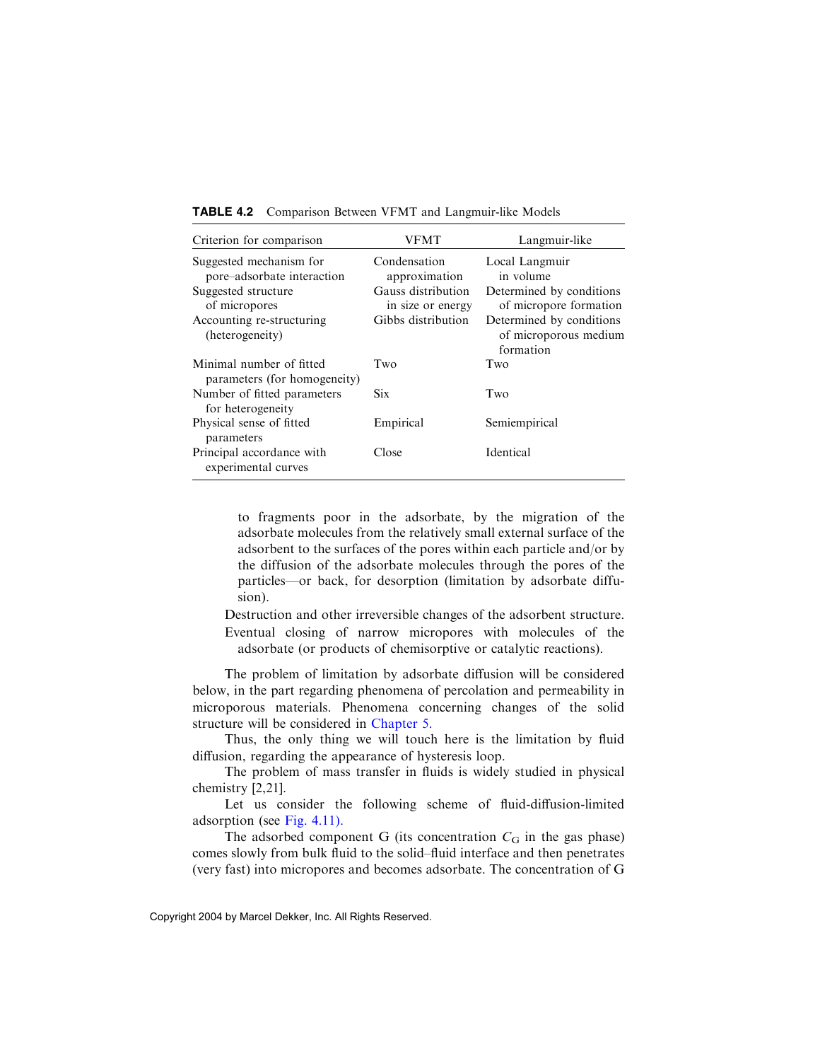**TABLE 4.2** Comparison Between VFMT and Langmuir-like Models

| Criterion for comparison | VFMT | Langmuir-like |
|---|---|---|
| Suggested mechanism for pore–adsorbate interaction | Condensation approximation | Local Langmuir in volume |
| Suggested structure of micropores | Gauss distribution in size or energy | Determined by conditions of micropore formation |
| Accounting re-structuring (heterogeneity) | Gibbs distribution | Determined by conditions of microporous medium formation |
| Minimal number of fitted parameters (for homogeneity) | Two | Two |
| Number of fitted parameters for heterogeneity | Six | Two |
| Physical sense of fitted parameters | Empirical | Semiempirical |
| Principal accordance with experimental curves | Close | Identical |

to fragments poor in the adsorbate, by the migration of the adsorbate molecules from the relatively small external surface of the adsorbent to the surfaces of the pores within each particle and/or by the diffusion of the adsorbate molecules through the pores of the particles—or back, for desorption (limitation by adsorbate diffusion).

Destruction and other irreversible changes of the adsorbent structure.

Eventual closing of narrow micropores with molecules of the adsorbate (or products of chemisorptive or catalytic reactions).

The problem of limitation by adsorbate diffusion will be considered below, in the part regarding phenomena of percolation and permeability in microporous materials. Phenomena concerning changes of the solid structure will be considered in Chapter 5.

Thus, the only thing we will touch here is the limitation by fluid diffusion, regarding the appearance of hysteresis loop.

The problem of mass transfer in fluids is widely studied in physical chemistry [2,21].

Let us consider the following scheme of fluid-diffusion-limited adsorption (see Fig. 4.11).

The adsorbed component G (its concentration $C_G$ in the gas phase) comes slowly from bulk fluid to the solid–fluid interface and then penetrates (very fast) into micropores and becomes adsorbate. The concentration of G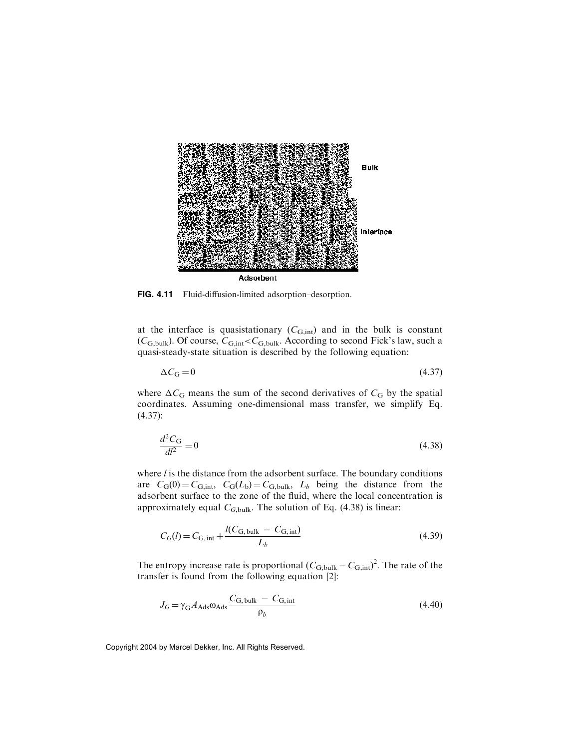FIG. 4.11 Fluid-diffusion-limited adsorption–desorption.

at the interface is quasistationary ($C_{G,int}$) and in the bulk is constant ($C_{G,bulk}$). Of course, $C_{G,int} < C_{G,bulk}$. According to second Fick's law, such a quasi-steady-state situation is described by the following equation:

$$\Delta C_G = 0 \tag{4.37}$$

where $\Delta C_G$ means the sum of the second derivatives of $C_G$ by the spatial coordinates. Assuming one-dimensional mass transfer, we simplify Eq. (4.37):

$$\frac{d^2 C_G}{dl^2} = 0 \tag{4.38}$$

where $l$ is the distance from the adsorbent surface. The boundary conditions are $C_G(0) = C_{G,int}$, $C_G(L_b) = C_{G,bulk}$, $L_b$ being the distance from the adsorbent surface to the zone of the fluid, where the local concentration is approximately equal $C_{G,bulk}$. The solution of Eq. (4.38) is linear:

$$C_G(l) = C_{G,int} + \frac{l(C_{G,bulk} - C_{G,int})}{L_b} \tag{4.39}$$

The entropy increase rate is proportional $(C_{G,bulk} - C_{G,int})^2$. The rate of the transfer is found from the following equation [2]:

$$J_G = \gamma_G A_{Ads} \omega_{Ads} \frac{C_{G,bulk} - C_{G,int}}{\rho_b} \tag{4.40}$$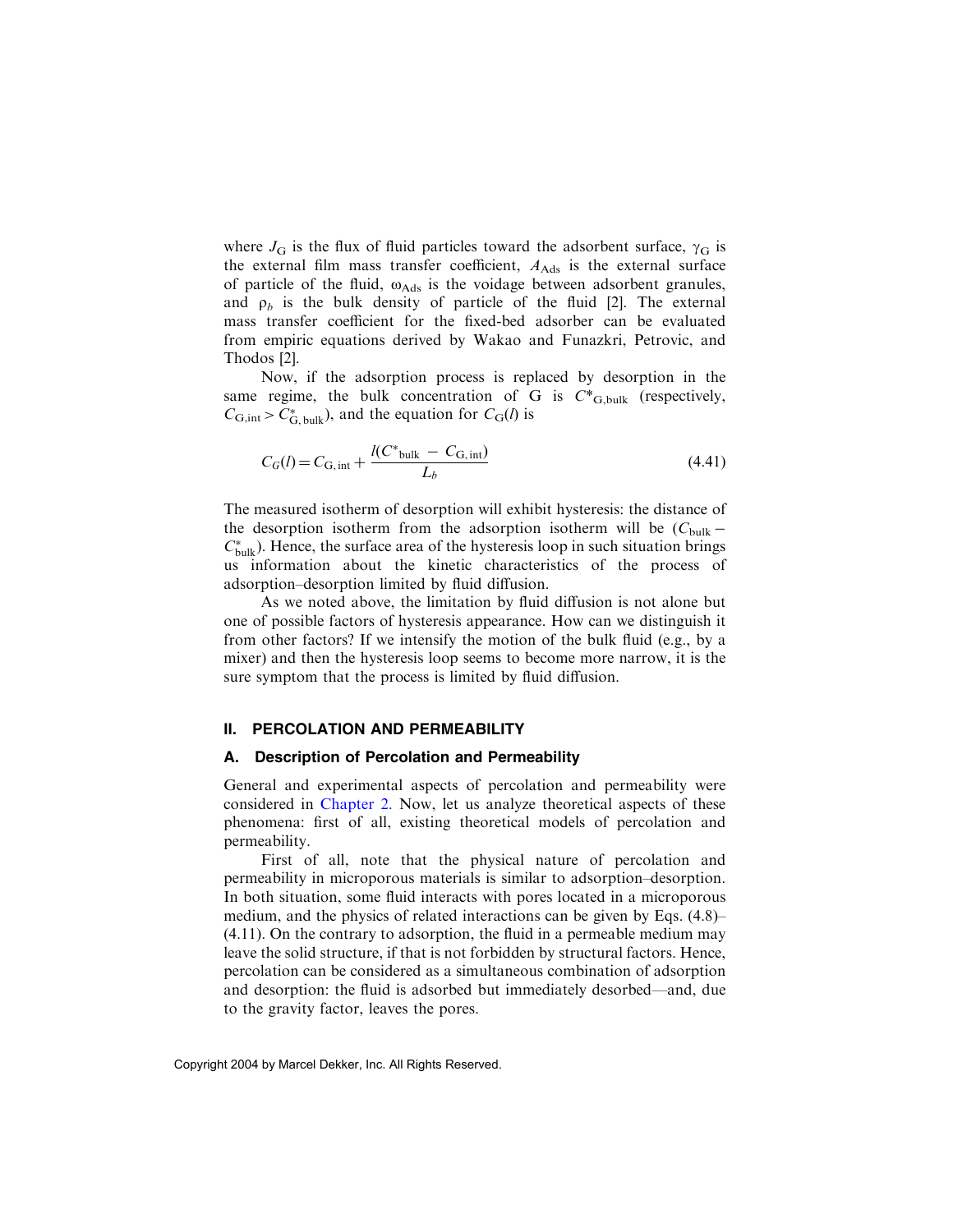where $J_G$ is the flux of fluid particles toward the adsorbent surface, $\gamma_G$ is the external film mass transfer coefficient, $A_{Ads}$ is the external surface of particle of the fluid, $\omega_{Ads}$ is the voidage between adsorbent granules, and $\rho_b$ is the bulk density of particle of the fluid [2]. The external mass transfer coefficient for the fixed-bed adsorber can be evaluated from empiric equations derived by Wakao and Funazkri, Petrovic, and Thodos [2].

Now, if the adsorption process is replaced by desorption in the same regime, the bulk concentration of G is $C^*_{G,bulk}$ (respectively, $C_{G,int} > C^*_{G,bulk}$), and the equation for $C_G(l)$ is

$$C_G(l) = C_{G,int} + \frac{l(C^*_{bulk} - C_{G,int})}{L_b} \tag{4.41}$$

The measured isotherm of desorption will exhibit hysteresis: the distance of the desorption isotherm from the adsorption isotherm will be $(C_{bulk} - C^*_{bulk})$. Hence, the surface area of the hysteresis loop in such situation brings us information about the kinetic characteristics of the process of adsorption–desorption limited by fluid diffusion.

As we noted above, the limitation by fluid diffusion is not alone but one of possible factors of hysteresis appearance. How can we distinguish it from other factors? If we intensify the motion of the bulk fluid (e.g., by a mixer) and then the hysteresis loop seems to become more narrow, it is the sure symptom that the process is limited by fluid diffusion.

## II. PERCOLATION AND PERMEABILITY

### A. Description of Percolation and Permeability

General and experimental aspects of percolation and permeability were considered in Chapter 2. Now, let us analyze theoretical aspects of these phenomena: first of all, existing theoretical models of percolation and permeability.

First of all, note that the physical nature of percolation and permeability in microporous materials is similar to adsorption–desorption. In both situation, some fluid interacts with pores located in a microporous medium, and the physics of related interactions can be given by Eqs. (4.8)–(4.11). On the contrary to adsorption, the fluid in a permeable medium may leave the solid structure, if that is not forbidden by structural factors. Hence, percolation can be considered as a simultaneous combination of adsorption and desorption: the fluid is adsorbed but immediately desorbed—and, due to the gravity factor, leaves the pores.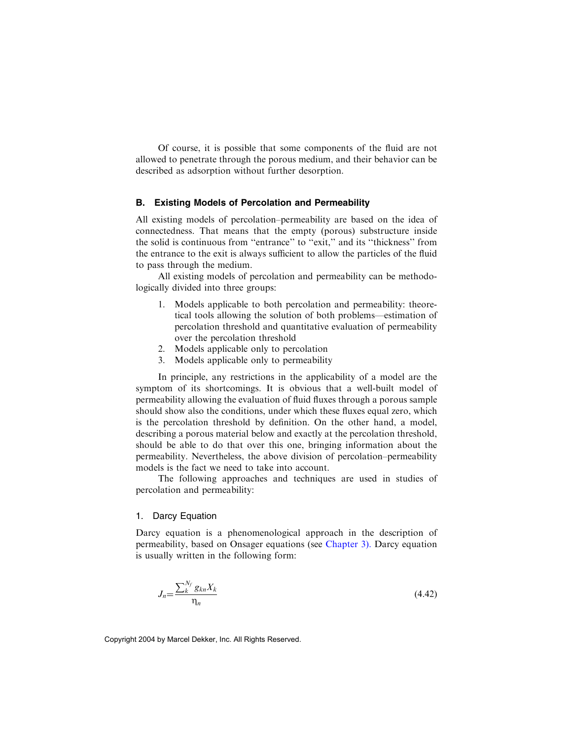Of course, it is possible that some components of the fluid are not allowed to penetrate through the porous medium, and their behavior can be described as adsorption without further desorption.

### B. Existing Models of Percolation and Permeability

All existing models of percolation–permeability are based on the idea of connectedness. That means that the empty (porous) substructure inside the solid is continuous from "entrance" to "exit," and its "thickness" from the entrance to the exit is always sufficient to allow the particles of the fluid to pass through the medium.

All existing models of percolation and permeability can be methodologically divided into three groups:

1. Models applicable to both percolation and permeability: theoretical tools allowing the solution of both problems—estimation of percolation threshold and quantitative evaluation of permeability over the percolation threshold
2. Models applicable only to percolation
3. Models applicable only to permeability

In principle, any restrictions in the applicability of a model are the symptom of its shortcomings. It is obvious that a well-built model of permeability allowing the evaluation of fluid fluxes through a porous sample should show also the conditions, under which these fluxes equal zero, which is the percolation threshold by definition. On the other hand, a model, describing a porous material below and exactly at the percolation threshold, should be able to do that over this one, bringing information about the permeability. Nevertheless, the above division of percolation–permeability models is the fact we need to take into account.

The following approaches and techniques are used in studies of percolation and permeability:

#### 1. Darcy Equation

Darcy equation is a phenomenological approach in the description of permeability, based on Onsager equations (see Chapter 3). Darcy equation is usually written in the following form:

$$J_n = \frac{\sum_k^{N_f} g_{kn} X_k}{\eta_n} \tag{4.42}$$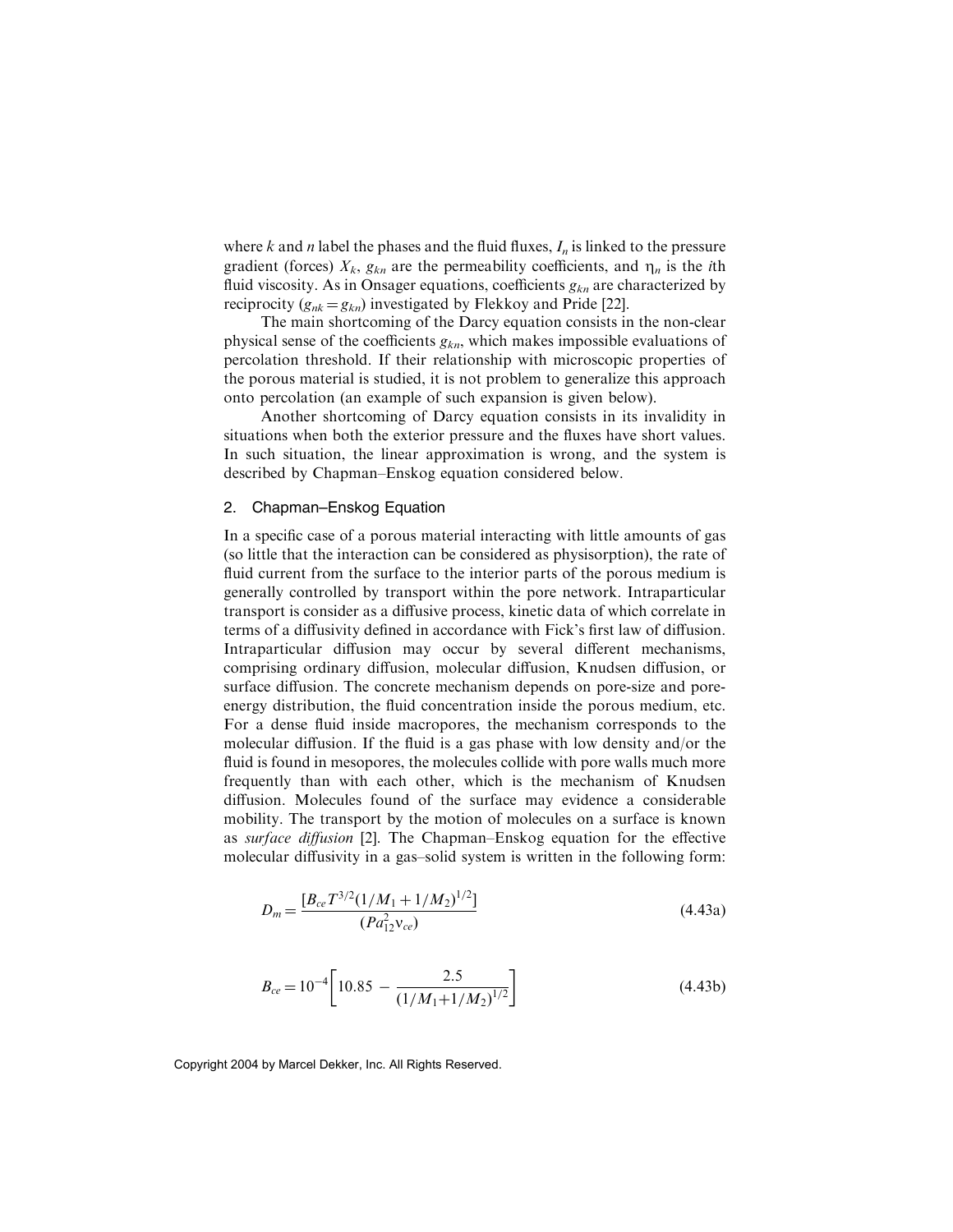where $k$ and $n$ label the phases and the fluid fluxes, $I_n$ is linked to the pressure gradient (forces) $X_k$, $g_{kn}$ are the permeability coefficients, and $\eta_n$ is the $i$th fluid viscosity. As in Onsager equations, coefficients $g_{kn}$ are characterized by reciprocity ($g_{nk} = g_{kn}$) investigated by Flekkoy and Pride [22].

The main shortcoming of the Darcy equation consists in the non-clear physical sense of the coefficients $g_{kn}$, which makes impossible evaluations of percolation threshold. If their relationship with microscopic properties of the porous material is studied, it is not problem to generalize this approach onto percolation (an example of such expansion is given below).

Another shortcoming of Darcy equation consists in its invalidity in situations when both the exterior pressure and the fluxes have short values. In such situation, the linear approximation is wrong, and the system is described by Chapman–Enskog equation considered below.

## 2. Chapman–Enskog Equation

In a specific case of a porous material interacting with little amounts of gas (so little that the interaction can be considered as physisorption), the rate of fluid current from the surface to the interior parts of the porous medium is generally controlled by transport within the pore network. Intraparticular transport is consider as a diffusive process, kinetic data of which correlate in terms of a diffusivity defined in accordance with Fick's first law of diffusion. Intraparticular diffusion may occur by several different mechanisms, comprising ordinary diffusion, molecular diffusion, Knudsen diffusion, or surface diffusion. The concrete mechanism depends on pore-size and pore-energy distribution, the fluid concentration inside the porous medium, etc. For a dense fluid inside macropores, the mechanism corresponds to the molecular diffusion. If the fluid is a gas phase with low density and/or the fluid is found in mesopores, the molecules collide with pore walls much more frequently than with each other, which is the mechanism of Knudsen diffusion. Molecules found of the surface may evidence a considerable mobility. The transport by the motion of molecules on a surface is known as *surface diffusion* [2]. The Chapman–Enskog equation for the effective molecular diffusivity in a gas–solid system is written in the following form:

$$D_m = \frac{[B_{ce} T^{3/2} (1/M_1 + 1/M_2)^{1/2}]}{(P a_{12}^2 \nu_{ce})} \tag{4.43a}$$

$$B_{ce} = 10^{-4} \left[ 10.85 - \frac{2.5}{(1/M_1 + 1/M_2)^{1/2}} \right] \tag{4.43b}$$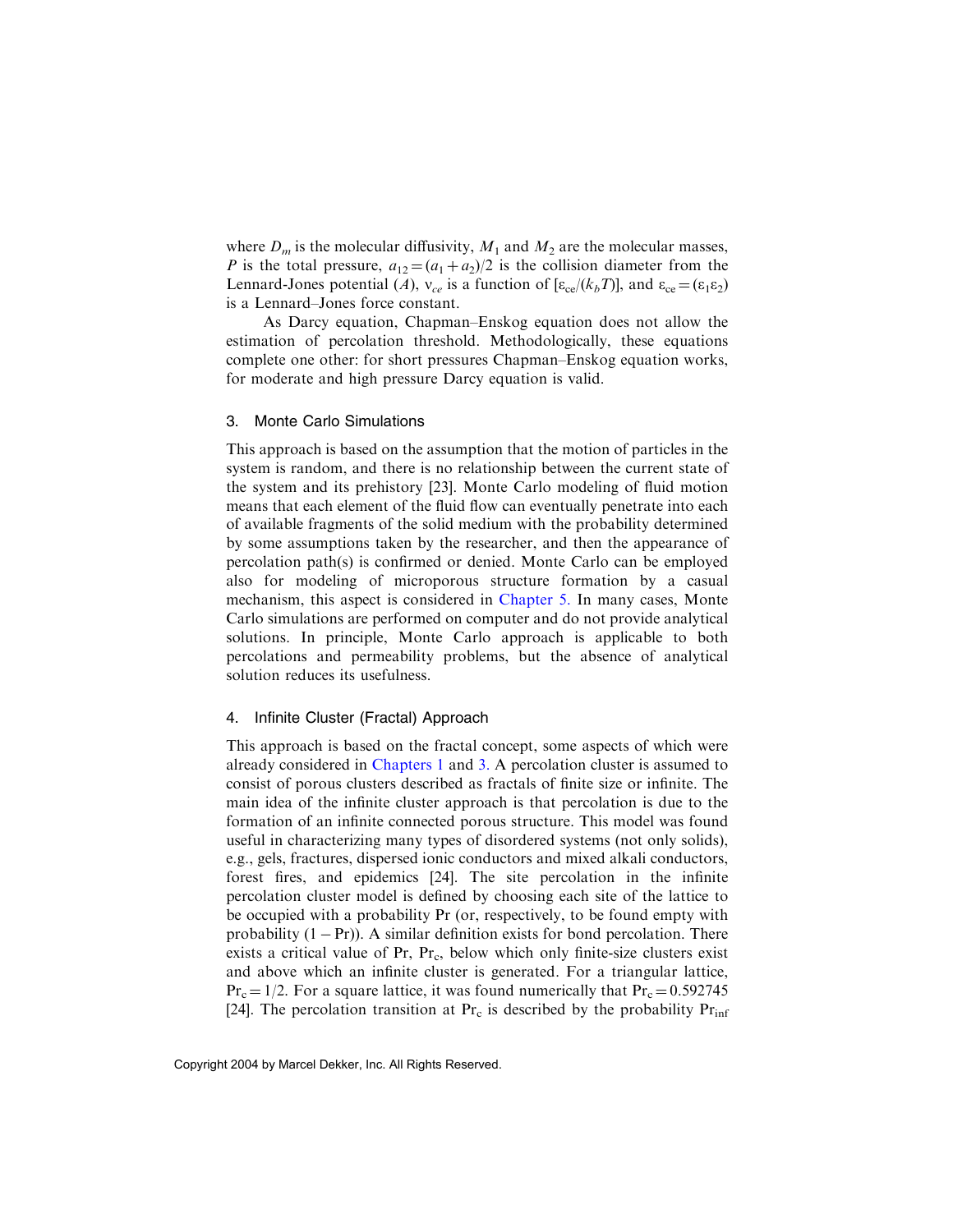where $D_m$ is the molecular diffusivity, $M_1$ and $M_2$ are the molecular masses, $P$ is the total pressure, $a_{12} = (a_1 + a_2)/2$ is the collision diameter from the Lennard-Jones potential ($A$), $\nu_{ce}$ is a function of $[\varepsilon_{ce}/(k_b T)]$, and $\varepsilon_{ce} = (\varepsilon_1 \varepsilon_2)$ is a Lennard–Jones force constant.

As Darcy equation, Chapman–Enskog equation does not allow the estimation of percolation threshold. Methodologically, these equations complete one other: for short pressures Chapman–Enskog equation works, for moderate and high pressure Darcy equation is valid.

### 3. Monte Carlo Simulations

This approach is based on the assumption that the motion of particles in the system is random, and there is no relationship between the current state of the system and its prehistory [23]. Monte Carlo modeling of fluid motion means that each element of the fluid flow can eventually penetrate into each of available fragments of the solid medium with the probability determined by some assumptions taken by the researcher, and then the appearance of percolation path(s) is confirmed or denied. Monte Carlo can be employed also for modeling of microporous structure formation by a casual mechanism, this aspect is considered in Chapter 5. In many cases, Monte Carlo simulations are performed on computer and do not provide analytical solutions. In principle, Monte Carlo approach is applicable to both percolations and permeability problems, but the absence of analytical solution reduces its usefulness.

### 4. Infinite Cluster (Fractal) Approach

This approach is based on the fractal concept, some aspects of which were already considered in Chapters 1 and 3. A percolation cluster is assumed to consist of porous clusters described as fractals of finite size or infinite. The main idea of the infinite cluster approach is that percolation is due to the formation of an infinite connected porous structure. This model was found useful in characterizing many types of disordered systems (not only solids), e.g., gels, fractures, dispersed ionic conductors and mixed alkali conductors, forest fires, and epidemics [24]. The site percolation in the infinite percolation cluster model is defined by choosing each site of the lattice to be occupied with a probability $\mathrm{Pr}$ (or, respectively, to be found empty with probability $(1 - \mathrm{Pr})$). A similar definition exists for bond percolation. There exists a critical value of $\mathrm{Pr}$, $\mathrm{Pr_c}$, below which only finite-size clusters exist and above which an infinite cluster is generated. For a triangular lattice, $\mathrm{Pr_c} = 1/2$. For a square lattice, it was found numerically that $\mathrm{Pr_c} = 0.592745$ [24]. The percolation transition at $\mathrm{Pr_c}$ is described by the probability $\mathrm{Pr_{inf}}$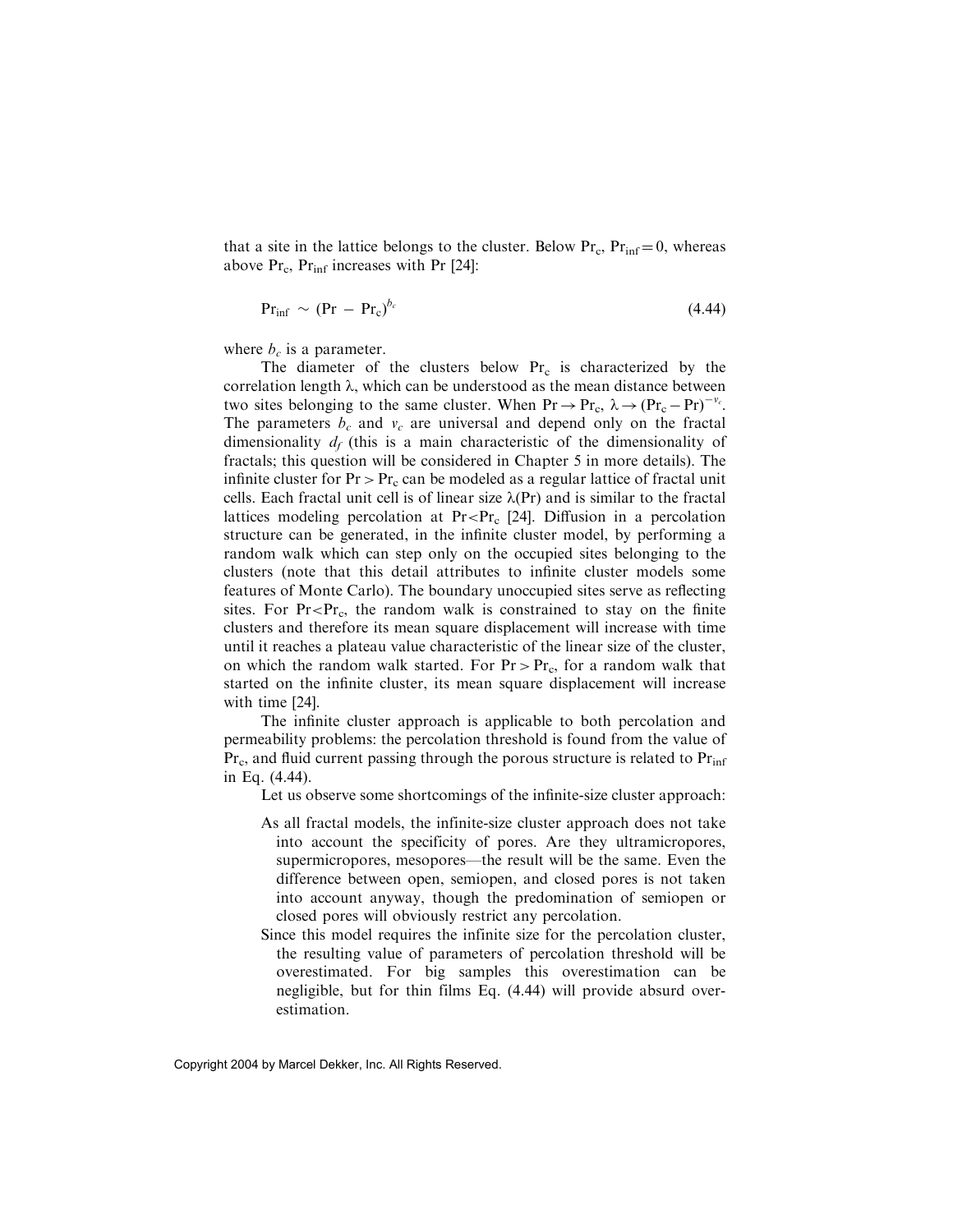that a site in the lattice belongs to the cluster. Below $Pr_c$, $Pr_{inf} = 0$, whereas above $Pr_c$, $Pr_{inf}$ increases with Pr [24]:

$$Pr_{inf} \sim (Pr - Pr_c)^{b_c} \tag{4.44}$$

where $b_c$ is a parameter.

The diameter of the clusters below $Pr_c$ is characterized by the correlation length $\lambda$, which can be understood as the mean distance between two sites belonging to the same cluster. When $Pr \to Pr_c$, $\lambda \to (Pr_c - Pr)^{-\nu_c}$. The parameters $b_c$ and $\nu_c$ are universal and depend only on the fractal dimensionality $d_f$ (this is a main characteristic of the dimensionality of fractals; this question will be considered in Chapter 5 in more details). The infinite cluster for $Pr > Pr_c$ can be modeled as a regular lattice of fractal unit cells. Each fractal unit cell is of linear size $\lambda(Pr)$ and is similar to the fractal lattices modeling percolation at $Pr < Pr_c$ [24]. Diffusion in a percolation structure can be generated, in the infinite cluster model, by performing a random walk which can step only on the occupied sites belonging to the clusters (note that this detail attributes to infinite cluster models some features of Monte Carlo). The boundary unoccupied sites serve as reflecting sites. For $Pr < Pr_c$, the random walk is constrained to stay on the finite clusters and therefore its mean square displacement will increase with time until it reaches a plateau value characteristic of the linear size of the cluster, on which the random walk started. For $Pr > Pr_c$, for a random walk that started on the infinite cluster, its mean square displacement will increase with time [24].

The infinite cluster approach is applicable to both percolation and permeability problems: the percolation threshold is found from the value of $Pr_c$, and fluid current passing through the porous structure is related to $Pr_{inf}$ in Eq. (4.44).

Let us observe some shortcomings of the infinite-size cluster approach:

- As all fractal models, the infinite-size cluster approach does not take into account the specificity of pores. Are they ultramicropores, supermicropores, mesopores—the result will be the same. Even the difference between open, semiopen, and closed pores is not taken into account anyway, though the predomination of semiopen or closed pores will obviously restrict any percolation.
- Since this model requires the infinite size for the percolation cluster, the resulting value of parameters of percolation threshold will be overestimated. For big samples this overestimation can be negligible, but for thin films Eq. (4.44) will provide absurd overestimation.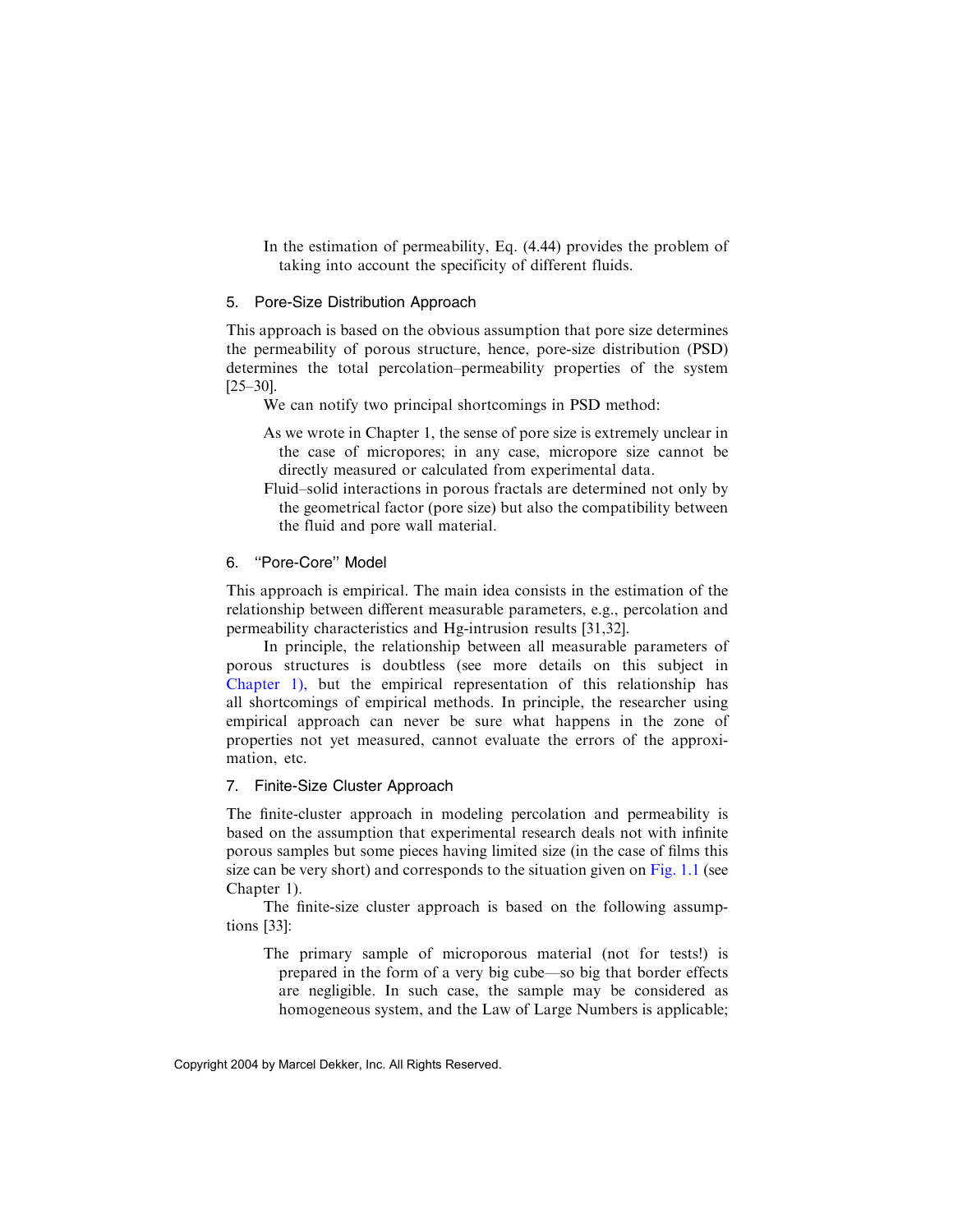In the estimation of permeability, Eq. (4.44) provides the problem of taking into account the specificity of different fluids.

### 5. Pore-Size Distribution Approach

This approach is based on the obvious assumption that pore size determines the permeability of porous structure, hence, pore-size distribution (PSD) determines the total percolation–permeability properties of the system [25–30].

We can notify two principal shortcomings in PSD method:

- As we wrote in Chapter 1, the sense of pore size is extremely unclear in the case of micropores; in any case, micropore size cannot be directly measured or calculated from experimental data.
- Fluid–solid interactions in porous fractals are determined not only by the geometrical factor (pore size) but also the compatibility between the fluid and pore wall material.

### 6. "Pore-Core" Model

This approach is empirical. The main idea consists in the estimation of the relationship between different measurable parameters, e.g., percolation and permeability characteristics and Hg-intrusion results [31,32].

In principle, the relationship between all measurable parameters of porous structures is doubtless (see more details on this subject in Chapter 1), but the empirical representation of this relationship has all shortcomings of empirical methods. In principle, the researcher using empirical approach can never be sure what happens in the zone of properties not yet measured, cannot evaluate the errors of the approximation, etc.

### 7. Finite-Size Cluster Approach

The finite-cluster approach in modeling percolation and permeability is based on the assumption that experimental research deals not with infinite porous samples but some pieces having limited size (in the case of films this size can be very short) and corresponds to the situation given on Fig. 1.1 (see Chapter 1).

The finite-size cluster approach is based on the following assumptions [33]:

- The primary sample of microporous material (not for tests!) is prepared in the form of a very big cube—so big that border effects are negligible. In such case, the sample may be considered as homogeneous system, and the Law of Large Numbers is applicable;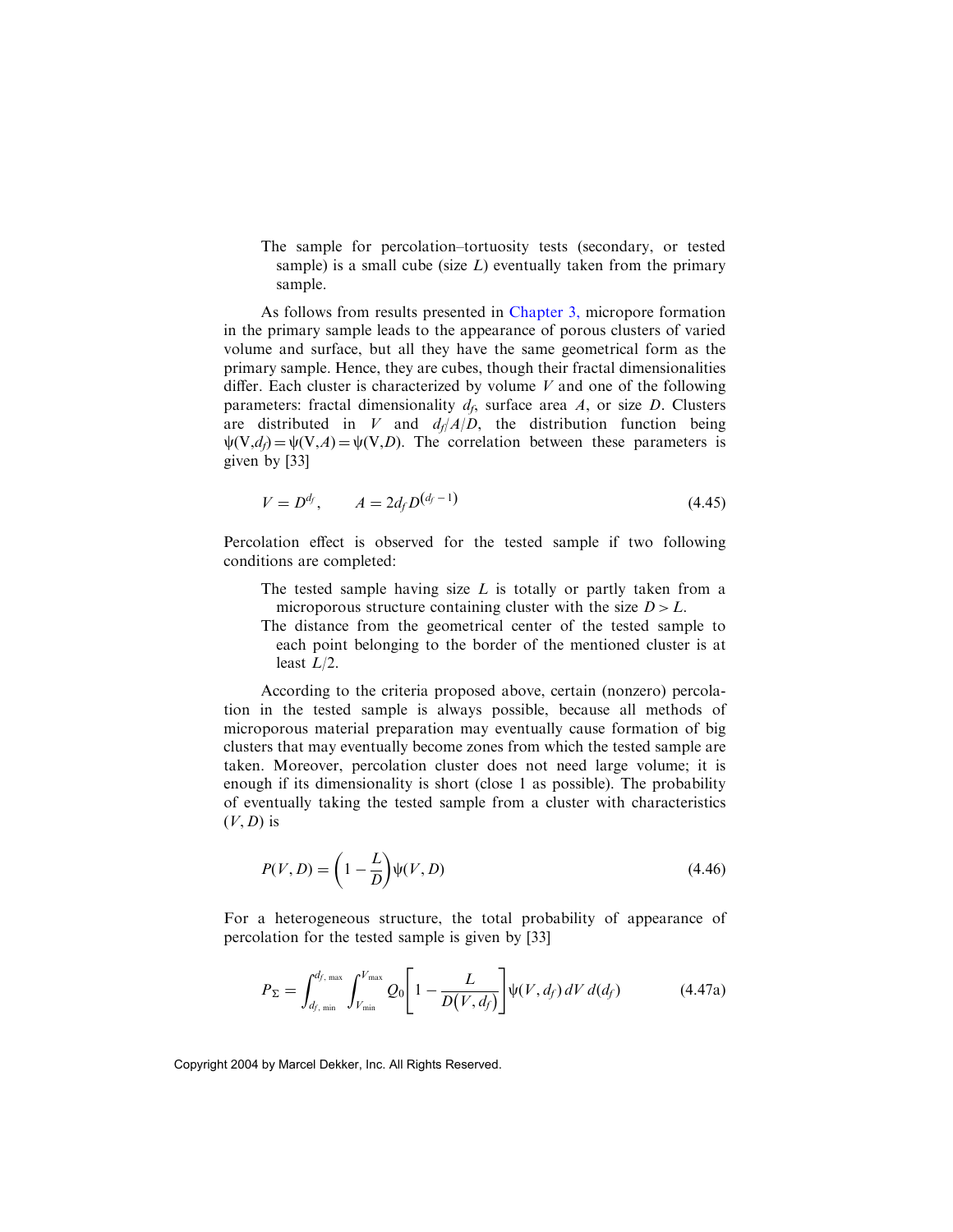The sample for percolation–tortuosity tests (secondary, or tested sample) is a small cube (size $L$) eventually taken from the primary sample.

As follows from results presented in Chapter 3, micropore formation in the primary sample leads to the appearance of porous clusters of varied volume and surface, but all they have the same geometrical form as the primary sample. Hence, they are cubes, though their fractal dimensionalities differ. Each cluster is characterized by volume $V$ and one of the following parameters: fractal dimensionality $d_f$, surface area $A$, or size $D$. Clusters are distributed in $V$ and $d_f/A/D$, the distribution function being $\psi(V,d_f) = \psi(V,A) = \psi(V,D)$. The correlation between these parameters is given by [33]

$$V = D^{d_f}, \qquad A = 2d_f D^{(d_f - 1)} \tag{4.45}$$

Percolation effect is observed for the tested sample if two following conditions are completed:

The tested sample having size $L$ is totally or partly taken from a microporous structure containing cluster with the size $D > L$.

The distance from the geometrical center of the tested sample to each point belonging to the border of the mentioned cluster is at least $L/2$.

According to the criteria proposed above, certain (nonzero) percolation in the tested sample is always possible, because all methods of microporous material preparation may eventually cause formation of big clusters that may eventually become zones from which the tested sample are taken. Moreover, percolation cluster does not need large volume; it is enough if its dimensionality is short (close 1 as possible). The probability of eventually taking the tested sample from a cluster with characteristics $(V, D)$ is

$$P(V, D) = \left(1 - \frac{L}{D}\right)\psi(V, D) \tag{4.46}$$

For a heterogeneous structure, the total probability of appearance of percolation for the tested sample is given by [33]

$$P_\Sigma = \int_{d_{f,\min}}^{d_{f,\max}} \int_{V_{\min}}^{V_{\max}} Q_0 \left[1 - \frac{L}{D(V, d_f)}\right] \psi(V, d_f)\, dV\, d(d_f) \tag{4.47a}$$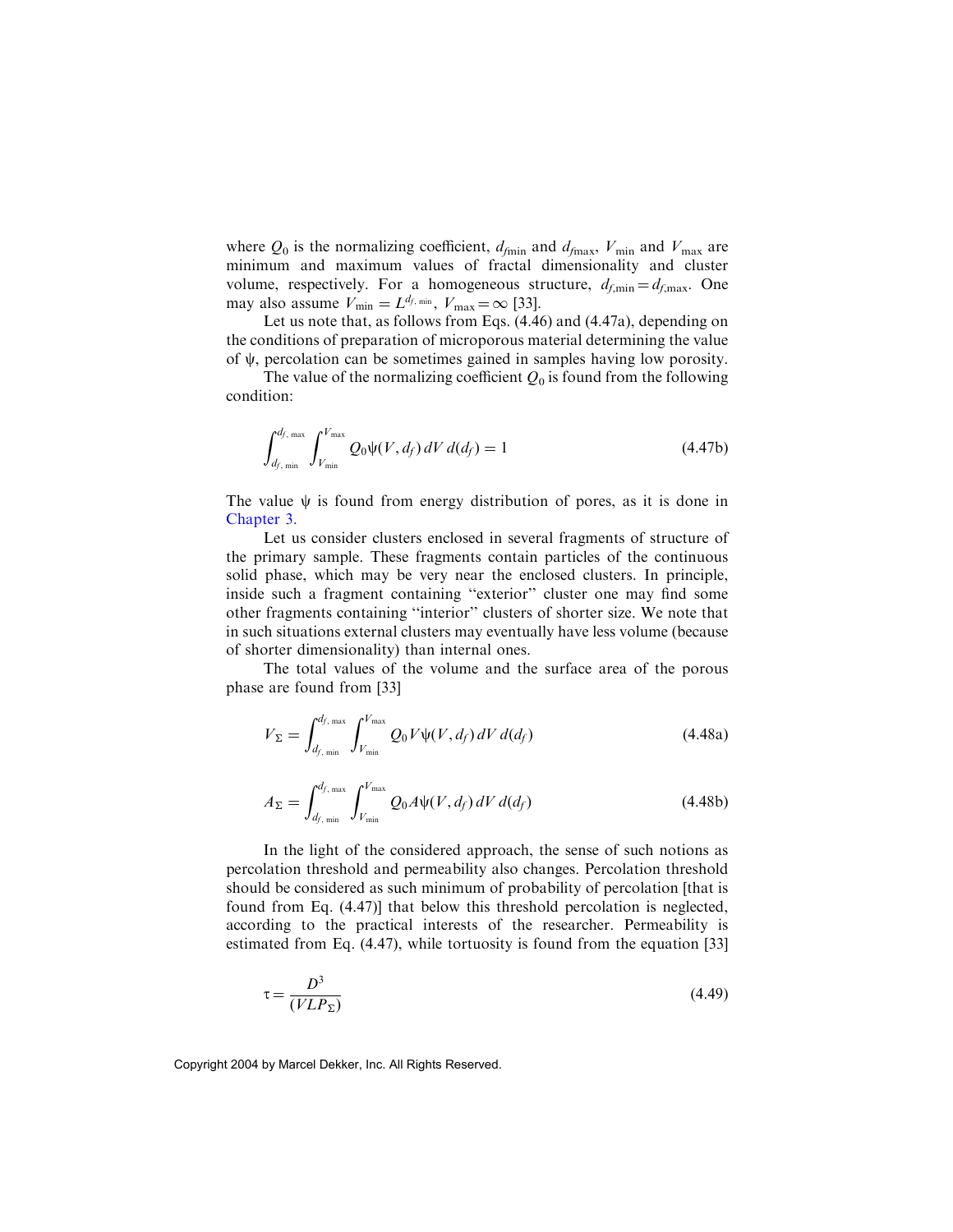where $Q_0$ is the normalizing coefficient, $d_{f\min}$ and $d_{f\max}$, $V_{\min}$ and $V_{\max}$ are minimum and maximum values of fractal dimensionality and cluster volume, respectively. For a homogeneous structure, $d_{f,\min} = d_{f,\max}$. One may also assume $V_{\min} = L^{d_{f,\min}}$, $V_{\max} = \infty$ [33].

Let us note that, as follows from Eqs. (4.46) and (4.47a), depending on the conditions of preparation of microporous material determining the value of $\psi$, percolation can be sometimes gained in samples having low porosity.

The value of the normalizing coefficient $Q_0$ is found from the following condition:

$$\int_{d_{f,\min}}^{d_{f,\max}} \int_{V_{\min}}^{V_{\max}} Q_0 \psi(V, d_f)\, dV\, d(d_f) = 1 \tag{4.47b}$$

The value $\psi$ is found from energy distribution of pores, as it is done in Chapter 3.

Let us consider clusters enclosed in several fragments of structure of the primary sample. These fragments contain particles of the continuous solid phase, which may be very near the enclosed clusters. In principle, inside such a fragment containing "exterior" cluster one may find some other fragments containing "interior" clusters of shorter size. We note that in such situations external clusters may eventually have less volume (because of shorter dimensionality) than internal ones.

The total values of the volume and the surface area of the porous phase are found from [33]

$$V_{\Sigma} = \int_{d_{f,\min}}^{d_{f,\max}} \int_{V_{\min}}^{V_{\max}} Q_0 V \psi(V, d_f)\, dV\, d(d_f) \tag{4.48a}$$

$$A_{\Sigma} = \int_{d_{f,\min}}^{d_{f,\max}} \int_{V_{\min}}^{V_{\max}} Q_0 A \psi(V, d_f)\, dV\, d(d_f) \tag{4.48b}$$

In the light of the considered approach, the sense of such notions as percolation threshold and permeability also changes. Percolation threshold should be considered as such minimum of probability of percolation [that is found from Eq. (4.47)] that below this threshold percolation is neglected, according to the practical interests of the researcher. Permeability is estimated from Eq. (4.47), while tortuosity is found from the equation [33]

$$\tau = \frac{D^3}{(VLP_{\Sigma})} \tag{4.49}$$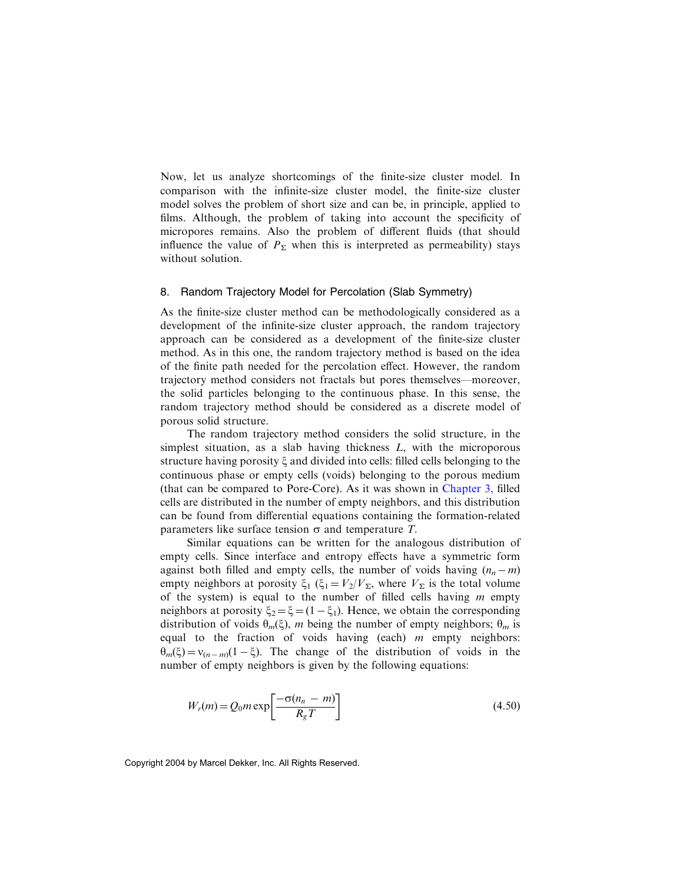Now, let us analyze shortcomings of the finite-size cluster model. In comparison with the infinite-size cluster model, the finite-size cluster model solves the problem of short size and can be, in principle, applied to films. Although, the problem of taking into account the specificity of micropores remains. Also the problem of different fluids (that should influence the value of $P_\Sigma$ when this is interpreted as permeability) stays without solution.

## 8. Random Trajectory Model for Percolation (Slab Symmetry)

As the finite-size cluster method can be methodologically considered as a development of the infinite-size cluster approach, the random trajectory approach can be considered as a development of the finite-size cluster method. As in this one, the random trajectory method is based on the idea of the finite path needed for the percolation effect. However, the random trajectory method considers not fractals but pores themselves—moreover, the solid particles belonging to the continuous phase. In this sense, the random trajectory method should be considered as a discrete model of porous solid structure.

The random trajectory method considers the solid structure, in the simplest situation, as a slab having thickness $L$, with the microporous structure having porosity $\xi$ and divided into cells: filled cells belonging to the continuous phase or empty cells (voids) belonging to the porous medium (that can be compared to Pore-Core). As it was shown in Chapter 3, filled cells are distributed in the number of empty neighbors, and this distribution can be found from differential equations containing the formation-related parameters like surface tension $\sigma$ and temperature $T$.

Similar equations can be written for the analogous distribution of empty cells. Since interface and entropy effects have a symmetric form against both filled and empty cells, the number of voids having $(n_n - m)$ empty neighbors at porosity $\xi_1$ ($\xi_1 = V_2/V_\Sigma$, where $V_\Sigma$ is the total volume of the system) is equal to the number of filled cells having $m$ empty neighbors at porosity $\xi_2 = \xi = (1 - \xi_1)$. Hence, we obtain the corresponding distribution of voids $\theta_m(\xi)$, $m$ being the number of empty neighbors; $\theta_m$ is equal to the fraction of voids having (each) $m$ empty neighbors: $\theta_m(\xi) = \nu_{(n-m)}(1 - \xi)$. The change of the distribution of voids in the number of empty neighbors is given by the following equations:

$$W_r(m) = Q_0 m \exp\left[\frac{-\sigma(n_n - m)}{R_g T}\right] \tag{4.50}$$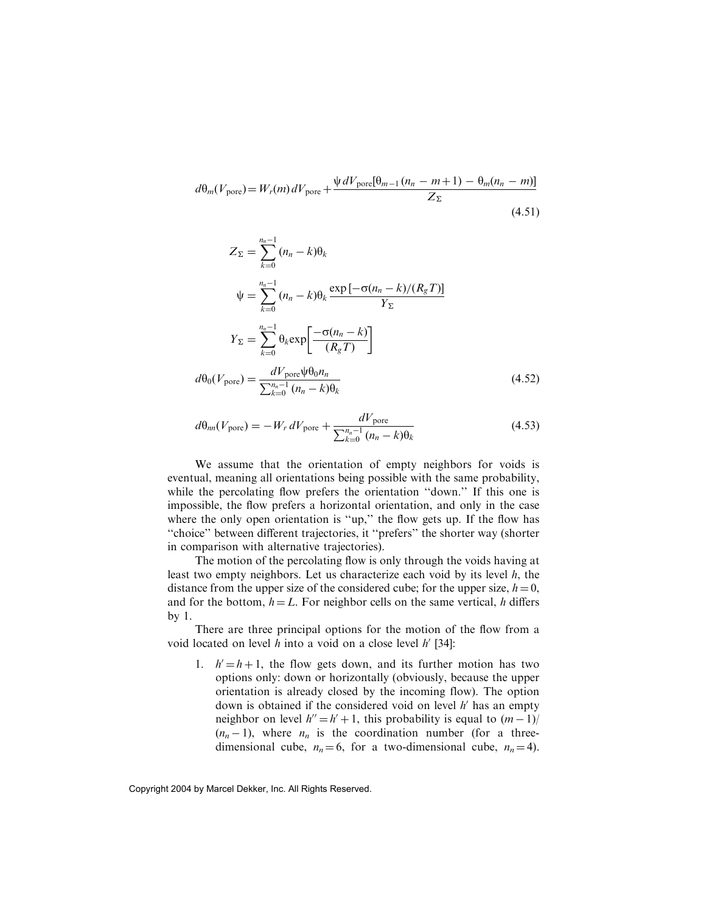$$d\theta_m(V_{\text{pore}}) = W_r(m)\, dV_{\text{pore}} + \frac{\psi\, dV_{\text{pore}}[\theta_{m-1}(n_n - m + 1) - \theta_m(n_n - m)]}{Z_\Sigma} \tag{4.51}$$

$$Z_\Sigma = \sum_{k=0}^{n_n - 1} (n_n - k)\theta_k$$

$$\psi = \sum_{k=0}^{n_n - 1} (n_n - k)\theta_k \frac{\exp[-\sigma(n_n - k)/(R_g T)]}{Y_\Sigma}$$

$$Y_\Sigma = \sum_{k=0}^{n_n - 1} \theta_k \exp\left[\frac{-\sigma(n_n - k)}{(R_g T)}\right]$$

$$d\theta_0(V_{\text{pore}}) = \frac{dV_{\text{pore}}\psi\theta_0 n_n}{\sum_{k=0}^{n_n - 1}(n_n - k)\theta_k} \tag{4.52}$$

$$d\theta_{nn}(V_{\text{pore}}) = -W_r\, dV_{\text{pore}} + \frac{dV_{\text{pore}}}{\sum_{k=0}^{n_n - 1}(n_n - k)\theta_k} \tag{4.53}$$

We assume that the orientation of empty neighbors for voids is eventual, meaning all orientations being possible with the same probability, while the percolating flow prefers the orientation "down." If this one is impossible, the flow prefers a horizontal orientation, and only in the case where the only open orientation is "up," the flow gets up. If the flow has "choice" between different trajectories, it "prefers" the shorter way (shorter in comparison with alternative trajectories).

The motion of the percolating flow is only through the voids having at least two empty neighbors. Let us characterize each void by its level $h$, the distance from the upper size of the considered cube; for the upper size, $h = 0$, and for the bottom, $h = L$. For neighbor cells on the same vertical, $h$ differs by 1.

There are three principal options for the motion of the flow from a void located on level $h$ into a void on a close level $h'$ [34]:

1. $h' = h + 1$, the flow gets down, and its further motion has two options only: down or horizontally (obviously, because the upper orientation is already closed by the incoming flow). The option down is obtained if the considered void on level $h'$ has an empty neighbor on level $h'' = h' + 1$, this probability is equal to $(m-1)/(n_n - 1)$, where $n_n$ is the coordination number (for a three-dimensional cube, $n_n = 6$, for a two-dimensional cube, $n_n = 4$).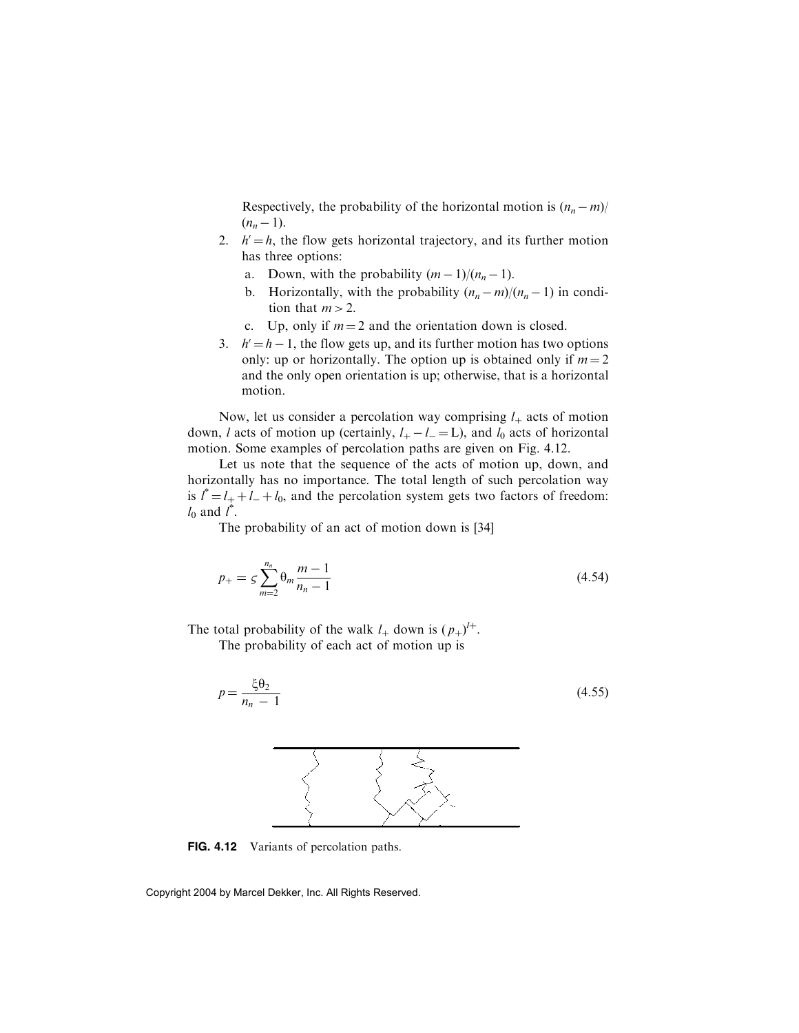Respectively, the probability of the horizontal motion is $(n_n - m)/(n_n - 1)$.

2. $h' = h$, the flow gets horizontal trajectory, and its further motion has three options:
   a. Down, with the probability $(m-1)/(n_n - 1)$.
   b. Horizontally, with the probability $(n_n - m)/(n_n - 1)$ in condition that $m > 2$.
   c. Up, only if $m = 2$ and the orientation down is closed.
3. $h' = h - 1$, the flow gets up, and its further motion has two options only: up or horizontally. The option up is obtained only if $m = 2$ and the only open orientation is up; otherwise, that is a horizontal motion.

Now, let us consider a percolation way comprising $l_+$ acts of motion down, $l$ acts of motion up (certainly, $l_+ - l_- = \mathrm{L}$), and $l_0$ acts of horizontal motion. Some examples of percolation paths are given on Fig. 4.12.

Let us note that the sequence of the acts of motion up, down, and horizontally has no importance. The total length of such percolation way is $l^* = l_+ + l_- + l_0$, and the percolation system gets two factors of freedom: $l_0$ and $l^*$.

The probability of an act of motion down is [34]

$$p_+ = \varsigma \sum_{m=2}^{n_n} \theta_m \frac{m-1}{n_n - 1} \tag{4.54}$$

The total probability of the walk $l_+$ down is $(p_+)^{l+}$.

The probability of each act of motion up is

$$p = \frac{\xi \theta_2}{n_n - 1} \tag{4.55}$$

**FIG. 4.12** Variants of percolation paths.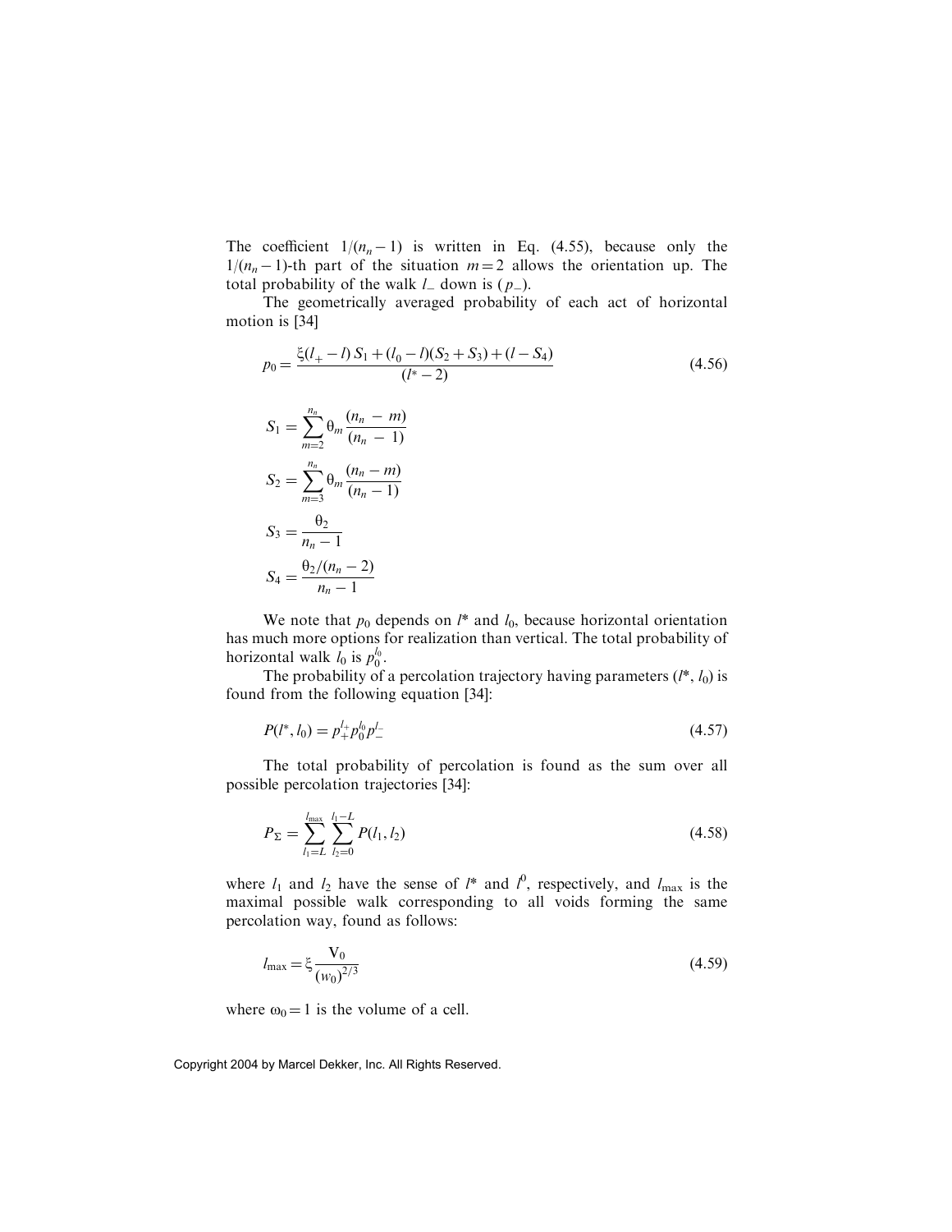The coefficient $1/(n_n - 1)$ is written in Eq. (4.55), because only the $1/(n_n - 1)$-th part of the situation $m = 2$ allows the orientation up. The total probability of the walk $l_-$ down is $(p_-)$.

The geometrically averaged probability of each act of horizontal motion is [34]

$$p_0 = \frac{\xi(l_+ - l)\,S_1 + (l_0 - l)(S_2 + S_3) + (l - S_4)}{(l^* - 2)} \tag{4.56}$$

$$S_1 = \sum_{m=2}^{n_n} \theta_m \frac{(n_n - m)}{(n_n - 1)}$$

$$S_2 = \sum_{m=3}^{n_n} \theta_m \frac{(n_n - m)}{(n_n - 1)}$$

$$S_3 = \frac{\theta_2}{n_n - 1}$$

$$S_4 = \frac{\theta_2/(n_n - 2)}{n_n - 1}$$

We note that $p_0$ depends on $l^*$ and $l_0$, because horizontal orientation has much more options for realization than vertical. The total probability of horizontal walk $l_0$ is $p_0^{l_0}$.

The probability of a percolation trajectory having parameters $(l^*, l_0)$ is found from the following equation [34]:

$$P(l^*, l_0) = p_+^{l_+} p_0^{l_0} p_-^{l_-} \tag{4.57}$$

The total probability of percolation is found as the sum over all possible percolation trajectories [34]:

$$P_\Sigma = \sum_{l_1=L}^{l_{\max}} \sum_{l_2=0}^{l_1-L} P(l_1, l_2) \tag{4.58}$$

where $l_1$ and $l_2$ have the sense of $l^*$ and $l^0$, respectively, and $l_{\max}$ is the maximal possible walk corresponding to all voids forming the same percolation way, found as follows:

$$l_{\max} = \xi \frac{\mathrm{V}_0}{(w_0)^{2/3}} \tag{4.59}$$

where $\omega_0 = 1$ is the volume of a cell.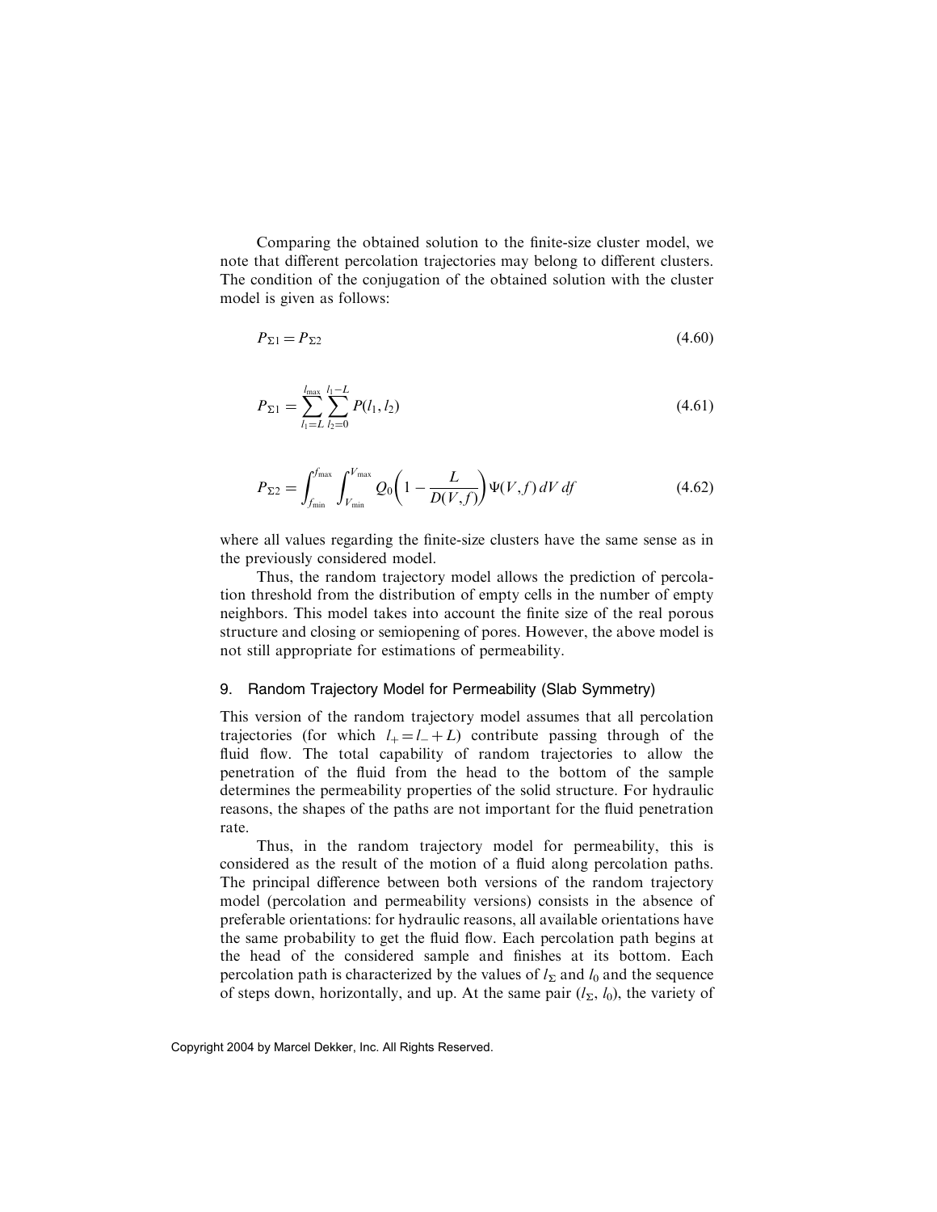Comparing the obtained solution to the finite-size cluster model, we note that different percolation trajectories may belong to different clusters. The condition of the conjugation of the obtained solution with the cluster model is given as follows:

$$P_{\Sigma 1} = P_{\Sigma 2} \tag{4.60}$$

$$P_{\Sigma 1} = \sum_{l_1 = L}^{l_{\max}} \sum_{l_2 = 0}^{l_1 - L} P(l_1, l_2) \tag{4.61}$$

$$P_{\Sigma 2} = \int_{f_{\min}}^{f_{\max}} \int_{V_{\min}}^{V_{\max}} Q_0 \left( 1 - \frac{L}{D(V, f)} \right) \Psi(V, f)\, dV\, df \tag{4.62}$$

where all values regarding the finite-size clusters have the same sense as in the previously considered model.

Thus, the random trajectory model allows the prediction of percolation threshold from the distribution of empty cells in the number of empty neighbors. This model takes into account the finite size of the real porous structure and closing or semiopening of pores. However, the above model is not still appropriate for estimations of permeability.

## 9. Random Trajectory Model for Permeability (Slab Symmetry)

This version of the random trajectory model assumes that all percolation trajectories (for which $l_+ = l_- + L$) contribute passing through of the fluid flow. The total capability of random trajectories to allow the penetration of the fluid from the head to the bottom of the sample determines the permeability properties of the solid structure. For hydraulic reasons, the shapes of the paths are not important for the fluid penetration rate.

Thus, in the random trajectory model for permeability, this is considered as the result of the motion of a fluid along percolation paths. The principal difference between both versions of the random trajectory model (percolation and permeability versions) consists in the absence of preferable orientations: for hydraulic reasons, all available orientations have the same probability to get the fluid flow. Each percolation path begins at the head of the considered sample and finishes at its bottom. Each percolation path is characterized by the values of $l_\Sigma$ and $l_0$ and the sequence of steps down, horizontally, and up. At the same pair ($l_\Sigma$, $l_0$), the variety of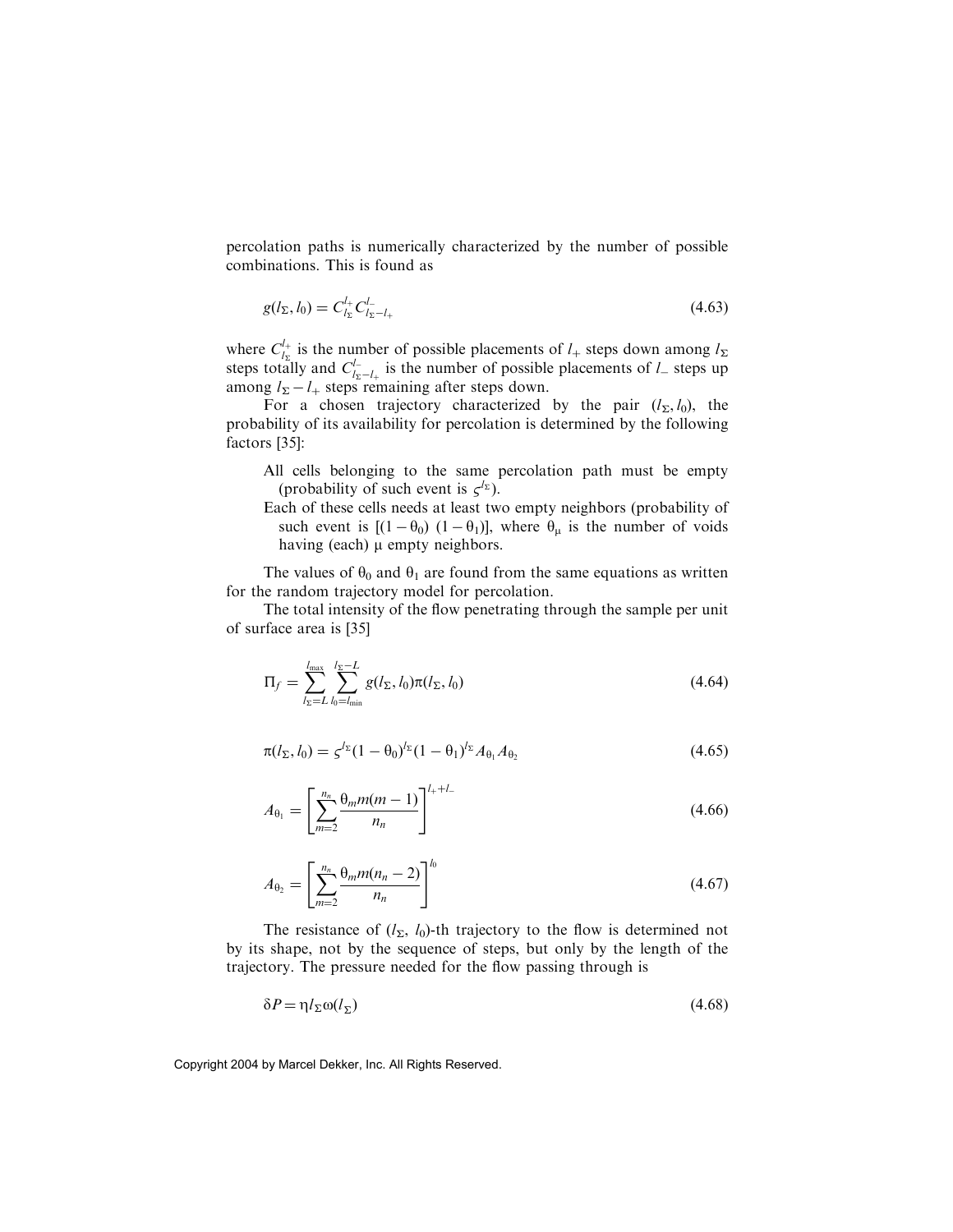percolation paths is numerically characterized by the number of possible combinations. This is found as

$$g(l_\Sigma, l_0) = C_{l_\Sigma}^{l_+} C_{l_\Sigma - l_+}^{l_-} \tag{4.63}$$

where $C_{l_\Sigma}^{l_+}$ is the number of possible placements of $l_+$ steps down among $l_\Sigma$ steps totally and $C_{l_\Sigma - l_+}^{l_-}$ is the number of possible placements of $l_-$ steps up among $l_\Sigma - l_+$ steps remaining after steps down.

For a chosen trajectory characterized by the pair $(l_\Sigma, l_0)$, the probability of its availability for percolation is determined by the following factors [35]:

- All cells belonging to the same percolation path must be empty (probability of such event is $\varsigma^{l_\Sigma}$).
- Each of these cells needs at least two empty neighbors (probability of such event is $[(1-\theta_0)\ (1-\theta_1)]$, where $\theta_\mu$ is the number of voids having (each) $\mu$ empty neighbors.

The values of $\theta_0$ and $\theta_1$ are found from the same equations as written for the random trajectory model for percolation.

The total intensity of the flow penetrating through the sample per unit of surface area is [35]

$$\Pi_f = \sum_{l_\Sigma = L}^{l_{\max}} \sum_{l_0 = l_{\min}}^{l_\Sigma - L} g(l_\Sigma, l_0)\pi(l_\Sigma, l_0) \tag{4.64}$$

$$\pi(l_\Sigma, l_0) = \varsigma^{l_\Sigma}(1-\theta_0)^{l_\Sigma}(1-\theta_1)^{l_\Sigma} A_{\theta_1} A_{\theta_2} \tag{4.65}$$

$$A_{\theta_1} = \left[ \sum_{m=2}^{n_n} \frac{\theta_m m(m-1)}{n_n} \right]^{l_+ + l_-} \tag{4.66}$$

$$A_{\theta_2} = \left[ \sum_{m=2}^{n_n} \frac{\theta_m m(n_n - 2)}{n_n} \right]^{l_0} \tag{4.67}$$

The resistance of $(l_\Sigma,\ l_0)$-th trajectory to the flow is determined not by its shape, not by the sequence of steps, but only by the length of the trajectory. The pressure needed for the flow passing through is

$$\delta P = \eta l_\Sigma \omega(l_\Sigma) \tag{4.68}$$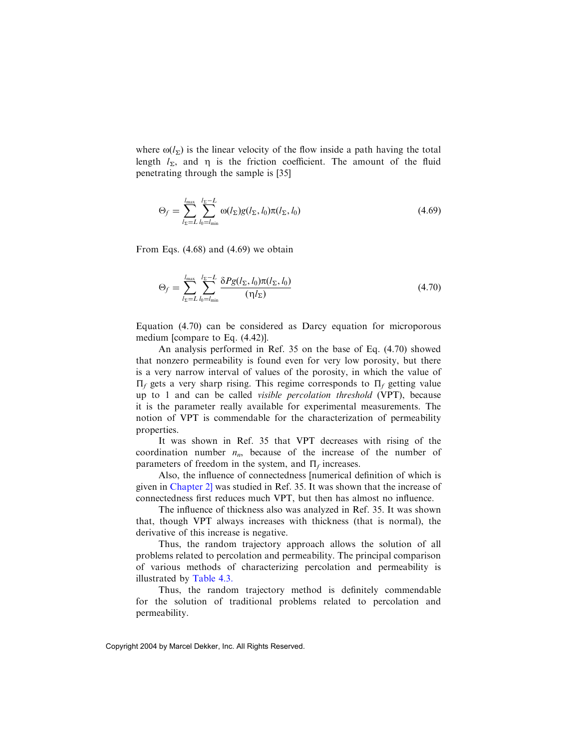where $\omega(l_\Sigma)$ is the linear velocity of the flow inside a path having the total length $l_\Sigma$, and $\eta$ is the friction coefficient. The amount of the fluid penetrating through the sample is [35]

$$\Theta_f = \sum_{l_\Sigma = L}^{l_{\max}} \sum_{l_0 = l_{\min}}^{l_\Sigma - L} \omega(l_\Sigma) g(l_\Sigma, l_0) \pi(l_\Sigma, l_0) \tag{4.69}$$

From Eqs. (4.68) and (4.69) we obtain

$$\Theta_f = \sum_{l_\Sigma = L}^{l_{\max}} \sum_{l_0 = l_{\min}}^{l_\Sigma - L} \frac{\delta P g(l_\Sigma, l_0) \pi(l_\Sigma, l_0)}{(\eta l_\Sigma)} \tag{4.70}$$

Equation (4.70) can be considered as Darcy equation for microporous medium [compare to Eq. (4.42)].

An analysis performed in Ref. 35 on the base of Eq. (4.70) showed that nonzero permeability is found even for very low porosity, but there is a very narrow interval of values of the porosity, in which the value of $\Pi_f$ gets a very sharp rising. This regime corresponds to $\Pi_f$ getting value up to 1 and can be called *visible percolation threshold* (VPT), because it is the parameter really available for experimental measurements. The notion of VPT is commendable for the characterization of permeability properties.

It was shown in Ref. 35 that VPT decreases with rising of the coordination number $n_n$, because of the increase of the number of parameters of freedom in the system, and $\Pi_f$ increases.

Also, the influence of connectedness [numerical definition of which is given in Chapter 2] was studied in Ref. 35. It was shown that the increase of connectedness first reduces much VPT, but then has almost no influence.

The influence of thickness also was analyzed in Ref. 35. It was shown that, though VPT always increases with thickness (that is normal), the derivative of this increase is negative.

Thus, the random trajectory approach allows the solution of all problems related to percolation and permeability. The principal comparison of various methods of characterizing percolation and permeability is illustrated by Table 4.3.

Thus, the random trajectory method is definitely commendable for the solution of traditional problems related to percolation and permeability.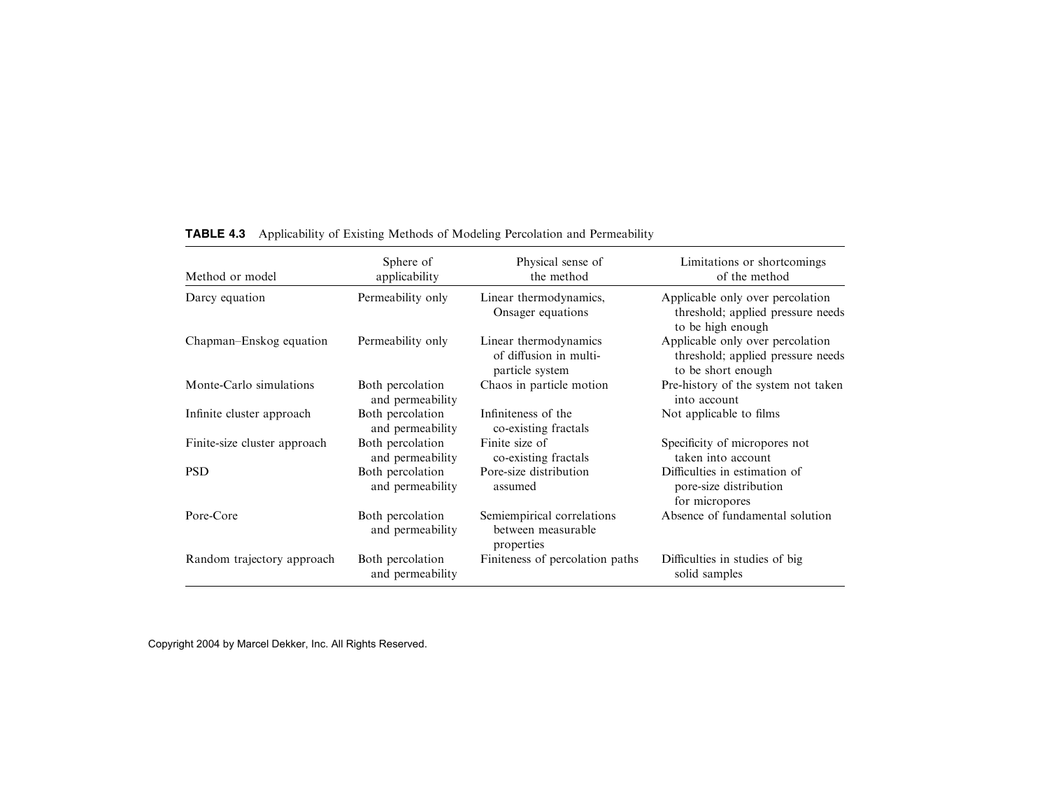**TABLE 4.3** Applicability of Existing Methods of Modeling Percolation and Permeability

| Method or model | Sphere of applicability | Physical sense of the method | Limitations or shortcomings of the method |
|---|---|---|---|
| Darcy equation | Permeability only | Linear thermodynamics, Onsager equations | Applicable only over percolation threshold; applied pressure needs to be high enough |
| Chapman–Enskog equation | Permeability only | Linear thermodynamics of diffusion in multi-particle system | Applicable only over percolation threshold; applied pressure needs to be short enough |
| Monte-Carlo simulations | Both percolation and permeability | Chaos in particle motion | Pre-history of the system not taken into account |
| Infinite cluster approach | Both percolation and permeability | Infiniteness of the co-existing fractals | Not applicable to films |
| Finite-size cluster approach | Both percolation and permeability | Finite size of co-existing fractals | Specificity of micropores not taken into account |
| PSD | Both percolation and permeability | Pore-size distribution assumed | Difficulties in estimation of pore-size distribution for micropores |
| Pore-Core | Both percolation and permeability | Semiempirical correlations between measurable properties | Absence of fundamental solution |
| Random trajectory approach | Both percolation and permeability | Finiteness of percolation paths | Difficulties in studies of big solid samples |

Copyright 2004 by Marcel Dekker, Inc. All Rights Reserved.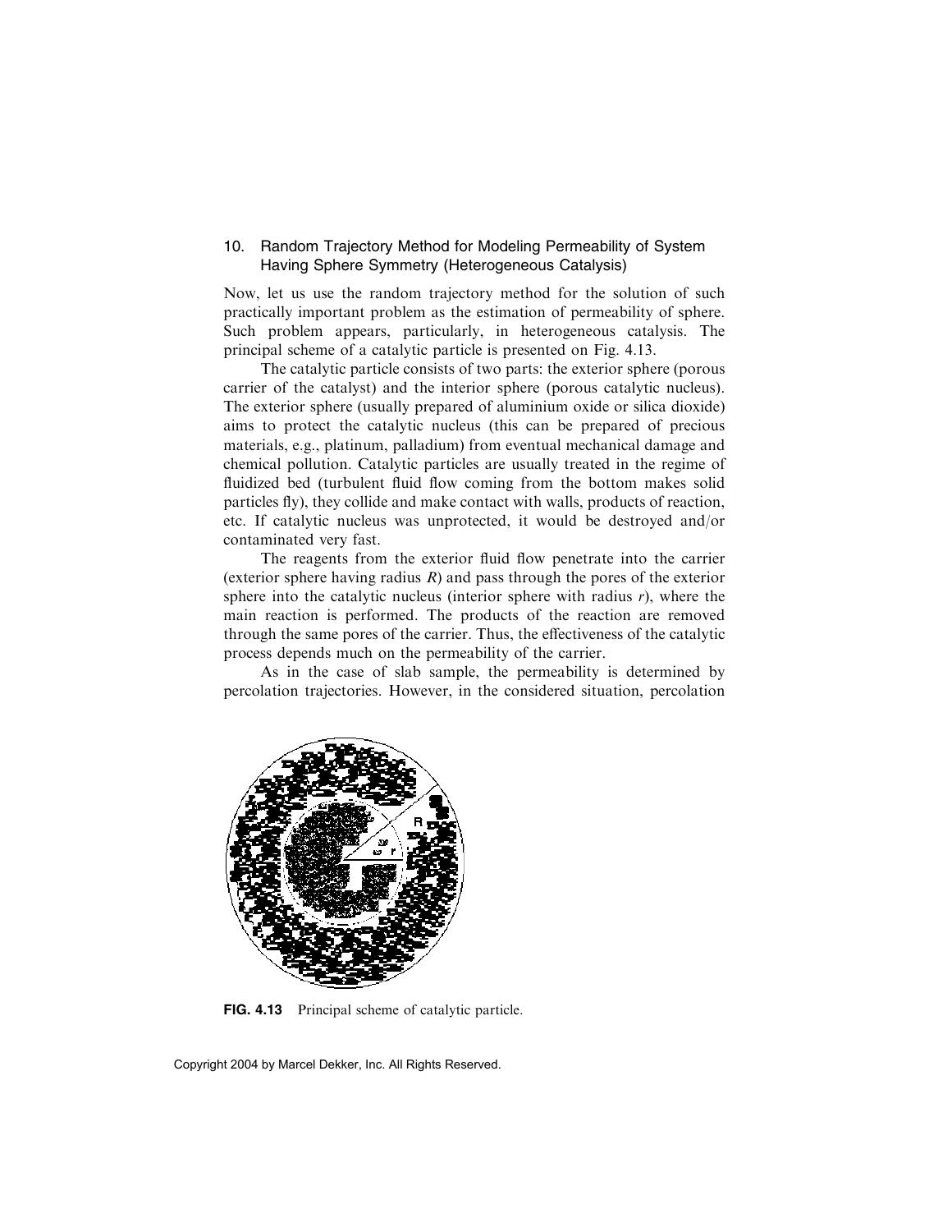## 10. Random Trajectory Method for Modeling Permeability of System Having Sphere Symmetry (Heterogeneous Catalysis)

Now, let us use the random trajectory method for the solution of such practically important problem as the estimation of permeability of sphere. Such problem appears, particularly, in heterogeneous catalysis. The principal scheme of a catalytic particle is presented on Fig. 4.13.

The catalytic particle consists of two parts: the exterior sphere (porous carrier of the catalyst) and the interior sphere (porous catalytic nucleus). The exterior sphere (usually prepared of aluminium oxide or silica dioxide) aims to protect the catalytic nucleus (this can be prepared of precious materials, e.g., platinum, palladium) from eventual mechanical damage and chemical pollution. Catalytic particles are usually treated in the regime of fluidized bed (turbulent fluid flow coming from the bottom makes solid particles fly), they collide and make contact with walls, products of reaction, etc. If catalytic nucleus was unprotected, it would be destroyed and/or contaminated very fast.

The reagents from the exterior fluid flow penetrate into the carrier (exterior sphere having radius $R$) and pass through the pores of the exterior sphere into the catalytic nucleus (interior sphere with radius $r$), where the main reaction is performed. The products of the reaction are removed through the same pores of the carrier. Thus, the effectiveness of the catalytic process depends much on the permeability of the carrier.

As in the case of slab sample, the permeability is determined by percolation trajectories. However, in the considered situation, percolation

**FIG. 4.13** Principal scheme of catalytic particle.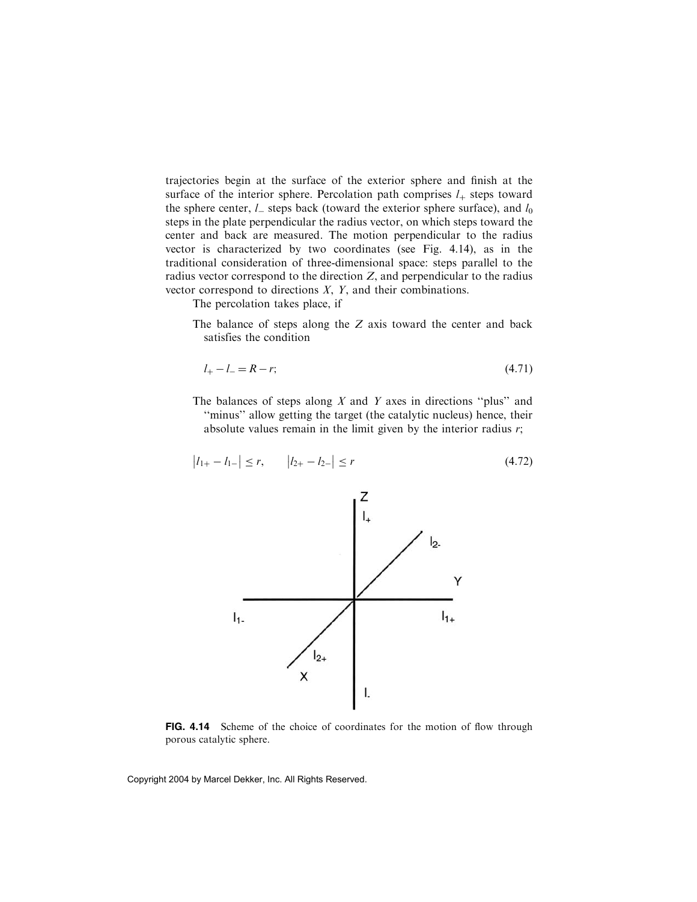trajectories begin at the surface of the exterior sphere and finish at the surface of the interior sphere. Percolation path comprises $l_+$ steps toward the sphere center, $l_-$ steps back (toward the exterior sphere surface), and $l_0$ steps in the plate perpendicular the radius vector, on which steps toward the center and back are measured. The motion perpendicular to the radius vector is characterized by two coordinates (see Fig. 4.14), as in the traditional consideration of three-dimensional space: steps parallel to the radius vector correspond to the direction $Z$, and perpendicular to the radius vector correspond to directions $X$, $Y$, and their combinations.

The percolation takes place, if

The balance of steps along the $Z$ axis toward the center and back satisfies the condition

$$l_+ - l_- = R - r; \tag{4.71}$$

The balances of steps along $X$ and $Y$ axes in directions "plus" and "minus" allow getting the target (the catalytic nucleus) hence, their absolute values remain in the limit given by the interior radius $r$;

$$|l_{1+} - l_{1-}| \leq r, \qquad |l_{2+} - l_{2-}| \leq r \tag{4.72}$$

**FIG. 4.14** Scheme of the choice of coordinates for the motion of flow through porous catalytic sphere.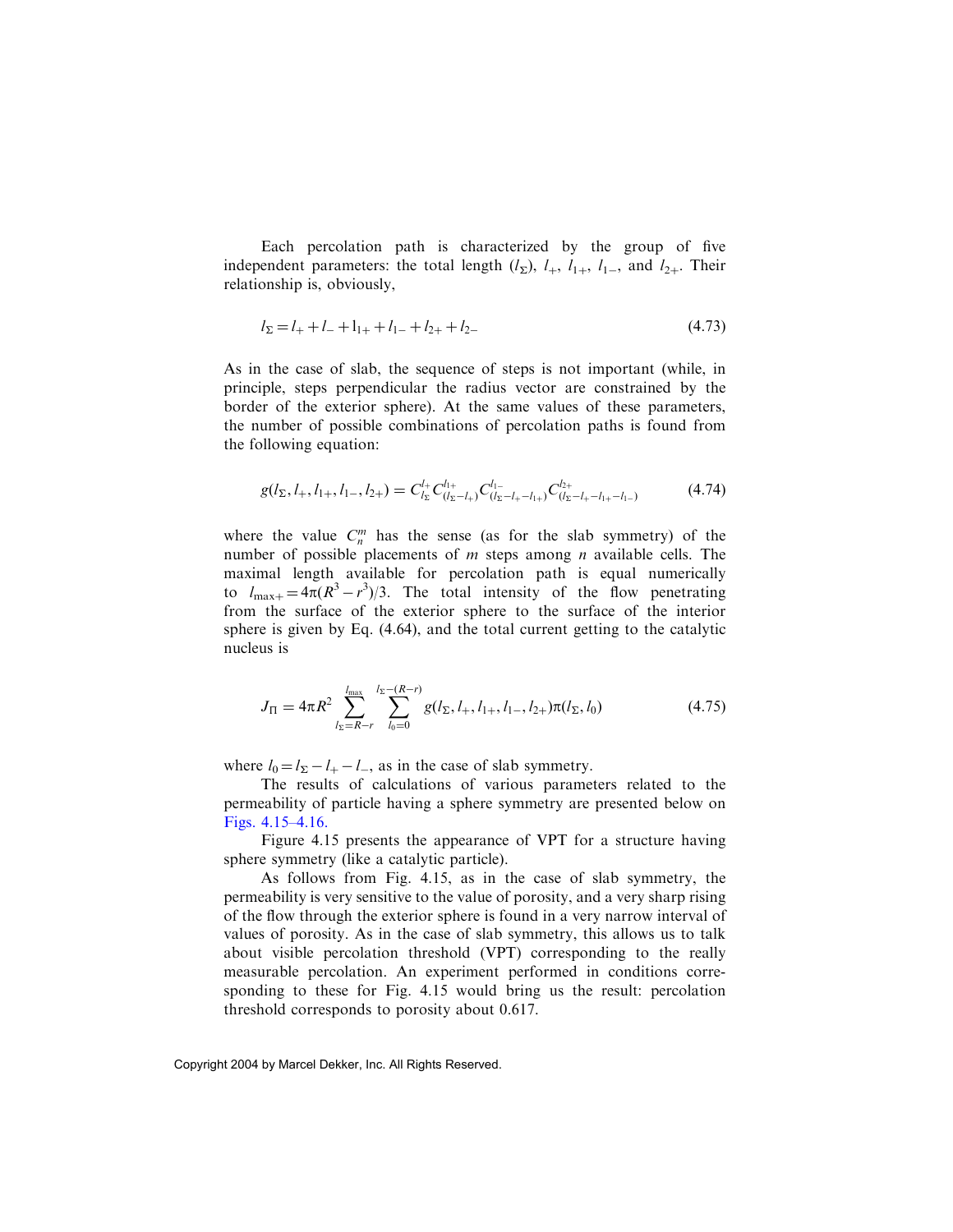Each percolation path is characterized by the group of five independent parameters: the total length ($l_\Sigma$), $l_+$, $l_{1+}$, $l_{1-}$, and $l_{2+}$. Their relationship is, obviously,

$$l_\Sigma = l_+ + l_- + l_{1+} + l_{1-} + l_{2+} + l_{2-} \tag{4.73}$$

As in the case of slab, the sequence of steps is not important (while, in principle, steps perpendicular the radius vector are constrained by the border of the exterior sphere). At the same values of these parameters, the number of possible combinations of percolation paths is found from the following equation:

$$g(l_\Sigma, l_+, l_{1+}, l_{1-}, l_{2+}) = C_{l_\Sigma}^{l_+} C_{(l_\Sigma - l_+)}^{l_{1+}} C_{(l_\Sigma - l_+ - l_{1+})}^{l_{1-}} C_{(l_\Sigma - l_+ - l_{1+} - l_{1-})}^{l_{2+}} \tag{4.74}$$

where the value $C_n^m$ has the sense (as for the slab symmetry) of the number of possible placements of $m$ steps among $n$ available cells. The maximal length available for percolation path is equal numerically to $l_{\max +} = 4\pi(R^3 - r^3)/3$. The total intensity of the flow penetrating from the surface of the exterior sphere to the surface of the interior sphere is given by Eq. (4.64), and the total current getting to the catalytic nucleus is

$$J_\Pi = 4\pi R^2 \sum_{l_\Sigma = R-r}^{l_{\max}} \sum_{l_0=0}^{l_\Sigma-(R-r)} g(l_\Sigma, l_+, l_{1+}, l_{1-}, l_{2+}) \pi(l_\Sigma, l_0) \tag{4.75}$$

where $l_0 = l_\Sigma - l_+ - l_-$, as in the case of slab symmetry.

The results of calculations of various parameters related to the permeability of particle having a sphere symmetry are presented below on Figs. 4.15–4.16.

Figure 4.15 presents the appearance of VPT for a structure having sphere symmetry (like a catalytic particle).

As follows from Fig. 4.15, as in the case of slab symmetry, the permeability is very sensitive to the value of porosity, and a very sharp rising of the flow through the exterior sphere is found in a very narrow interval of values of porosity. As in the case of slab symmetry, this allows us to talk about visible percolation threshold (VPT) corresponding to the really measurable percolation. An experiment performed in conditions corresponding to these for Fig. 4.15 would bring us the result: percolation threshold corresponds to porosity about 0.617.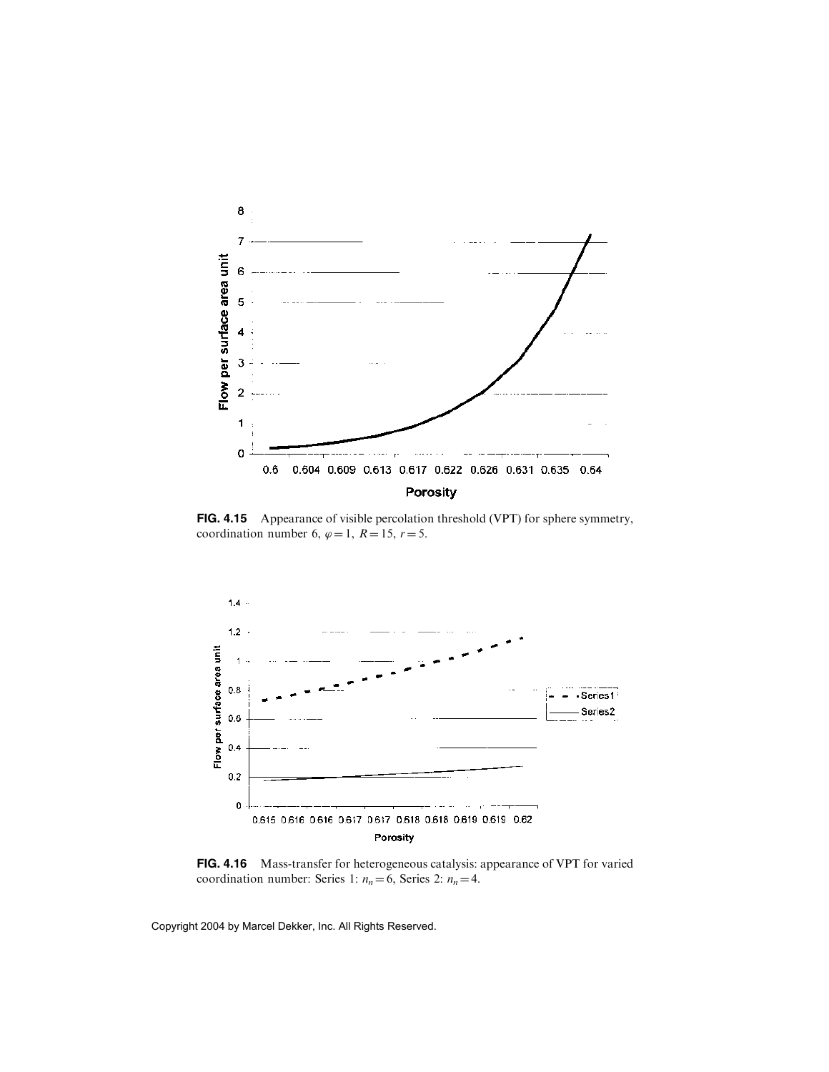**FIG. 4.15** Appearance of visible percolation threshold (VPT) for sphere symmetry, coordination number 6, $\varphi = 1$, $R = 15$, $r = 5$.

**FIG. 4.16** Mass-transfer for heterogeneous catalysis: appearance of VPT for varied coordination number: Series 1: $n_n = 6$, Series 2: $n_n = 4$.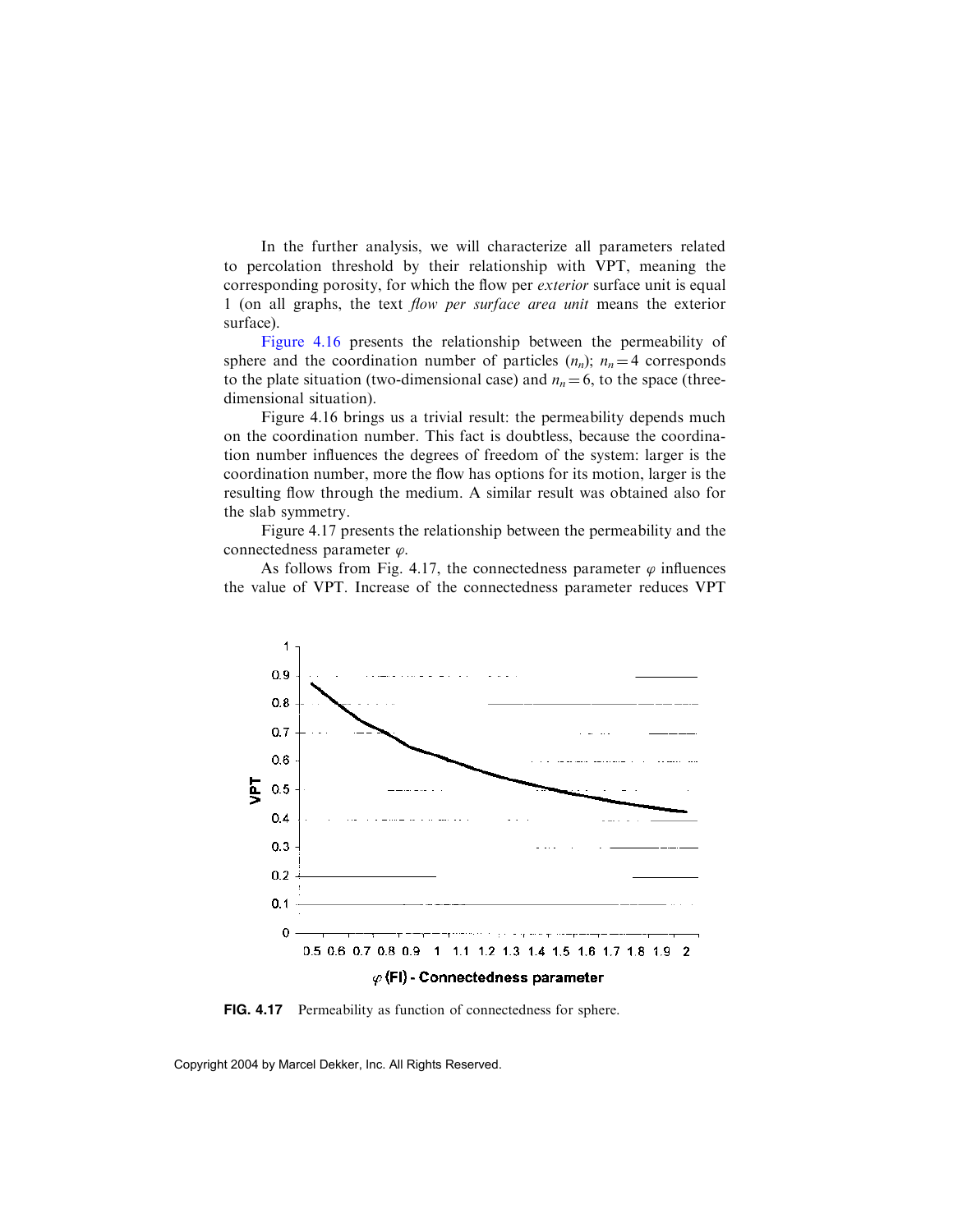In the further analysis, we will characterize all parameters related to percolation threshold by their relationship with VPT, meaning the corresponding porosity, for which the flow per *exterior* surface unit is equal 1 (on all graphs, the text *flow per surface area unit* means the exterior surface).

Figure 4.16 presents the relationship between the permeability of sphere and the coordination number of particles ($n_n$); $n_n = 4$ corresponds to the plate situation (two-dimensional case) and $n_n = 6$, to the space (three-dimensional situation).

Figure 4.16 brings us a trivial result: the permeability depends much on the coordination number. This fact is doubtless, because the coordination number influences the degrees of freedom of the system: larger is the coordination number, more the flow has options for its motion, larger is the resulting flow through the medium. A similar result was obtained also for the slab symmetry.

Figure 4.17 presents the relationship between the permeability and the connectedness parameter $\varphi$.

As follows from Fig. 4.17, the connectedness parameter $\varphi$ influences the value of VPT. Increase of the connectedness parameter reduces VPT

**FIG. 4.17** Permeability as function of connectedness for sphere.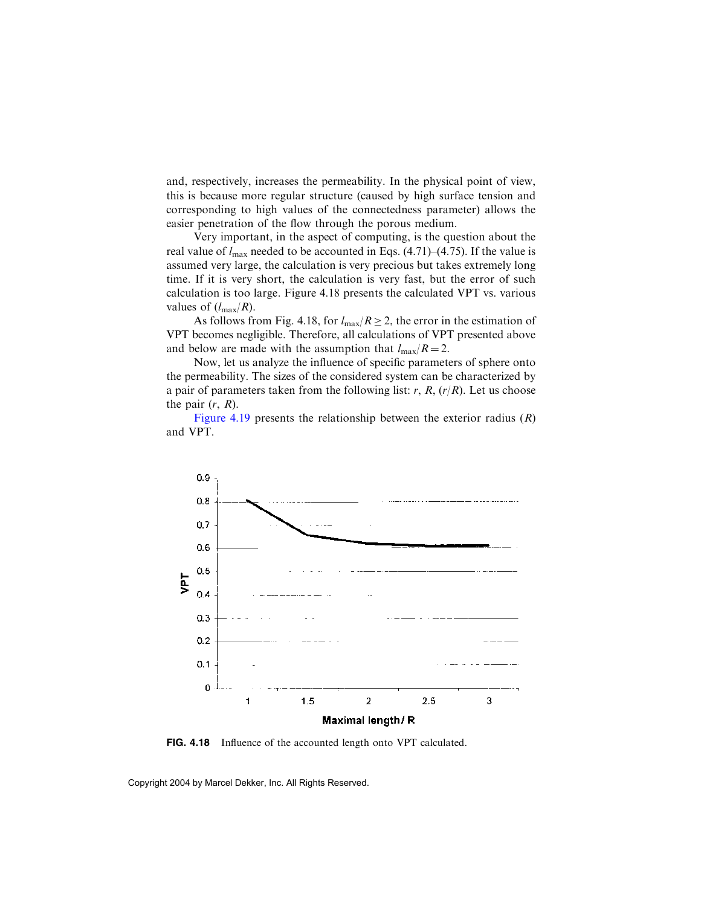and, respectively, increases the permeability. In the physical point of view, this is because more regular structure (caused by high surface tension and corresponding to high values of the connectedness parameter) allows the easier penetration of the flow through the porous medium.

Very important, in the aspect of computing, is the question about the real value of $l_{max}$ needed to be accounted in Eqs. (4.71)–(4.75). If the value is assumed very large, the calculation is very precious but takes extremely long time. If it is very short, the calculation is very fast, but the error of such calculation is too large. Figure 4.18 presents the calculated VPT vs. various values of ($l_{max}/R$).

As follows from Fig. 4.18, for $l_{max}/R \geq 2$, the error in the estimation of VPT becomes negligible. Therefore, all calculations of VPT presented above and below are made with the assumption that $l_{max}/R = 2$.

Now, let us analyze the influence of specific parameters of sphere onto the permeability. The sizes of the considered system can be characterized by a pair of parameters taken from the following list: $r$, $R$, ($r/R$). Let us choose the pair ($r$, $R$).

Figure 4.19 presents the relationship between the exterior radius ($R$) and VPT.

**FIG. 4.18** Influence of the accounted length onto VPT calculated.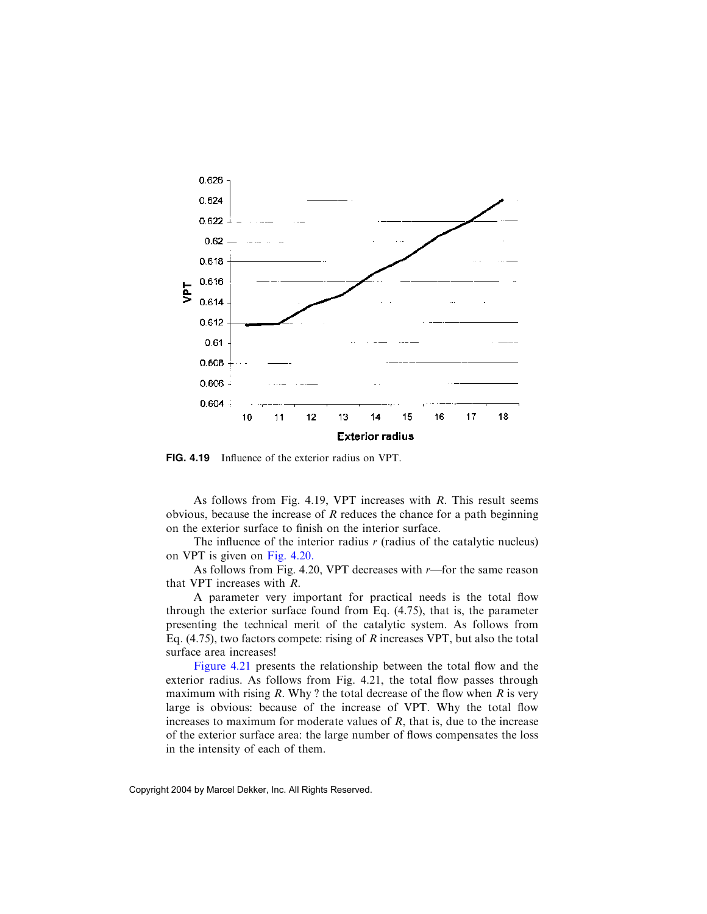**FIG. 4.19** Influence of the exterior radius on VPT.

As follows from Fig. 4.19, VPT increases with $R$. This result seems obvious, because the increase of $R$ reduces the chance for a path beginning on the exterior surface to finish on the interior surface.

The influence of the interior radius $r$ (radius of the catalytic nucleus) on VPT is given on Fig. 4.20.

As follows from Fig. 4.20, VPT decreases with $r$—for the same reason that VPT increases with $R$.

A parameter very important for practical needs is the total flow through the exterior surface found from Eq. (4.75), that is, the parameter presenting the technical merit of the catalytic system. As follows from Eq. (4.75), two factors compete: rising of $R$ increases VPT, but also the total surface area increases!

Figure 4.21 presents the relationship between the total flow and the exterior radius. As follows from Fig. 4.21, the total flow passes through maximum with rising $R$. Why ? the total decrease of the flow when $R$ is very large is obvious: because of the increase of VPT. Why the total flow increases to maximum for moderate values of $R$, that is, due to the increase of the exterior surface area: the large number of flows compensates the loss in the intensity of each of them.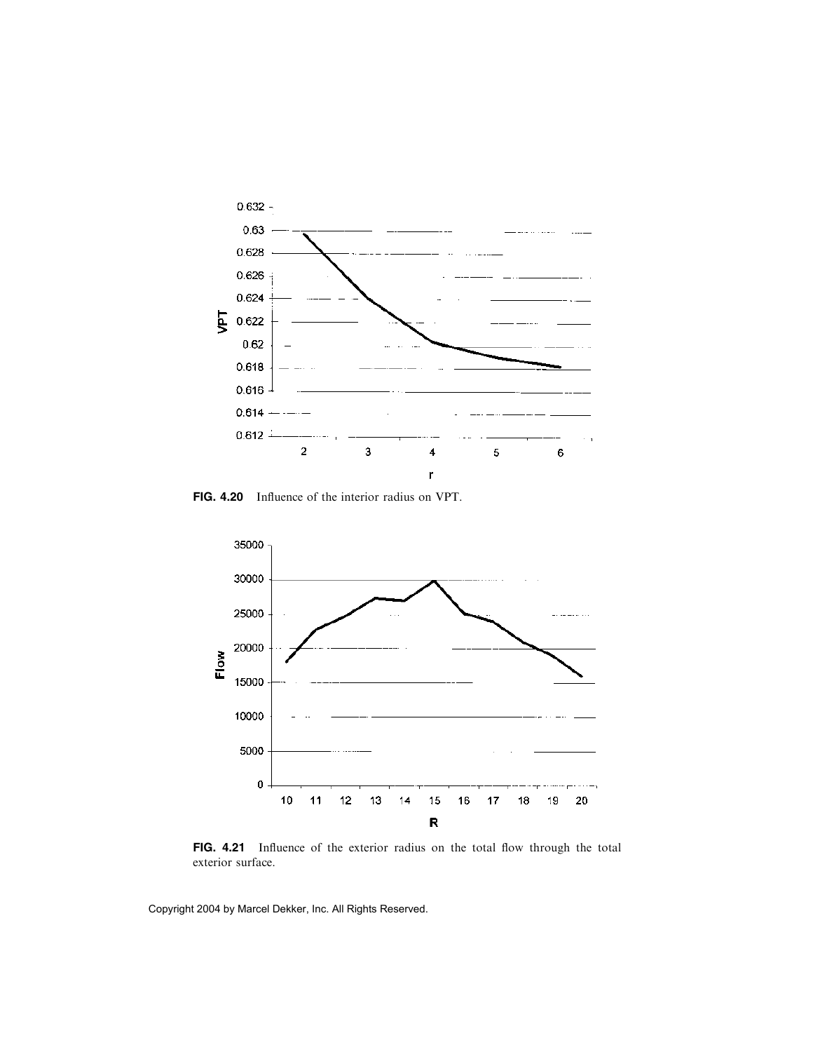FIG. 4.20 Influence of the interior radius on VPT.

FIG. 4.21 Influence of the exterior radius on the total flow through the total exterior surface.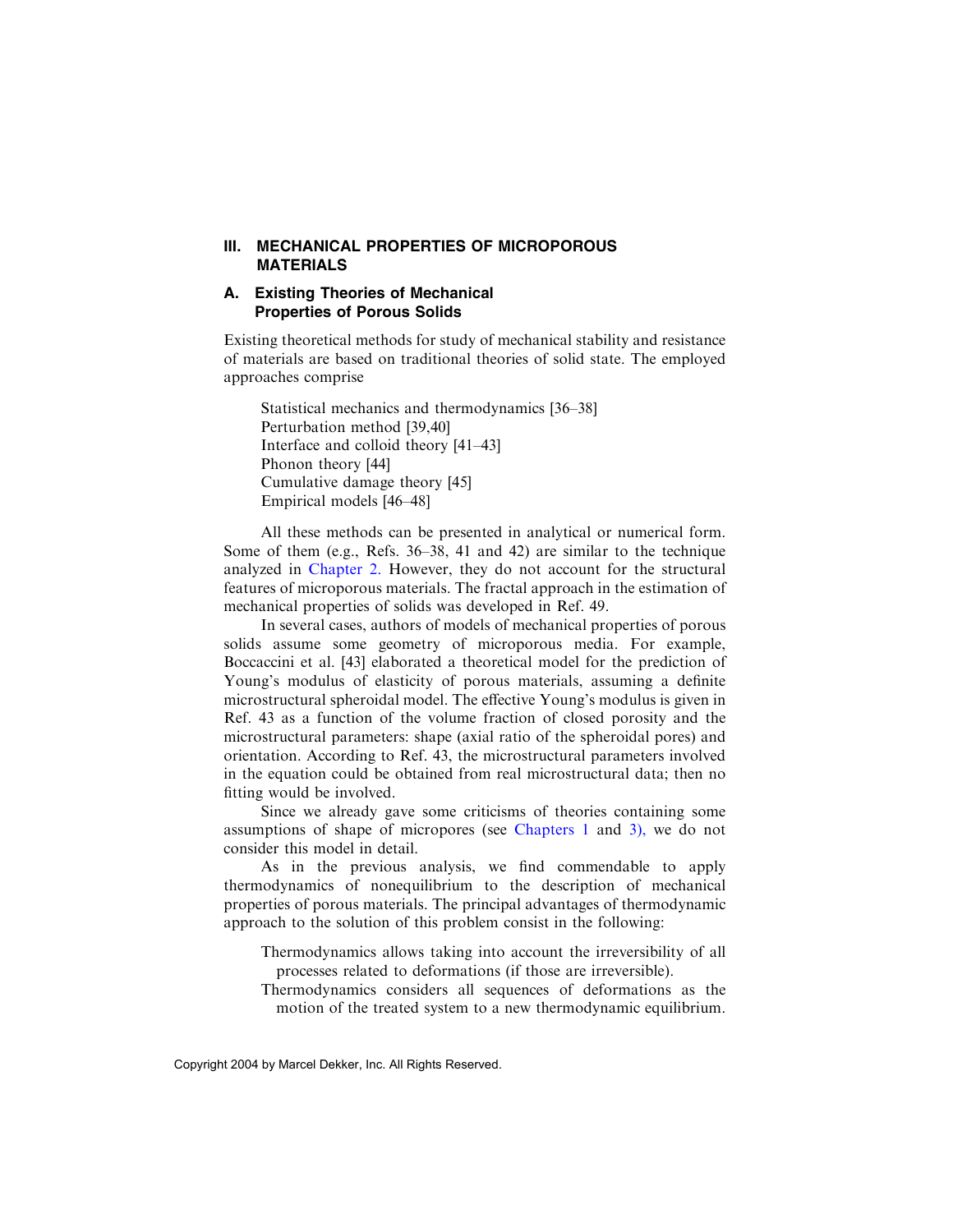## III. MECHANICAL PROPERTIES OF MICROPOROUS MATERIALS

### A. Existing Theories of Mechanical Properties of Porous Solids

Existing theoretical methods for study of mechanical stability and resistance of materials are based on traditional theories of solid state. The employed approaches comprise

- Statistical mechanics and thermodynamics [36–38]
- Perturbation method [39,40]
- Interface and colloid theory [41–43]
- Phonon theory [44]
- Cumulative damage theory [45]
- Empirical models [46–48]

All these methods can be presented in analytical or numerical form. Some of them (e.g., Refs. 36–38, 41 and 42) are similar to the technique analyzed in Chapter 2. However, they do not account for the structural features of microporous materials. The fractal approach in the estimation of mechanical properties of solids was developed in Ref. 49.

In several cases, authors of models of mechanical properties of porous solids assume some geometry of microporous media. For example, Boccaccini et al. [43] elaborated a theoretical model for the prediction of Young's modulus of elasticity of porous materials, assuming a definite microstructural spheroidal model. The effective Young's modulus is given in Ref. 43 as a function of the volume fraction of closed porosity and the microstructural parameters: shape (axial ratio of the spheroidal pores) and orientation. According to Ref. 43, the microstructural parameters involved in the equation could be obtained from real microstructural data; then no fitting would be involved.

Since we already gave some criticisms of theories containing some assumptions of shape of micropores (see Chapters 1 and 3), we do not consider this model in detail.

As in the previous analysis, we find commendable to apply thermodynamics of nonequilibrium to the description of mechanical properties of porous materials. The principal advantages of thermodynamic approach to the solution of this problem consist in the following:

- Thermodynamics allows taking into account the irreversibility of all processes related to deformations (if those are irreversible).
- Thermodynamics considers all sequences of deformations as the motion of the treated system to a new thermodynamic equilibrium.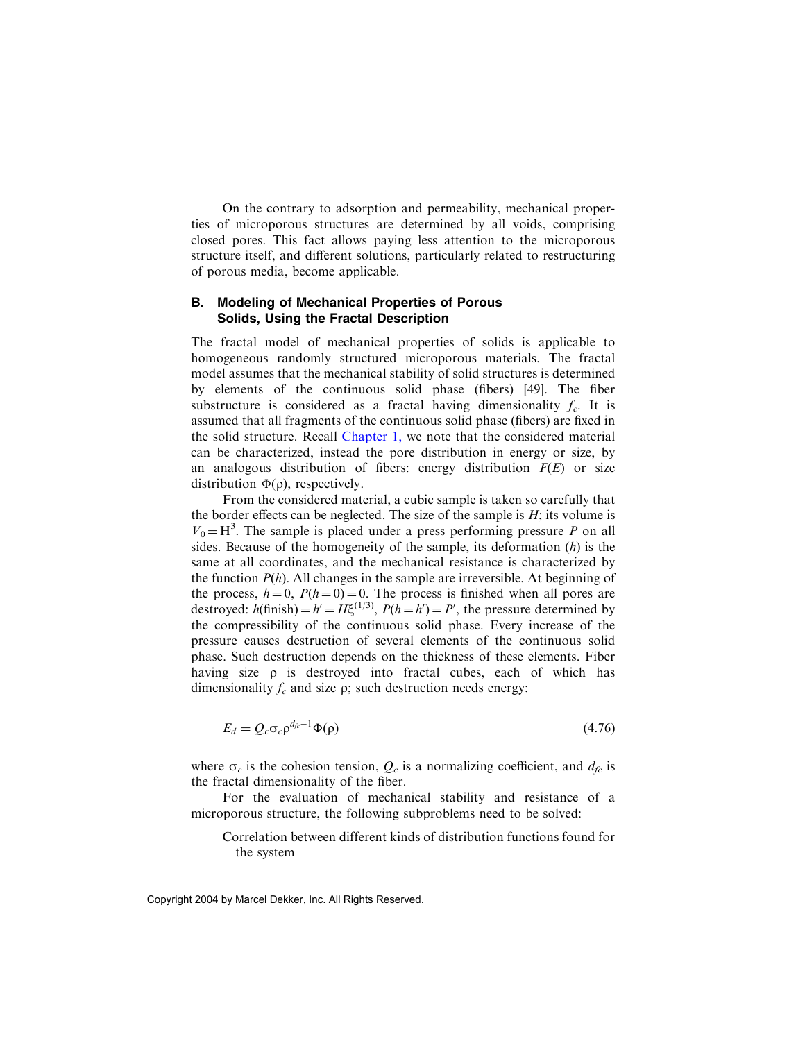On the contrary to adsorption and permeability, mechanical properties of microporous structures are determined by all voids, comprising closed pores. This fact allows paying less attention to the microporous structure itself, and different solutions, particularly related to restructuring of porous media, become applicable.

### B. Modeling of Mechanical Properties of Porous Solids, Using the Fractal Description

The fractal model of mechanical properties of solids is applicable to homogeneous randomly structured microporous materials. The fractal model assumes that the mechanical stability of solid structures is determined by elements of the continuous solid phase (fibers) [49]. The fiber substructure is considered as a fractal having dimensionality $f_c$. It is assumed that all fragments of the continuous solid phase (fibers) are fixed in the solid structure. Recall Chapter 1, we note that the considered material can be characterized, instead the pore distribution in energy or size, by an analogous distribution of fibers: energy distribution $F(E)$ or size distribution $\Phi(\rho)$, respectively.

From the considered material, a cubic sample is taken so carefully that the border effects can be neglected. The size of the sample is $H$; its volume is $V_0 = \mathrm{H}^3$. The sample is placed under a press performing pressure $P$ on all sides. Because of the homogeneity of the sample, its deformation ($h$) is the same at all coordinates, and the mechanical resistance is characterized by the function $P(h)$. All changes in the sample are irreversible. At beginning of the process, $h = 0$, $P(h = 0) = 0$. The process is finished when all pores are destroyed: $h(\text{finish}) = h' = H\xi^{(1/3)}$, $P(h = h') = P'$, the pressure determined by the compressibility of the continuous solid phase. Every increase of the pressure causes destruction of several elements of the continuous solid phase. Such destruction depends on the thickness of these elements. Fiber having size $\rho$ is destroyed into fractal cubes, each of which has dimensionality $f_c$ and size $\rho$; such destruction needs energy:

$$E_d = Q_c \sigma_c \rho^{d_{fc}-1} \Phi(\rho) \tag{4.76}$$

where $\sigma_c$ is the cohesion tension, $Q_c$ is a normalizing coefficient, and $d_{fc}$ is the fractal dimensionality of the fiber.

For the evaluation of mechanical stability and resistance of a microporous structure, the following subproblems need to be solved:

Correlation between different kinds of distribution functions found for the system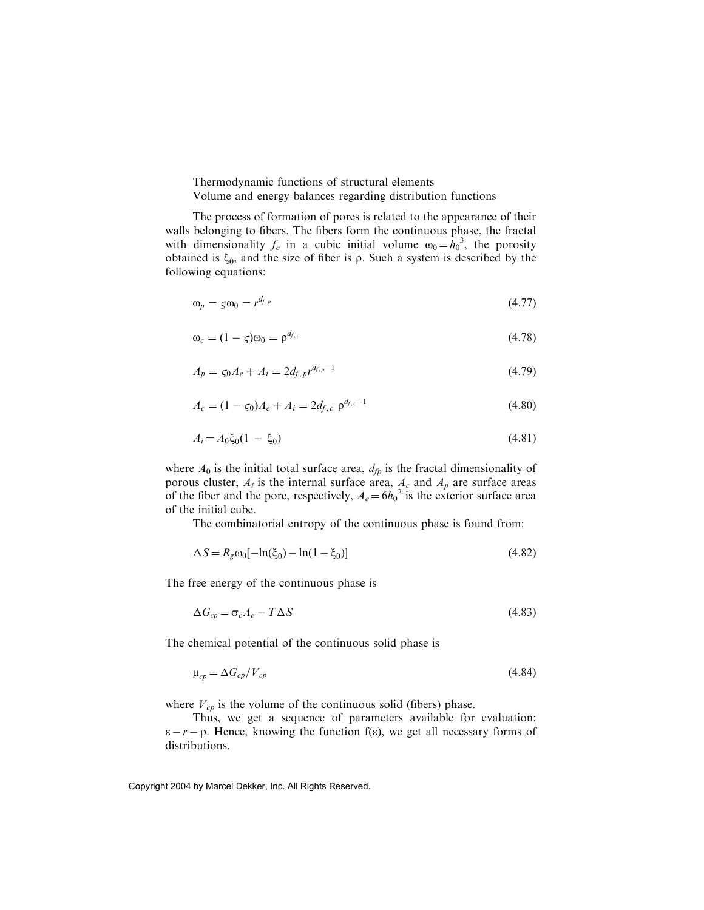Thermodynamic functions of structural elements
Volume and energy balances regarding distribution functions

The process of formation of pores is related to the appearance of their walls belonging to fibers. The fibers form the continuous phase, the fractal with dimensionality $f_c$ in a cubic initial volume $\omega_0 = h_0^{\,3}$, the porosity obtained is $\xi_0$, and the size of fiber is $\rho$. Such a system is described by the following equations:

$$\omega_p = \varsigma\omega_0 = r^{d_{f,p}} \tag{4.77}$$

$$\omega_c = (1 - \varsigma)\omega_0 = \rho^{d_{f,c}} \tag{4.78}$$

$$A_p = \varsigma_0 A_e + A_i = 2d_{f,p} r^{d_{f,p}-1} \tag{4.79}$$

$$A_c = (1 - \varsigma_0)A_e + A_i = 2d_{f,c}\ \rho^{d_{f,c}-1} \tag{4.80}$$

$$A_i = A_0\xi_0(1 - \xi_0) \tag{4.81}$$

where $A_0$ is the initial total surface area, $d_{fp}$ is the fractal dimensionality of porous cluster, $A_i$ is the internal surface area, $A_c$ and $A_p$ are surface areas of the fiber and the pore, respectively, $A_e = 6h_0^{\,2}$ is the exterior surface area of the initial cube.

The combinatorial entropy of the continuous phase is found from:

$$\Delta S = R_g\omega_0[-\ln(\xi_0) - \ln(1 - \xi_0)] \tag{4.82}$$

The free energy of the continuous phase is

$$\Delta G_{cp} = \sigma_c A_e - T\Delta S \tag{4.83}$$

The chemical potential of the continuous solid phase is

$$\mu_{cp} = \Delta G_{cp}/V_{cp} \tag{4.84}$$

where $V_{cp}$ is the volume of the continuous solid (fibers) phase.

Thus, we get a sequence of parameters available for evaluation: $\varepsilon - r - \rho$. Hence, knowing the function $f(\varepsilon)$, we get all necessary forms of distributions.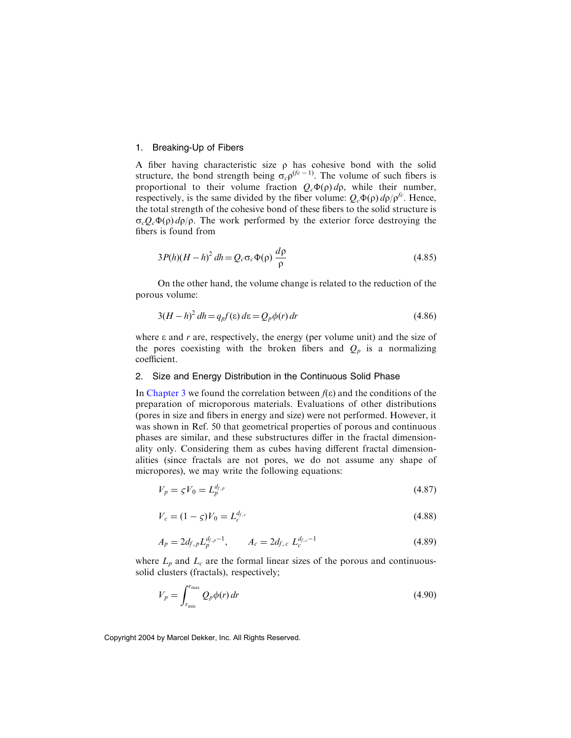### 1. Breaking-Up of Fibers

A fiber having characteristic size $\rho$ has cohesive bond with the solid structure, the bond strength being $\sigma_c \rho^{(fc-1)}$. The volume of such fibers is proportional to their volume fraction $Q_c \Phi(\rho)\, d\rho$, while their number, respectively, is the same divided by the fiber volume: $Q_c \Phi(\rho)\, d\rho / \rho^{fc}$. Hence, the total strength of the cohesive bond of these fibers to the solid structure is $\sigma_c Q_c \Phi(\rho)\, d\rho/\rho$. The work performed by the exterior force destroying the fibers is found from

$$3P(h)(H-h)^2\, dh = Q_c \sigma_c \Phi(\rho)\, \frac{d\rho}{\rho} \tag{4.85}$$

On the other hand, the volume change is related to the reduction of the porous volume:

$$3(H-h)^2\, dh = q_p f(\varepsilon)\, d\varepsilon = Q_p \phi(r)\, dr \tag{4.86}$$

where $\varepsilon$ and $r$ are, respectively, the energy (per volume unit) and the size of the pores coexisting with the broken fibers and $Q_p$ is a normalizing coefficient.

### 2. Size and Energy Distribution in the Continuous Solid Phase

In Chapter 3 we found the correlation between $f(\varepsilon)$ and the conditions of the preparation of microporous materials. Evaluations of other distributions (pores in size and fibers in energy and size) were not performed. However, it was shown in Ref. 50 that geometrical properties of porous and continuous phases are similar, and these substructures differ in the fractal dimensionality only. Considering them as cubes having different fractal dimensionalities (since fractals are not pores, we do not assume any shape of micropores), we may write the following equations:

$$V_p = \varsigma V_0 = L_p^{d_{f,p}} \tag{4.87}$$

$$V_c = (1-\varsigma) V_0 = L_c^{d_{f,c}} \tag{4.88}$$

$$A_p = 2 d_{f,p} L_p^{d_{f,p}-1}, \qquad A_c = 2 d_{f,c}\, L_c^{d_{f,c}-1} \tag{4.89}$$

where $L_p$ and $L_c$ are the formal linear sizes of the porous and continuous-solid clusters (fractals), respectively;

$$V_p = \int_{r_{\min}}^{r_{\max}} Q_p \phi(r)\, dr \tag{4.90}$$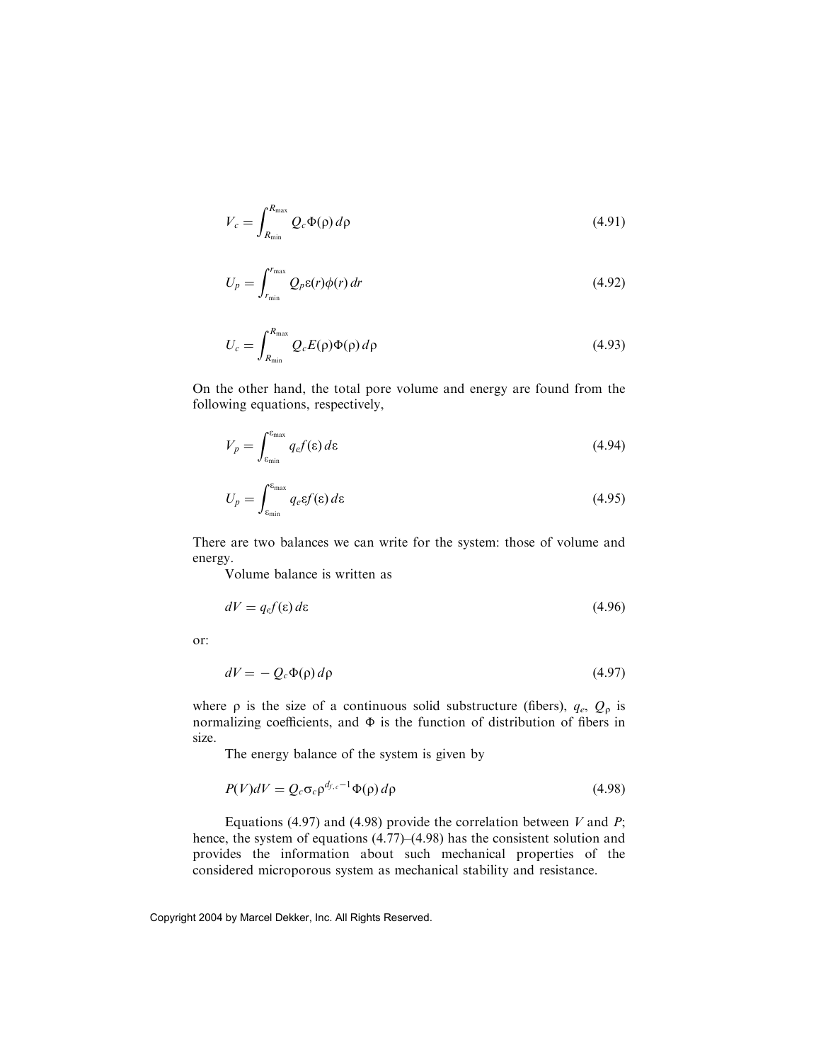$$V_c = \int_{R_{\min}}^{R_{\max}} Q_c \Phi(\rho)\, d\rho \tag{4.91}$$

$$U_p = \int_{r_{\min}}^{r_{\max}} Q_p \varepsilon(r) \phi(r)\, dr \tag{4.92}$$

$$U_c = \int_{R_{\min}}^{R_{\max}} Q_c E(\rho) \Phi(\rho)\, d\rho \tag{4.93}$$

On the other hand, the total pore volume and energy are found from the following equations, respectively,

$$V_p = \int_{\varepsilon_{\min}}^{\varepsilon_{\max}} q_e f(\varepsilon)\, d\varepsilon \tag{4.94}$$

$$U_p = \int_{\varepsilon_{\min}}^{\varepsilon_{\max}} q_e \varepsilon f(\varepsilon)\, d\varepsilon \tag{4.95}$$

There are two balances we can write for the system: those of volume and energy.

Volume balance is written as

$$dV = q_e f(\varepsilon)\, d\varepsilon \tag{4.96}$$

or:

$$dV = -Q_c \Phi(\rho)\, d\rho \tag{4.97}$$

where $\rho$ is the size of a continuous solid substructure (fibers), $q_e$, $Q_\rho$ is normalizing coefficients, and $\Phi$ is the function of distribution of fibers in size.

The energy balance of the system is given by

$$P(V)dV = Q_c \sigma_c \rho^{d_{f,c}-1} \Phi(\rho)\, d\rho \tag{4.98}$$

Equations (4.97) and (4.98) provide the correlation between $V$ and $P$; hence, the system of equations (4.77)–(4.98) has the consistent solution and provides the information about such mechanical properties of the considered microporous system as mechanical stability and resistance.

Copyright 2004 by Marcel Dekker, Inc. All Rights Reserved.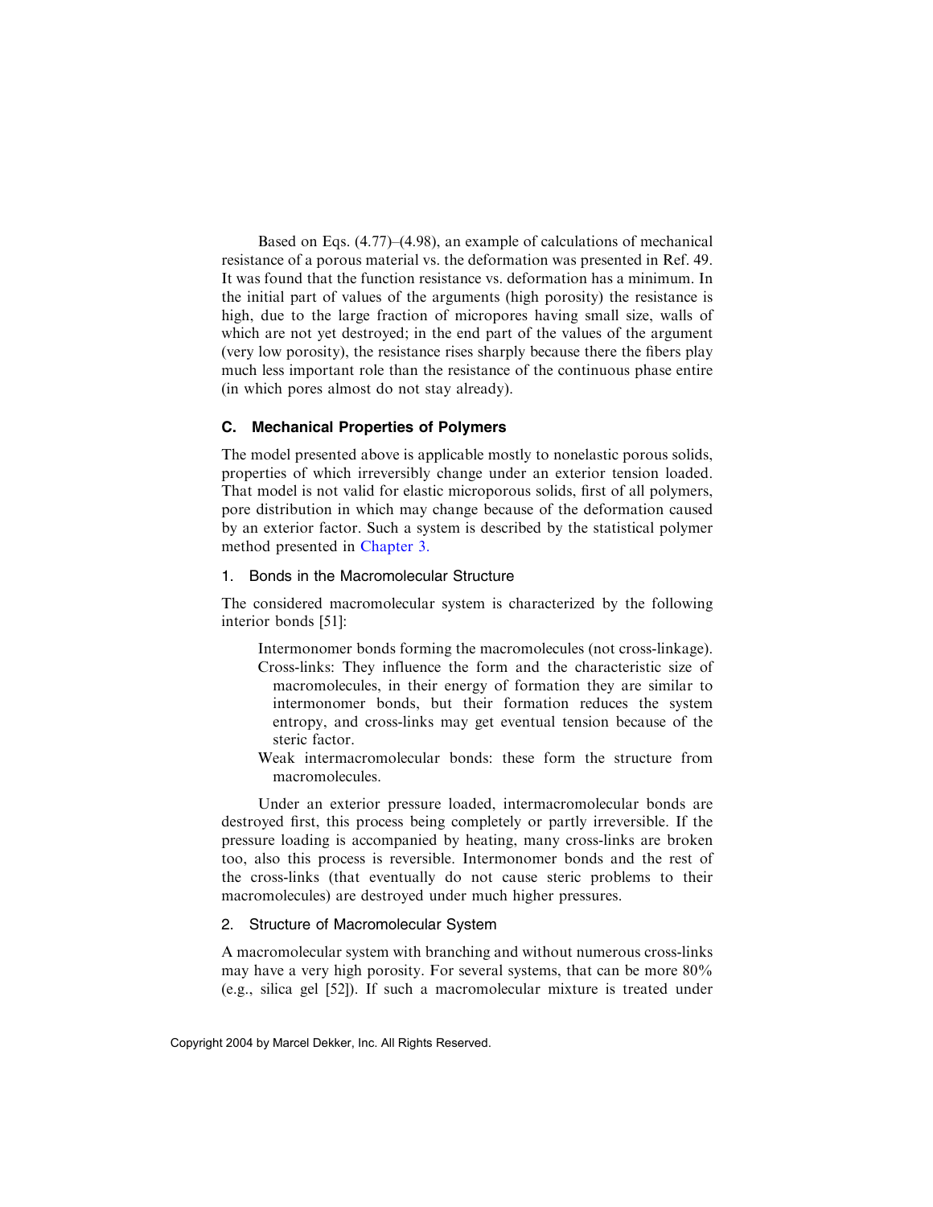Based on Eqs. (4.77)–(4.98), an example of calculations of mechanical resistance of a porous material vs. the deformation was presented in Ref. 49. It was found that the function resistance vs. deformation has a minimum. In the initial part of values of the arguments (high porosity) the resistance is high, due to the large fraction of micropores having small size, walls of which are not yet destroyed; in the end part of the values of the argument (very low porosity), the resistance rises sharply because there the fibers play much less important role than the resistance of the continuous phase entire (in which pores almost do not stay already).

### C. Mechanical Properties of Polymers

The model presented above is applicable mostly to nonelastic porous solids, properties of which irreversibly change under an exterior tension loaded. That model is not valid for elastic microporous solids, first of all polymers, pore distribution in which may change because of the deformation caused by an exterior factor. Such a system is described by the statistical polymer method presented in Chapter 3.

#### 1. Bonds in the Macromolecular Structure

The considered macromolecular system is characterized by the following interior bonds [51]:

- Intermonomer bonds forming the macromolecules (not cross-linkage).
- Cross-links: They influence the form and the characteristic size of macromolecules, in their energy of formation they are similar to intermonomer bonds, but their formation reduces the system entropy, and cross-links may get eventual tension because of the steric factor.
- Weak intermacromolecular bonds: these form the structure from macromolecules.

Under an exterior pressure loaded, intermacromolecular bonds are destroyed first, this process being completely or partly irreversible. If the pressure loading is accompanied by heating, many cross-links are broken too, also this process is reversible. Intermonomer bonds and the rest of the cross-links (that eventually do not cause steric problems to their macromolecules) are destroyed under much higher pressures.

#### 2. Structure of Macromolecular System

A macromolecular system with branching and without numerous cross-links may have a very high porosity. For several systems, that can be more 80% (e.g., silica gel [52]). If such a macromolecular mixture is treated under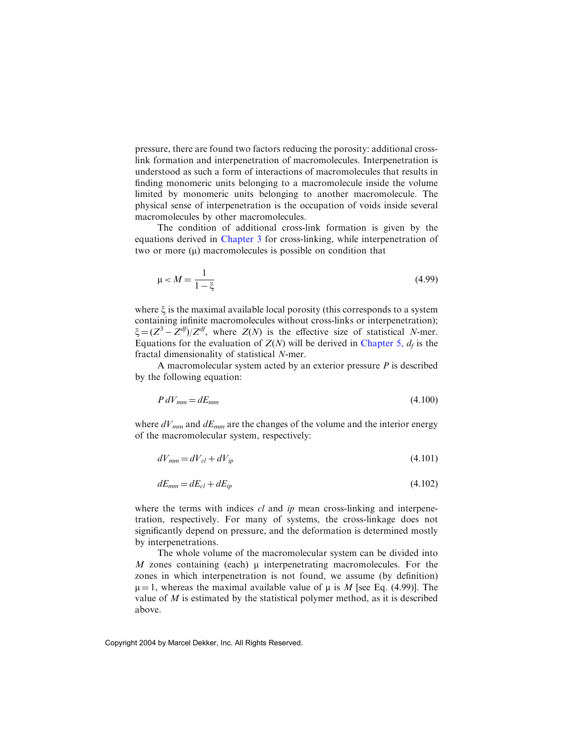pressure, there are found two factors reducing the porosity: additional cross-link formation and interpenetration of macromolecules. Interpenetration is understood as such a form of interactions of macromolecules that results in finding monomeric units belonging to a macromolecule inside the volume limited by monomeric units belonging to another macromolecule. The physical sense of interpenetration is the occupation of voids inside several macromolecules by other macromolecules.

The condition of additional cross-link formation is given by the equations derived in Chapter 3 for cross-linking, while interpenetration of two or more ($\mu$) macromolecules is possible on condition that

$$\mu < M = \frac{1}{1 - \xi} \tag{4.99}$$

where $\xi$ is the maximal available local porosity (this corresponds to a system containing infinite macromolecules without cross-links or interpenetration); $\xi = (Z^3 - Z^{d_f})/Z^{d_f}$, where $Z(N)$ is the effective size of statistical $N$-mer. Equations for the evaluation of $Z(N)$ will be derived in Chapter 5, $d_f$ is the fractal dimensionality of statistical $N$-mer.

A macromolecular system acted by an exterior pressure $P$ is described by the following equation:

$$P\,dV_{mm} = dE_{mm} \tag{4.100}$$

where $dV_{mm}$ and $dE_{mm}$ are the changes of the volume and the interior energy of the macromolecular system, respectively:

$$dV_{mm} = dV_{cl} + dV_{ip} \tag{4.101}$$

$$dE_{mm} = dE_{cl} + dE_{ip} \tag{4.102}$$

where the terms with indices $cl$ and $ip$ mean cross-linking and interpenetration, respectively. For many of systems, the cross-linkage does not significantly depend on pressure, and the deformation is determined mostly by interpenetrations.

The whole volume of the macromolecular system can be divided into $M$ zones containing (each) $\mu$ interpenetrating macromolecules. For the zones in which interpenetration is not found, we assume (by definition) $\mu = 1$, whereas the maximal available value of $\mu$ is $M$ [see Eq. (4.99)]. The value of $M$ is estimated by the statistical polymer method, as it is described above.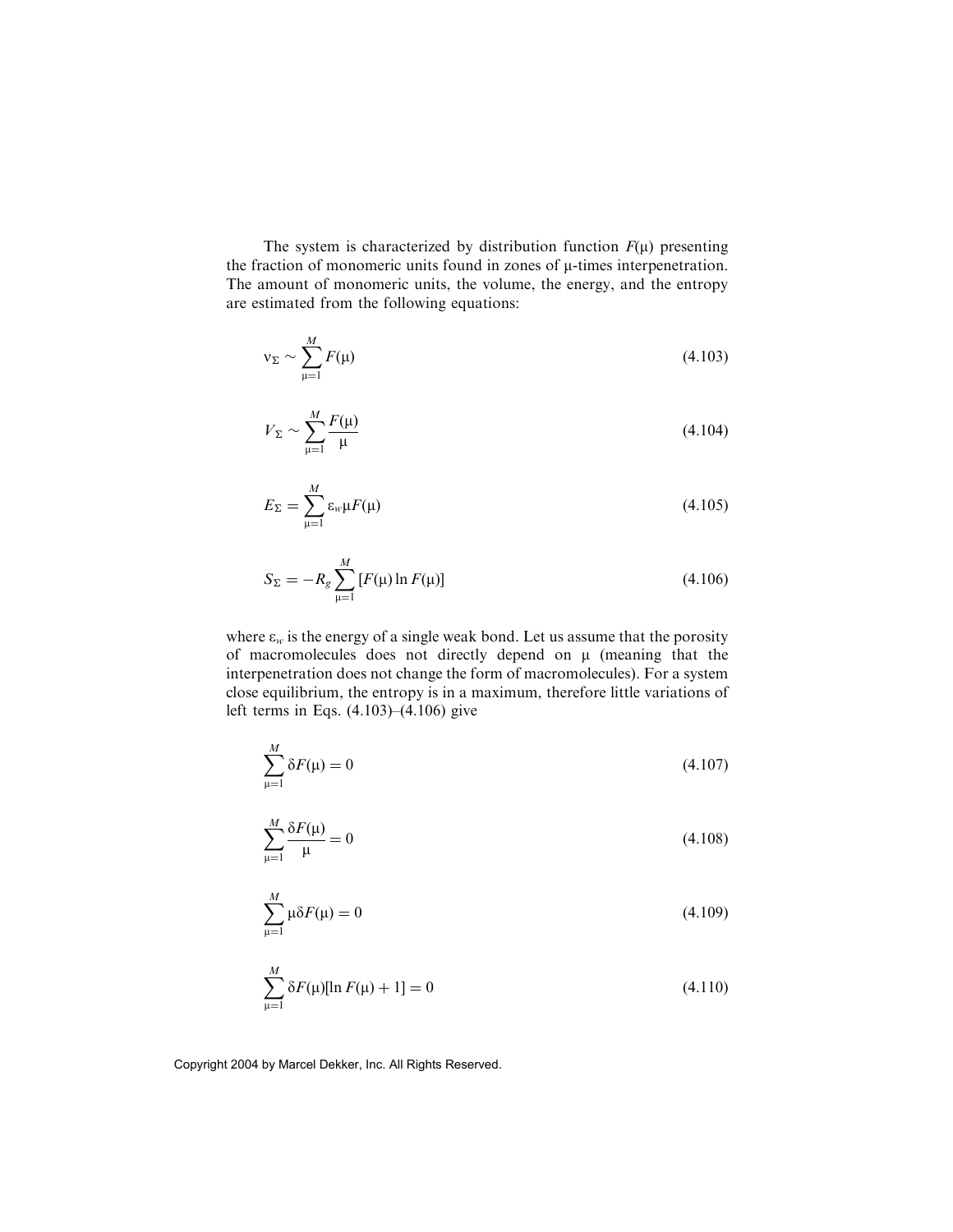The system is characterized by distribution function $F(\mu)$ presenting the fraction of monomeric units found in zones of $\mu$-times interpenetration. The amount of monomeric units, the volume, the energy, and the entropy are estimated from the following equations:

$$\nu_{\Sigma} \sim \sum_{\mu=1}^{M} F(\mu) \tag{4.103}$$

$$V_{\Sigma} \sim \sum_{\mu=1}^{M} \frac{F(\mu)}{\mu} \tag{4.104}$$

$$E_{\Sigma} = \sum_{\mu=1}^{M} \varepsilon_w \mu F(\mu) \tag{4.105}$$

$$S_{\Sigma} = -R_g \sum_{\mu=1}^{M} [F(\mu) \ln F(\mu)] \tag{4.106}$$

where $\varepsilon_w$ is the energy of a single weak bond. Let us assume that the porosity of macromolecules does not directly depend on $\mu$ (meaning that the interpenetration does not change the form of macromolecules). For a system close equilibrium, the entropy is in a maximum, therefore little variations of left terms in Eqs. (4.103)–(4.106) give

$$\sum_{\mu=1}^{M} \delta F(\mu) = 0 \tag{4.107}$$

$$\sum_{\mu=1}^{M} \frac{\delta F(\mu)}{\mu} = 0 \tag{4.108}$$

$$\sum_{\mu=1}^{M} \mu \delta F(\mu) = 0 \tag{4.109}$$

$$\sum_{\mu=1}^{M} \delta F(\mu)[\ln F(\mu) + 1] = 0 \tag{4.110}$$

Copyright 2004 by Marcel Dekker, Inc. All Rights Reserved.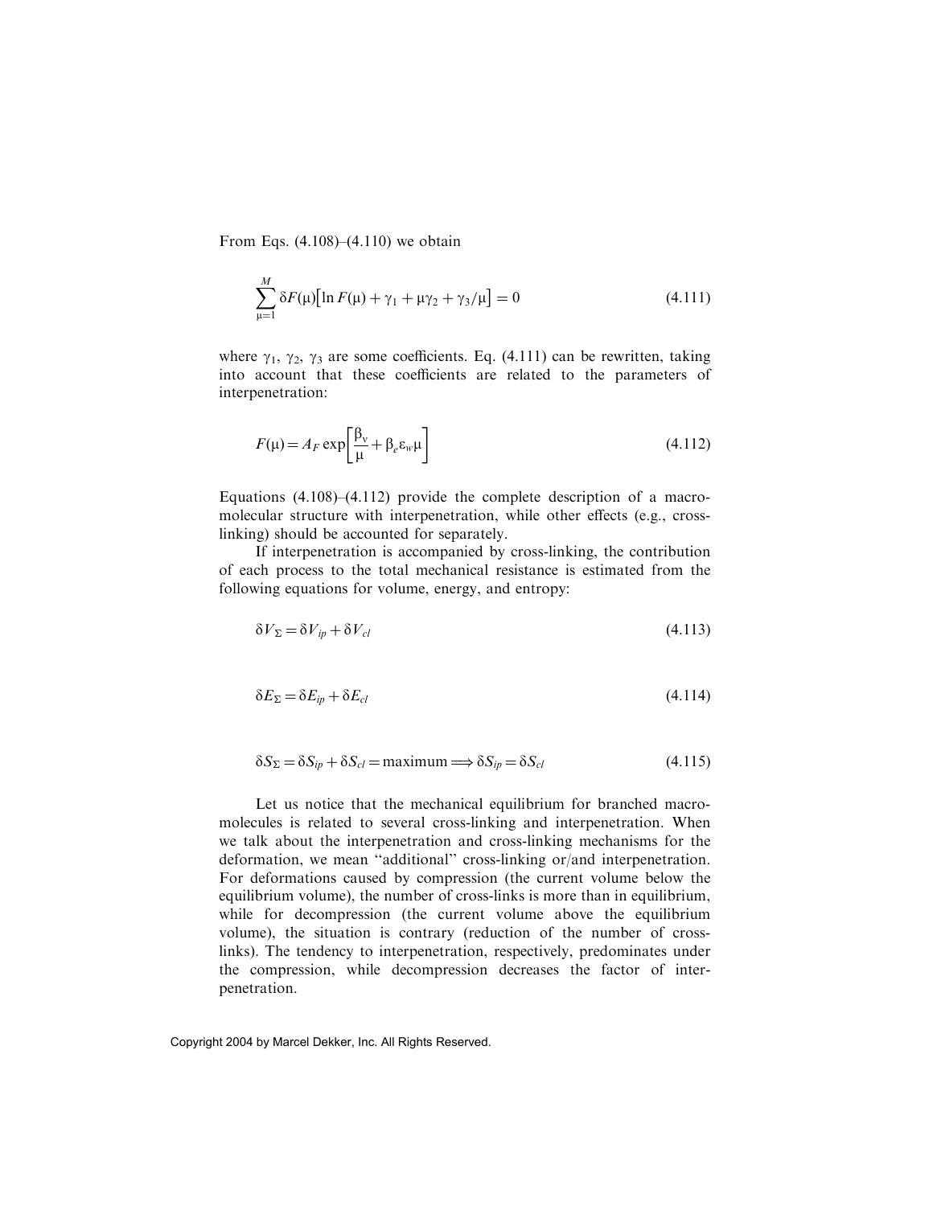From Eqs. (4.108)–(4.110) we obtain

$$\sum_{\mu=1}^{M} \delta F(\mu)\left[\ln F(\mu) + \gamma_1 + \mu\gamma_2 + \gamma_3/\mu\right] = 0 \tag{4.111}$$

where $\gamma_1$, $\gamma_2$, $\gamma_3$ are some coefficients. Eq. (4.111) can be rewritten, taking into account that these coefficients are related to the parameters of interpenetration:

$$F(\mu) = A_F \exp\left[\frac{\beta_v}{\mu} + \beta_e \varepsilon_w \mu\right] \tag{4.112}$$

Equations (4.108)–(4.112) provide the complete description of a macromolecular structure with interpenetration, while other effects (e.g., cross-linking) should be accounted for separately.

If interpenetration is accompanied by cross-linking, the contribution of each process to the total mechanical resistance is estimated from the following equations for volume, energy, and entropy:

$$\delta V_\Sigma = \delta V_{ip} + \delta V_{cl} \tag{4.113}$$

$$\delta E_\Sigma = \delta E_{ip} + \delta E_{cl} \tag{4.114}$$

$$\delta S_\Sigma = \delta S_{ip} + \delta S_{cl} = \text{maximum} \Longrightarrow \delta S_{ip} = \delta S_{cl} \tag{4.115}$$

Let us notice that the mechanical equilibrium for branched macromolecules is related to several cross-linking and interpenetration. When we talk about the interpenetration and cross-linking mechanisms for the deformation, we mean "additional" cross-linking or/and interpenetration. For deformations caused by compression (the current volume below the equilibrium volume), the number of cross-links is more than in equilibrium, while for decompression (the current volume above the equilibrium volume), the situation is contrary (reduction of the number of cross-links). The tendency to interpenetration, respectively, predominates under the compression, while decompression decreases the factor of interpenetration.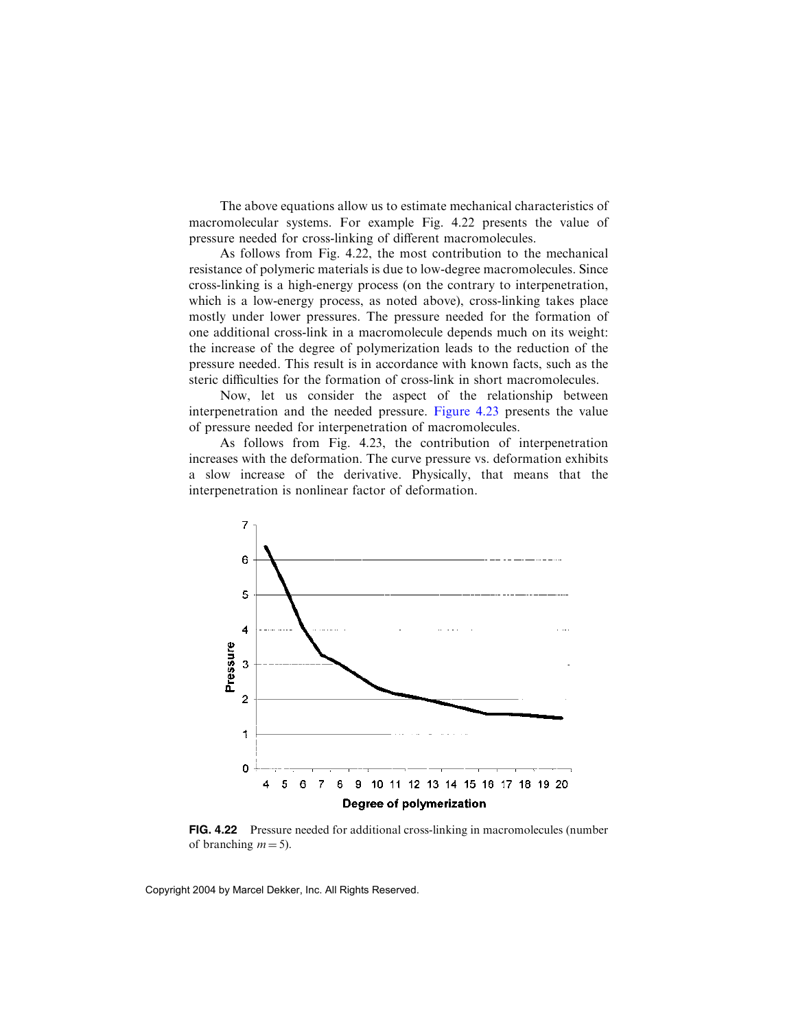The above equations allow us to estimate mechanical characteristics of macromolecular systems. For example Fig. 4.22 presents the value of pressure needed for cross-linking of different macromolecules.

As follows from Fig. 4.22, the most contribution to the mechanical resistance of polymeric materials is due to low-degree macromolecules. Since cross-linking is a high-energy process (on the contrary to interpenetration, which is a low-energy process, as noted above), cross-linking takes place mostly under lower pressures. The pressure needed for the formation of one additional cross-link in a macromolecule depends much on its weight: the increase of the degree of polymerization leads to the reduction of the pressure needed. This result is in accordance with known facts, such as the steric difficulties for the formation of cross-link in short macromolecules.

Now, let us consider the aspect of the relationship between interpenetration and the needed pressure. Figure 4.23 presents the value of pressure needed for interpenetration of macromolecules.

As follows from Fig. 4.23, the contribution of interpenetration increases with the deformation. The curve pressure vs. deformation exhibits a slow increase of the derivative. Physically, that means that the interpenetration is nonlinear factor of deformation.

**FIG. 4.22** Pressure needed for additional cross-linking in macromolecules (number of branching $m = 5$).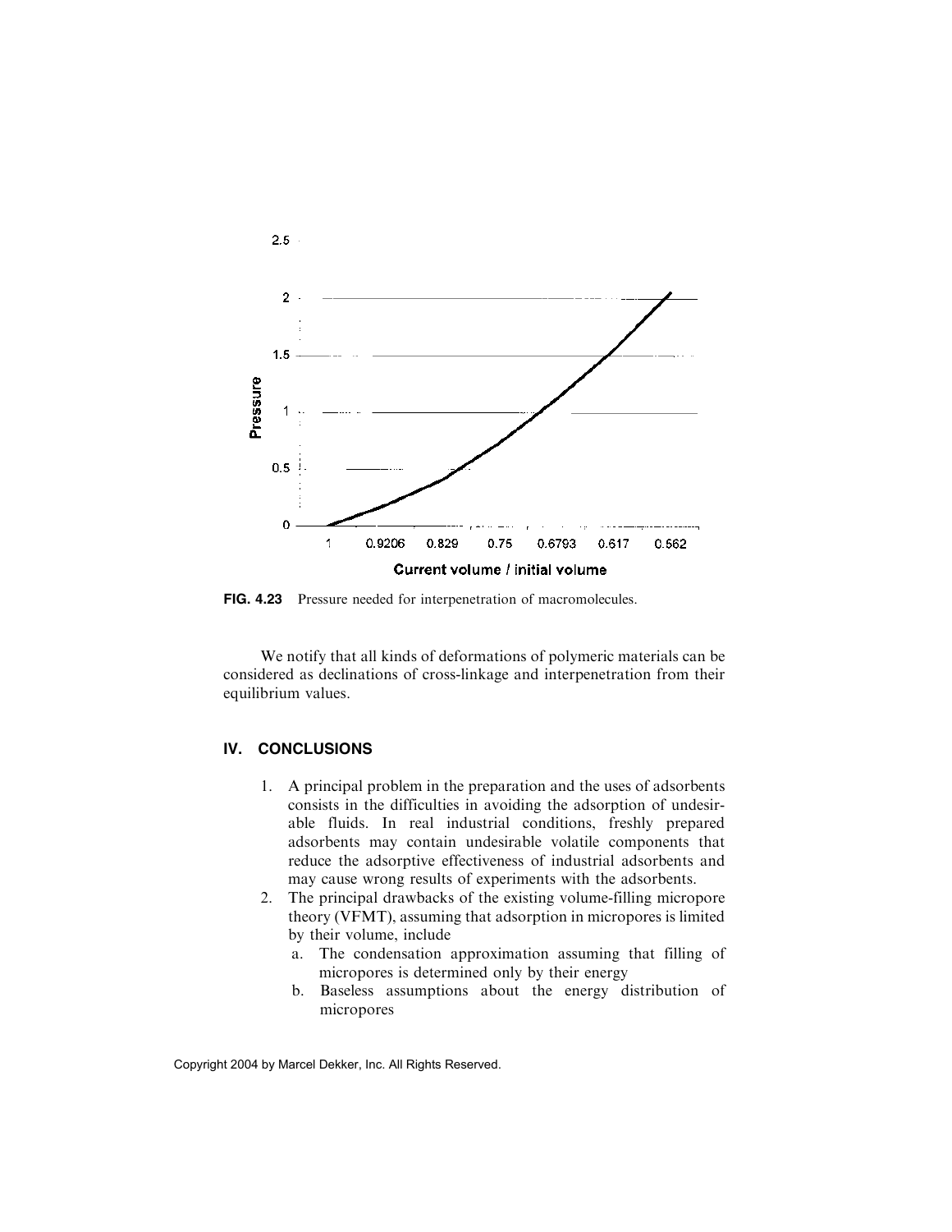**FIG. 4.23** Pressure needed for interpenetration of macromolecules.

We notify that all kinds of deformations of polymeric materials can be considered as declinations of cross-linkage and interpenetration from their equilibrium values.

## IV. CONCLUSIONS

1. A principal problem in the preparation and the uses of adsorbents consists in the difficulties in avoiding the adsorption of undesirable fluids. In real industrial conditions, freshly prepared adsorbents may contain undesirable volatile components that reduce the adsorptive effectiveness of industrial adsorbents and may cause wrong results of experiments with the adsorbents.
2. The principal drawbacks of the existing volume-filling micropore theory (VFMT), assuming that adsorption in micropores is limited by their volume, include
   a. The condensation approximation assuming that filling of micropores is determined only by their energy
   b. Baseless assumptions about the energy distribution of micropores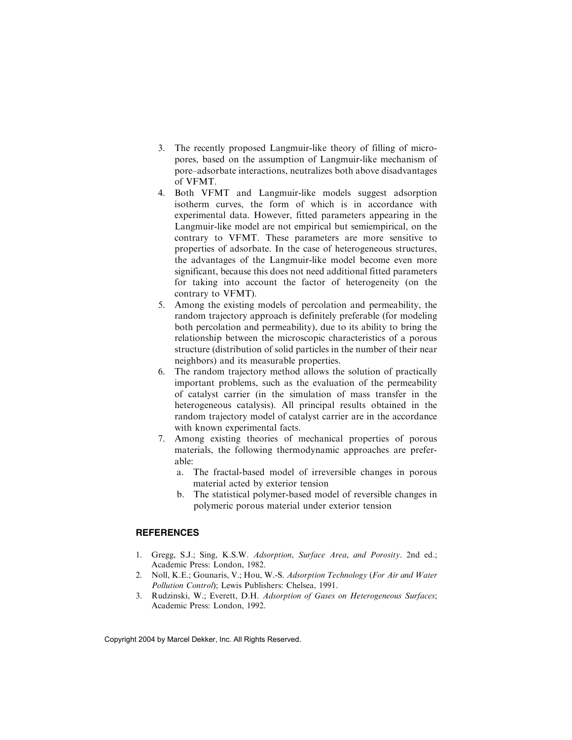3. The recently proposed Langmuir-like theory of filling of micropores, based on the assumption of Langmuir-like mechanism of pore–adsorbate interactions, neutralizes both above disadvantages of VFMT.
4. Both VFMT and Langmuir-like models suggest adsorption isotherm curves, the form of which is in accordance with experimental data. However, fitted parameters appearing in the Langmuir-like model are not empirical but semiempirical, on the contrary to VFMT. These parameters are more sensitive to properties of adsorbate. In the case of heterogeneous structures, the advantages of the Langmuir-like model become even more significant, because this does not need additional fitted parameters for taking into account the factor of heterogeneity (on the contrary to VFMT).
5. Among the existing models of percolation and permeability, the random trajectory approach is definitely preferable (for modeling both percolation and permeability), due to its ability to bring the relationship between the microscopic characteristics of a porous structure (distribution of solid particles in the number of their near neighbors) and its measurable properties.
6. The random trajectory method allows the solution of practically important problems, such as the evaluation of the permeability of catalyst carrier (in the simulation of mass transfer in the heterogeneous catalysis). All principal results obtained in the random trajectory model of catalyst carrier are in the accordance with known experimental facts.
7. Among existing theories of mechanical properties of porous materials, the following thermodynamic approaches are preferable:
   a. The fractal-based model of irreversible changes in porous material acted by exterior tension
   b. The statistical polymer-based model of reversible changes in polymeric porous material under exterior tension

## REFERENCES

1. Gregg, S.J.; Sing, K.S.W. *Adsorption, Surface Area, and Porosity*. 2nd ed.; Academic Press: London, 1982.
2. Noll, K.E.; Gounaris, V.; Hou, W.-S. *Adsorption Technology* (*For Air and Water Pollution Control*); Lewis Publishers: Chelsea, 1991.
3. Rudzinski, W.; Everett, D.H. *Adsorption of Gases on Heterogeneous Surfaces*; Academic Press: London, 1992.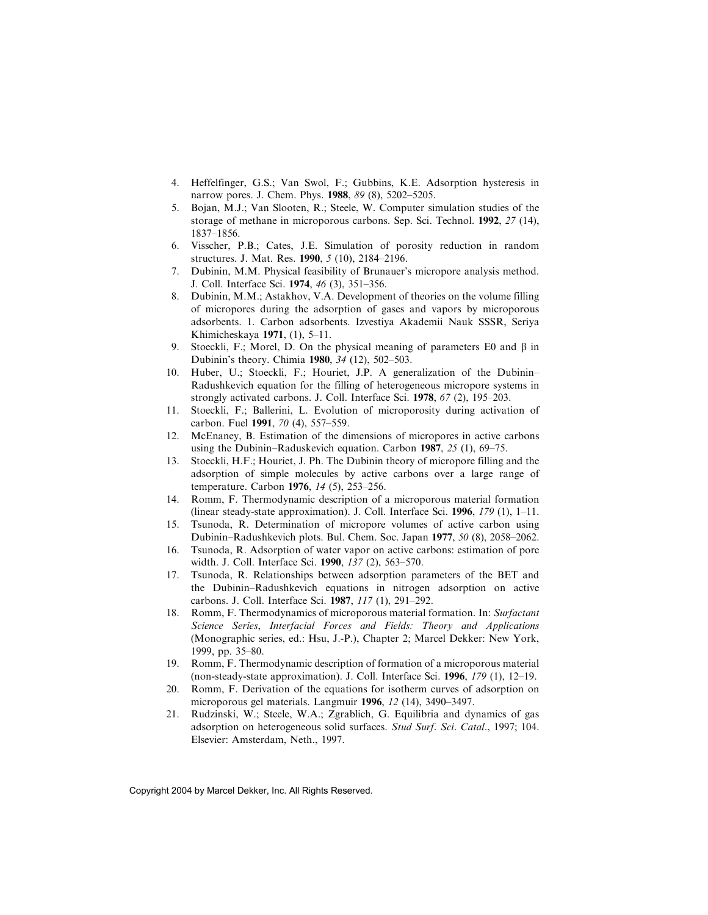4. Heffelfinger, G.S.; Van Swol, F.; Gubbins, K.E. Adsorption hysteresis in narrow pores. J. Chem. Phys. **1988**, *89* (8), 5202–5205.
5. Bojan, M.J.; Van Slooten, R.; Steele, W. Computer simulation studies of the storage of methane in microporous carbons. Sep. Sci. Technol. **1992**, *27* (14), 1837–1856.
6. Visscher, P.B.; Cates, J.E. Simulation of porosity reduction in random structures. J. Mat. Res. **1990**, *5* (10), 2184–2196.
7. Dubinin, M.M. Physical feasibility of Brunauer's micropore analysis method. J. Coll. Interface Sci. **1974**, *46* (3), 351–356.
8. Dubinin, M.M.; Astakhov, V.A. Development of theories on the volume filling of micropores during the adsorption of gases and vapors by microporous adsorbents. 1. Carbon adsorbents. Izvestiya Akademii Nauk SSSR, Seriya Khimicheskaya **1971**, (1), 5–11.
9. Stoeckli, F.; Morel, D. On the physical meaning of parameters E0 and β in Dubinin's theory. Chimia **1980**, *34* (12), 502–503.
10. Huber, U.; Stoeckli, F.; Houriet, J.P. A generalization of the Dubinin–Radushkevich equation for the filling of heterogeneous micropore systems in strongly activated carbons. J. Coll. Interface Sci. **1978**, *67* (2), 195–203.
11. Stoeckli, F.; Ballerini, L. Evolution of microporosity during activation of carbon. Fuel **1991**, *70* (4), 557–559.
12. McEnaney, B. Estimation of the dimensions of micropores in active carbons using the Dubinin–Raduskevich equation. Carbon **1987**, *25* (1), 69–75.
13. Stoeckli, H.F.; Houriet, J. Ph. The Dubinin theory of micropore filling and the adsorption of simple molecules by active carbons over a large range of temperature. Carbon **1976**, *14* (5), 253–256.
14. Romm, F. Thermodynamic description of a microporous material formation (linear steady-state approximation). J. Coll. Interface Sci. **1996**, *179* (1), 1–11.
15. Tsunoda, R. Determination of micropore volumes of active carbon using Dubinin–Radushkevich plots. Bul. Chem. Soc. Japan **1977**, *50* (8), 2058–2062.
16. Tsunoda, R. Adsorption of water vapor on active carbons: estimation of pore width. J. Coll. Interface Sci. **1990**, *137* (2), 563–570.
17. Tsunoda, R. Relationships between adsorption parameters of the BET and the Dubinin–Radushkevich equations in nitrogen adsorption on active carbons. J. Coll. Interface Sci. **1987**, *117* (1), 291–292.
18. Romm, F. Thermodynamics of microporous material formation. In: *Surfactant Science Series*, *Interfacial Forces and Fields: Theory and Applications* (Monographic series, ed.: Hsu, J.-P.), Chapter 2; Marcel Dekker: New York, 1999, pp. 35–80.
19. Romm, F. Thermodynamic description of formation of a microporous material (non-steady-state approximation). J. Coll. Interface Sci. **1996**, *179* (1), 12–19.
20. Romm, F. Derivation of the equations for isotherm curves of adsorption on microporous gel materials. Langmuir **1996**, *12* (14), 3490–3497.
21. Rudzinski, W.; Steele, W.A.; Zgrablich, G. Equilibria and dynamics of gas adsorption on heterogeneous solid surfaces. *Stud Surf. Sci. Catal.*, 1997; 104. Elsevier: Amsterdam, Neth., 1997.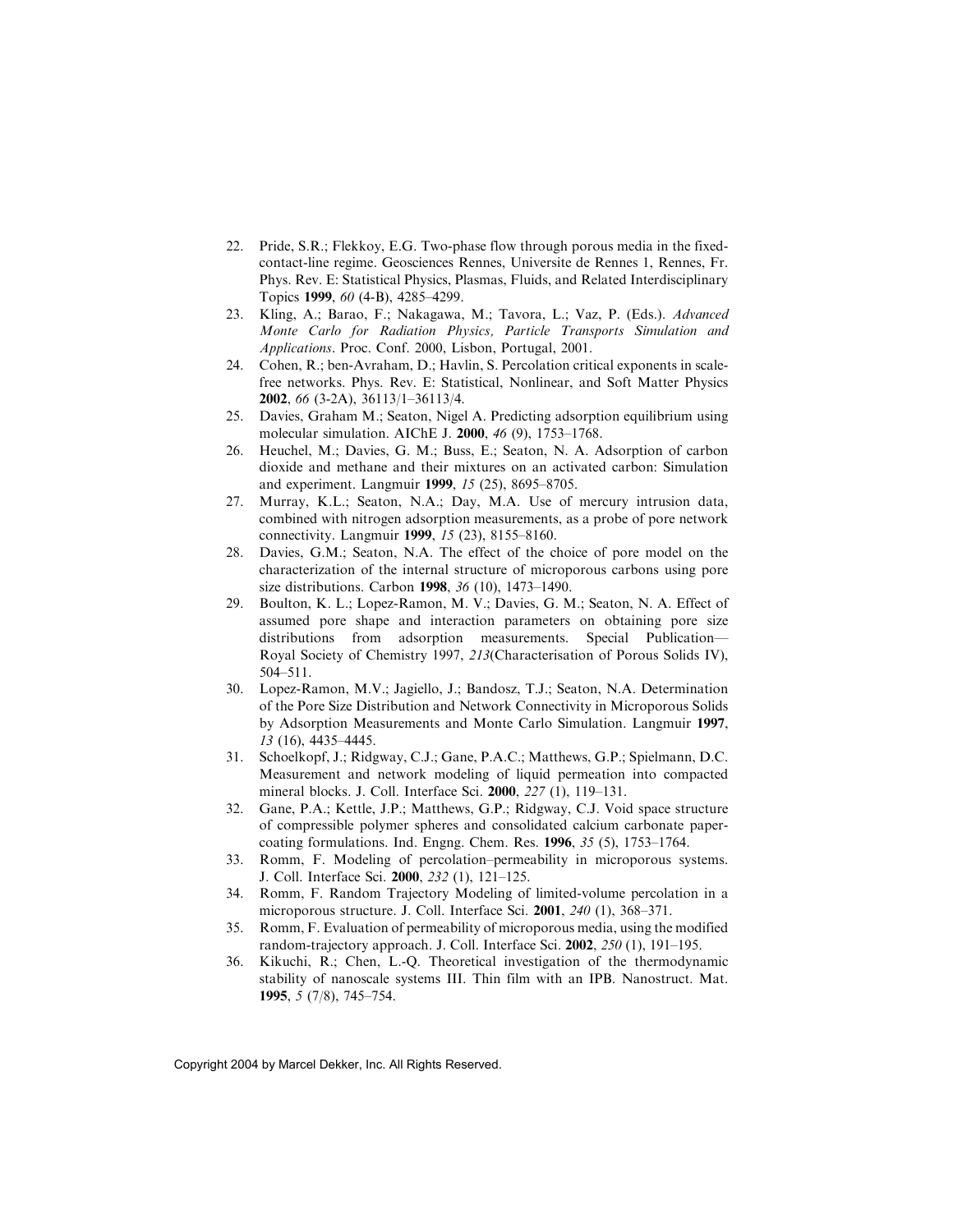22. Pride, S.R.; Flekkoy, E.G. Two-phase flow through porous media in the fixed-contact-line regime. Geosciences Rennes, Universite de Rennes 1, Rennes, Fr. Phys. Rev. E: Statistical Physics, Plasmas, Fluids, and Related Interdisciplinary Topics **1999**, *60* (4-B), 4285–4299.
23. Kling, A.; Barao, F.; Nakagawa, M.; Tavora, L.; Vaz, P. (Eds.). *Advanced Monte Carlo for Radiation Physics, Particle Transports Simulation and Applications*. Proc. Conf. 2000, Lisbon, Portugal, 2001.
24. Cohen, R.; ben-Avraham, D.; Havlin, S. Percolation critical exponents in scale-free networks. Phys. Rev. E: Statistical, Nonlinear, and Soft Matter Physics **2002**, *66* (3-2A), 36113/1–36113/4.
25. Davies, Graham M.; Seaton, Nigel A. Predicting adsorption equilibrium using molecular simulation. AIChE J. **2000**, *46* (9), 1753–1768.
26. Heuchel, M.; Davies, G. M.; Buss, E.; Seaton, N. A. Adsorption of carbon dioxide and methane and their mixtures on an activated carbon: Simulation and experiment. Langmuir **1999**, *15* (25), 8695–8705.
27. Murray, K.L.; Seaton, N.A.; Day, M.A. Use of mercury intrusion data, combined with nitrogen adsorption measurements, as a probe of pore network connectivity. Langmuir **1999**, *15* (23), 8155–8160.
28. Davies, G.M.; Seaton, N.A. The effect of the choice of pore model on the characterization of the internal structure of microporous carbons using pore size distributions. Carbon **1998**, *36* (10), 1473–1490.
29. Boulton, K. L.; Lopez-Ramon, M. V.; Davies, G. M.; Seaton, N. A. Effect of assumed pore shape and interaction parameters on obtaining pore size distributions from adsorption measurements. Special Publication—Royal Society of Chemistry 1997, *213*(Characterisation of Porous Solids IV), 504–511.
30. Lopez-Ramon, M.V.; Jagiello, J.; Bandosz, T.J.; Seaton, N.A. Determination of the Pore Size Distribution and Network Connectivity in Microporous Solids by Adsorption Measurements and Monte Carlo Simulation. Langmuir **1997**, *13* (16), 4435–4445.
31. Schoelkopf, J.; Ridgway, C.J.; Gane, P.A.C.; Matthews, G.P.; Spielmann, D.C. Measurement and network modeling of liquid permeation into compacted mineral blocks. J. Coll. Interface Sci. **2000**, *227* (1), 119–131.
32. Gane, P.A.; Kettle, J.P.; Matthews, G.P.; Ridgway, C.J. Void space structure of compressible polymer spheres and consolidated calcium carbonate paper-coating formulations. Ind. Engng. Chem. Res. **1996**, *35* (5), 1753–1764.
33. Romm, F. Modeling of percolation–permeability in microporous systems. J. Coll. Interface Sci. **2000**, *232* (1), 121–125.
34. Romm, F. Random Trajectory Modeling of limited-volume percolation in a microporous structure. J. Coll. Interface Sci. **2001**, *240* (1), 368–371.
35. Romm, F. Evaluation of permeability of microporous media, using the modified random-trajectory approach. J. Coll. Interface Sci. **2002**, *250* (1), 191–195.
36. Kikuchi, R.; Chen, L.-Q. Theoretical investigation of the thermodynamic stability of nanoscale systems III. Thin film with an IPB. Nanostruct. Mat. **1995**, *5* (7/8), 745–754.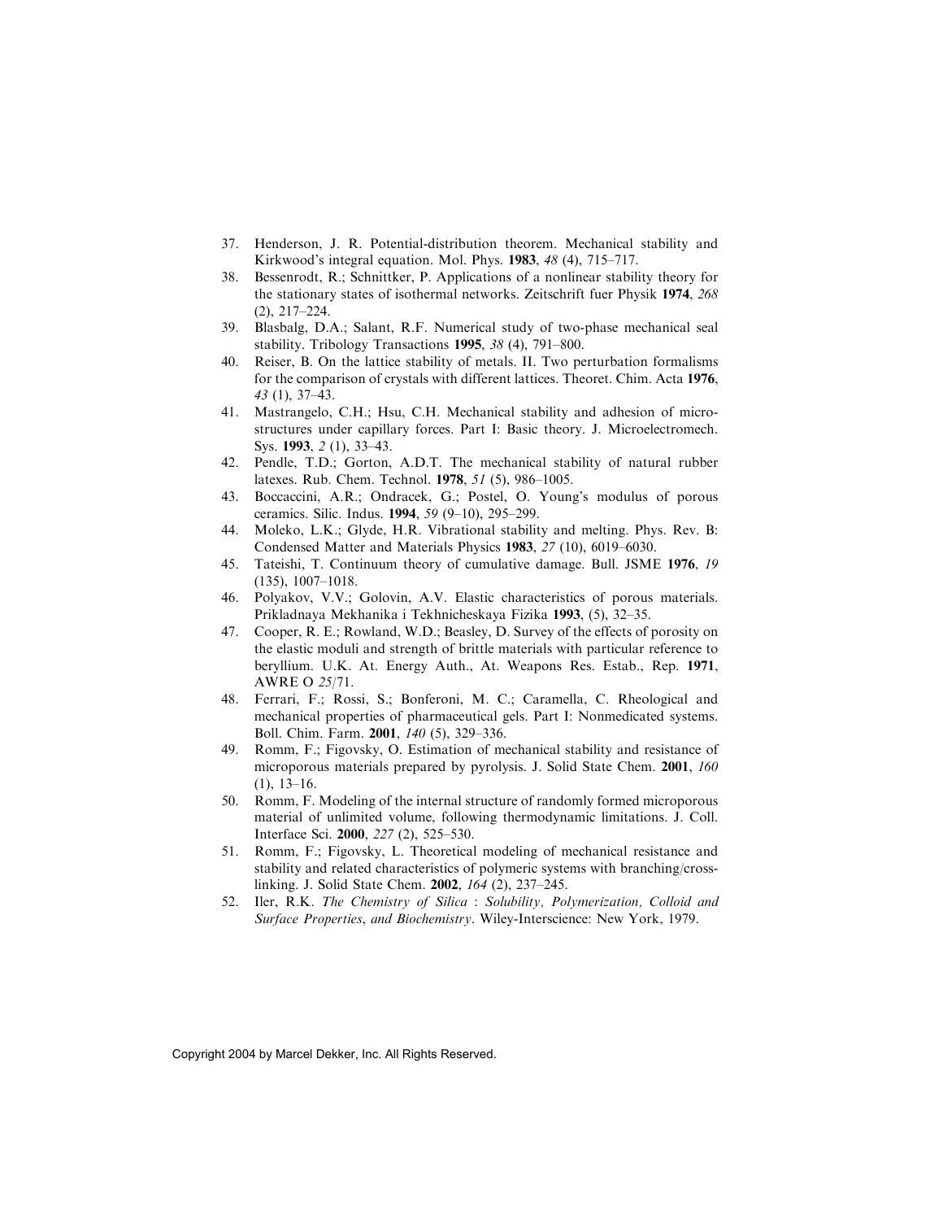37. Henderson, J. R. Potential-distribution theorem. Mechanical stability and Kirkwood's integral equation. Mol. Phys. **1983**, *48* (4), 715–717.
38. Bessenrodt, R.; Schnittker, P. Applications of a nonlinear stability theory for the stationary states of isothermal networks. Zeitschrift fuer Physik **1974**, *268* (2), 217–224.
39. Blasbalg, D.A.; Salant, R.F. Numerical study of two-phase mechanical seal stability. Tribology Transactions **1995**, *38* (4), 791–800.
40. Reiser, B. On the lattice stability of metals. II. Two perturbation formalisms for the comparison of crystals with different lattices. Theoret. Chim. Acta **1976**, *43* (1), 37–43.
41. Mastrangelo, C.H.; Hsu, C.H. Mechanical stability and adhesion of microstructures under capillary forces. Part I: Basic theory. J. Microelectromech. Sys. **1993**, *2* (1), 33–43.
42. Pendle, T.D.; Gorton, A.D.T. The mechanical stability of natural rubber latexes. Rub. Chem. Technol. **1978**, *51* (5), 986–1005.
43. Boccaccini, A.R.; Ondracek, G.; Postel, O. Young's modulus of porous ceramics. Silic. Indus. **1994**, *59* (9–10), 295–299.
44. Moleko, L.K.; Glyde, H.R. Vibrational stability and melting. Phys. Rev. B: Condensed Matter and Materials Physics **1983**, *27* (10), 6019–6030.
45. Tateishi, T. Continuum theory of cumulative damage. Bull. JSME **1976**, *19* (135), 1007–1018.
46. Polyakov, V.V.; Golovin, A.V. Elastic characteristics of porous materials. Prikladnaya Mekhanika i Tekhnicheskaya Fizika **1993**, (5), 32–35.
47. Cooper, R. E.; Rowland, W.D.; Beasley, D. Survey of the effects of porosity on the elastic moduli and strength of brittle materials with particular reference to beryllium. U.K. At. Energy Auth., At. Weapons Res. Estab., Rep. **1971**, AWRE O *25*/71.
48. Ferrari, F.; Rossi, S.; Bonferoni, M. C.; Caramella, C. Rheological and mechanical properties of pharmaceutical gels. Part I: Nonmedicated systems. Boll. Chim. Farm. **2001**, *140* (5), 329–336.
49. Romm, F.; Figovsky, O. Estimation of mechanical stability and resistance of microporous materials prepared by pyrolysis. J. Solid State Chem. **2001**, *160* (1), 13–16.
50. Romm, F. Modeling of the internal structure of randomly formed microporous material of unlimited volume, following thermodynamic limitations. J. Coll. Interface Sci. **2000**, *227* (2), 525–530.
51. Romm, F.; Figovsky, L. Theoretical modeling of mechanical resistance and stability and related characteristics of polymeric systems with branching/cross-linking. J. Solid State Chem. **2002**, *164* (2), 237–245.
52. Iler, R.K. *The Chemistry of Silica : Solubility, Polymerization, Colloid and Surface Properties, and Biochemistry*. Wiley-Interscience: New York, 1979.

Copyright 2004 by Marcel Dekker, Inc. All Rights Reserved.